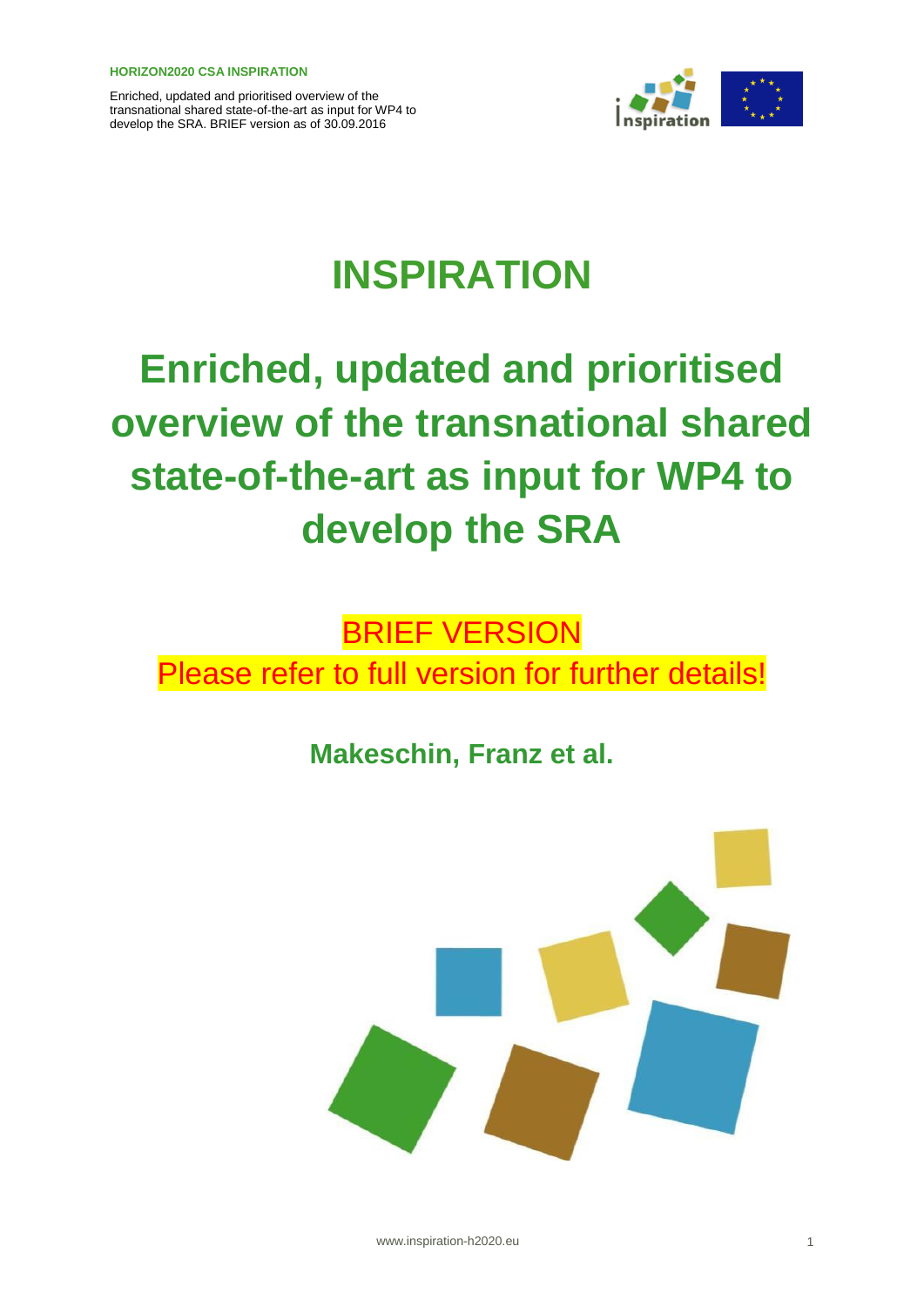# INSPIRATION

# Enriched, updated and prioritised overview of the transnational shared state-of-the-art as input for WP4 to develop the SRA

BRIEF VERSION

Please refer to full version for further details!

**Makeschin, Franz et al.**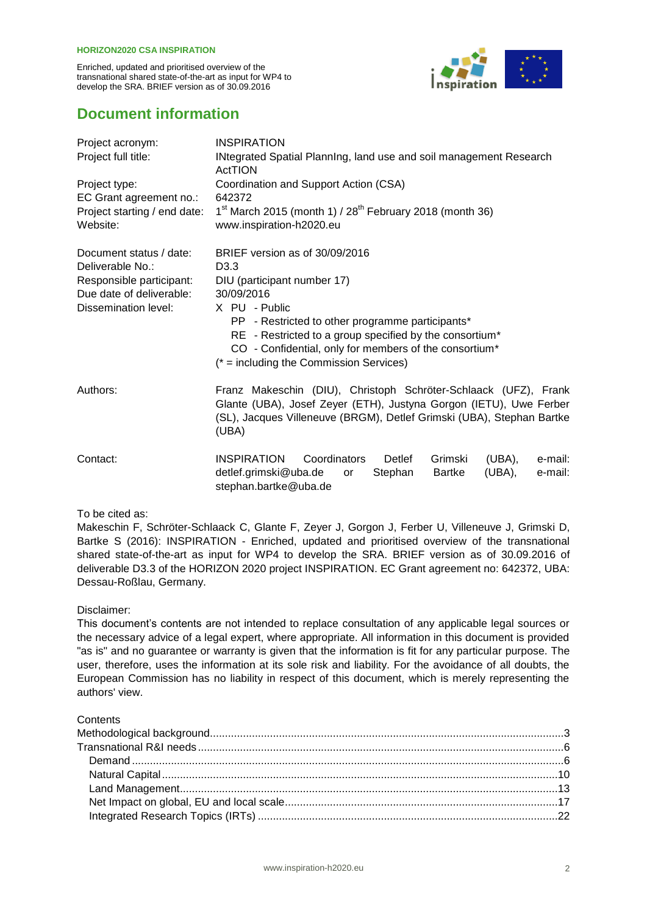# Document information

| | |
|---|---|
| Project acronym: | INSPIRATION |
| Project full title: | INtegrated Spatial PlannIng, land use and soil management Research ActTION |
| Project type: | Coordination and Support Action (CSA) |
| EC Grant agreement no.: | 642372 |
| Project starting / end date: | 1st March 2015 (month 1) / 28th February 2018 (month 36) |
| Website: | www.inspiration-h2020.eu |
| Document status / date: | BRIEF version as of 30/09/2016 |
| Deliverable No.: | D3.3 |
| Responsible participant: | DIU (participant number 17) |
| Due date of deliverable: | 30/09/2016 |
| Dissemination level: | X PU - Public<br>PP - Restricted to other programme participants*<br>RE - Restricted to a group specified by the consortium*<br>CO - Confidential, only for members of the consortium*<br>(* = including the Commission Services) |
| Authors: | Franz Makeschin (DIU), Christoph Schröter-Schlaack (UFZ), Frank Glante (UBA), Josef Zeyer (ETH), Justyna Gorgon (IETU), Uwe Ferber (SL), Jacques Villeneuve (BRGM), Detlef Grimski (UBA), Stephan Bartke (UBA) |
| Contact: | INSPIRATION Coordinators Detlef Grimski (UBA), e-mail: detlef.grimski@uba.de or Stephan Bartke (UBA), e-mail: stephan.bartke@uba.de |

To be cited as:
Makeschin F, Schröter-Schlaack C, Glante F, Zeyer J, Gorgon J, Ferber U, Villeneuve J, Grimski D, Bartke S (2016): INSPIRATION - Enriched, updated and prioritised overview of the transnational shared state-of-the-art as input for WP4 to develop the SRA. BRIEF version as of 30.09.2016 of deliverable D3.3 of the HORIZON 2020 project INSPIRATION. EC Grant agreement no: 642372, UBA: Dessau-Roßlau, Germany.

Disclaimer:
This document's contents are not intended to replace consultation of any applicable legal sources or the necessary advice of a legal expert, where appropriate. All information in this document is provided "as is" and no guarantee or warranty is given that the information is fit for any particular purpose. The user, therefore, uses the information at its sole risk and liability. For the avoidance of all doubts, the European Commission has no liability in respect of this document, which is merely representing the authors' view.

Contents

- Methodological background....3
- Transnational R&I needs....6
  - Demand....6
  - Natural Capital....10
  - Land Management....13
  - Net Impact on global, EU and local scale....17
  - Integrated Research Topics (IRTs)....22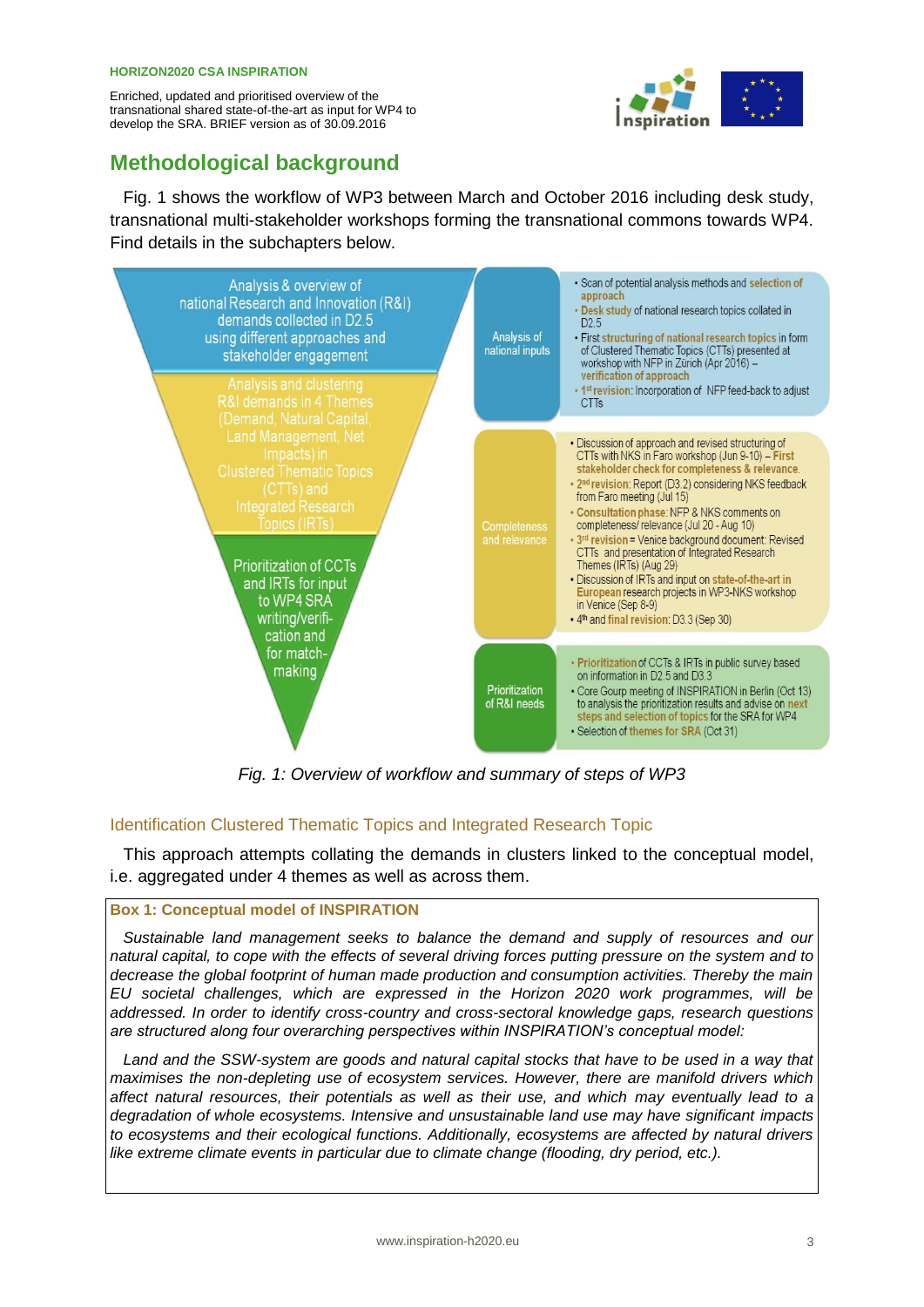# Methodological background

Fig. 1 shows the workflow of WP3 between March and October 2016 including desk study, transnational multi-stakeholder workshops forming the transnational commons towards WP4. Find details in the subchapters below.

| | | |
|---|---|---|
| Analysis & overview of national Research and Innovation (R&I) demands collected in D2.5 using different approaches and stakeholder engagement | Analysis of national inputs | • Scan of potential analysis methods and **selection of approach**<br>• **Desk study** of national research topics collated in D2.5<br>• First **structuring of national research topics** in form of Clustered Thematic Topics (CTTs) presented at workshop with NFP in Zürich (Apr 2016) – **verification of approach**<br>• **1st revision**: Incorporation of NFP feed-back to adjust CTTs |
| Analysis and clustering R&I demands in 4 Themes (Demand, Natural Capital, Land Management, Net Impacts) in Clustered Thematic Topics (CTTs) and Integrated Research Topics (IRTs) | Completeness and relevance | • Discussion of approach and revised structuring of CTTs with NKS in Faro workshop (Jun 9-10) – **First stakeholder check for completeness & relevance**.<br>• **2nd revision**: Report (D3.2) considering NKS feedback from Faro meeting (Jul 15)<br>• **Consultation phase**: NFP & NKS comments on completeness/ relevance (Jul 20 - Aug 10)<br>• **3rd revision** = Venice background document: Revised CTTs and presentation of Integrated Research Themes (IRTs) (Aug 29)<br>• Discussion of IRTs and input on **state-of-the-art in European** research projects in WP3-NKS workshop in Venice (Sep 8-9)<br>• 4th and **final revision**: D3.3 (Sep 30) |
| Prioritization of CCTs and IRTs for input to WP4 SRA writing/verification and for match-making | Prioritization of R&I needs | • **Prioritization** of CCTs & IRTs in public survey based on information in D2.5 and D3.3<br>• Core Gourp meeting of INSPIRATION in Berlin (Oct 13) to analysis the prioritization results and advise on **next steps and selection of topics** for the SRA for WP4<br>• Selection of **themes for SRA** (Oct 31) |

*Fig. 1: Overview of workflow and summary of steps of WP3*

## Identification Clustered Thematic Topics and Integrated Research Topic

This approach attempts collating the demands in clusters linked to the conceptual model, i.e. aggregated under 4 themes as well as across them.

> **Box 1: Conceptual model of INSPIRATION**
>
> *Sustainable land management seeks to balance the demand and supply of resources and our natural capital, to cope with the effects of several driving forces putting pressure on the system and to decrease the global footprint of human made production and consumption activities. Thereby the main EU societal challenges, which are expressed in the Horizon 2020 work programmes, will be addressed. In order to identify cross-country and cross-sectoral knowledge gaps, research questions are structured along four overarching perspectives within INSPIRATION's conceptual model:*
>
> *Land and the SSW-system are goods and natural capital stocks that have to be used in a way that maximises the non-depleting use of ecosystem services. However, there are manifold drivers which affect natural resources, their potentials as well as their use, and which may eventually lead to a degradation of whole ecosystems. Intensive and unsustainable land use may have significant impacts to ecosystems and their ecological functions. Additionally, ecosystems are affected by natural drivers like extreme climate events in particular due to climate change (flooding, dry period, etc.).*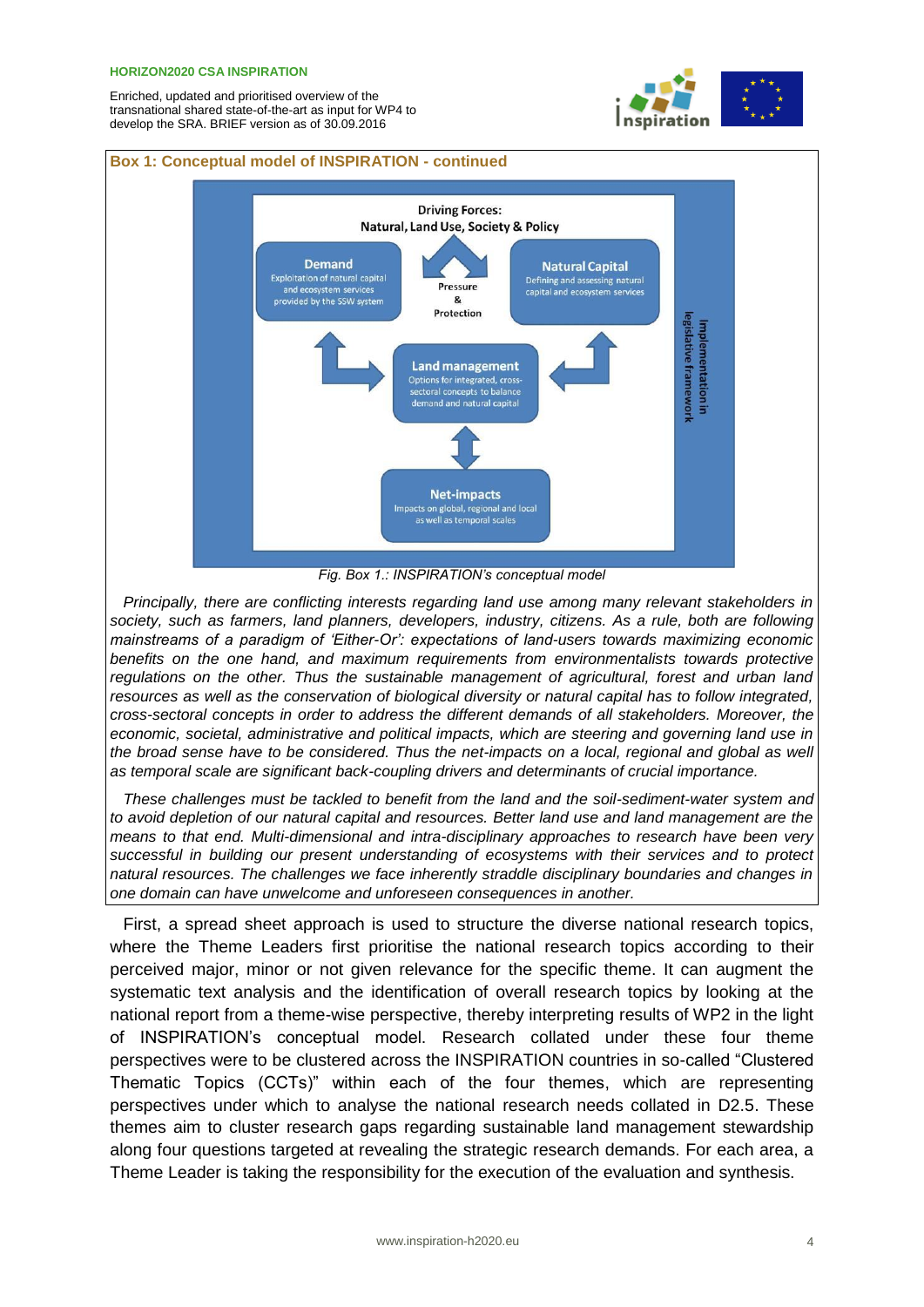**Box 1: Conceptual model of INSPIRATION - continued**

Driving Forces: Natural, Land Use, Society & Policy

Demand — Exploitation of natural capital and ecosystem services provided by the SSW system

Pressure & Protection

Natural Capital — Defining and assessing natural capital and ecosystem services

Land management — Options for integrated, cross-sectoral concepts to balance demand and natural capital

Net-impacts — Impacts on global, regional and local as well as temporal scales

Implementation in legislative framework

*Fig. Box 1.: INSPIRATION's conceptual model*

*Principally, there are conflicting interests regarding land use among many relevant stakeholders in society, such as farmers, land planners, developers, industry, citizens. As a rule, both are following mainstreams of a paradigm of 'Either-Or': expectations of land-users towards maximizing economic benefits on the one hand, and maximum requirements from environmentalists towards protective regulations on the other. Thus the sustainable management of agricultural, forest and urban land resources as well as the conservation of biological diversity or natural capital has to follow integrated, cross-sectoral concepts in order to address the different demands of all stakeholders. Moreover, the economic, societal, administrative and political impacts, which are steering and governing land use in the broad sense have to be considered. Thus the net-impacts on a local, regional and global as well as temporal scale are significant back-coupling drivers and determinants of crucial importance.*

*These challenges must be tackled to benefit from the land and the soil-sediment-water system and to avoid depletion of our natural capital and resources. Better land use and land management are the means to that end. Multi-dimensional and intra-disciplinary approaches to research have been very successful in building our present understanding of ecosystems with their services and to protect natural resources. The challenges we face inherently straddle disciplinary boundaries and changes in one domain can have unwelcome and unforeseen consequences in another.*

First, a spread sheet approach is used to structure the diverse national research topics, where the Theme Leaders first prioritise the national research topics according to their perceived major, minor or not given relevance for the specific theme. It can augment the systematic text analysis and the identification of overall research topics by looking at the national report from a theme-wise perspective, thereby interpreting results of WP2 in the light of INSPIRATION's conceptual model. Research collated under these four theme perspectives were to be clustered across the INSPIRATION countries in so-called "Clustered Thematic Topics (CCTs)" within each of the four themes, which are representing perspectives under which to analyse the national research needs collated in D2.5. These themes aim to cluster research gaps regarding sustainable land management stewardship along four questions targeted at revealing the strategic research demands. For each area, a Theme Leader is taking the responsibility for the execution of the evaluation and synthesis.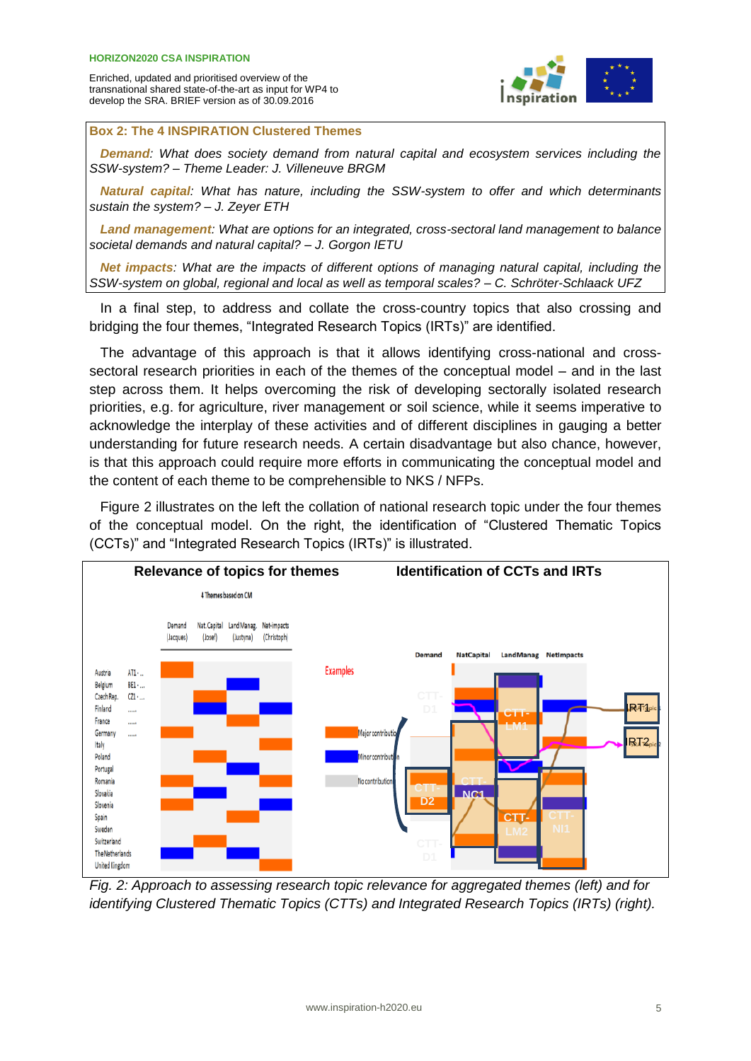**Box 2: The 4 INSPIRATION Clustered Themes**

***Demand**: What does society demand from natural capital and ecosystem services including the SSW-system? – Theme Leader: J. Villeneuve BRGM*

***Natural capital**: What has nature, including the SSW-system to offer and which determinants sustain the system? – J. Zeyer ETH*

***Land management**: What are options for an integrated, cross-sectoral land management to balance societal demands and natural capital? – J. Gorgon IETU*

***Net impacts**: What are the impacts of different options of managing natural capital, including the SSW-system on global, regional and local as well as temporal scales? – C. Schröter-Schlaack UFZ*

In a final step, to address and collate the cross-country topics that also crossing and bridging the four themes, "Integrated Research Topics (IRTs)" are identified.

The advantage of this approach is that it allows identifying cross-national and cross-sectoral research priorities in each of the themes of the conceptual model – and in the last step across them. It helps overcoming the risk of developing sectorally isolated research priorities, e.g. for agriculture, river management or soil science, while it seems imperative to acknowledge the interplay of these activities and of different disciplines in gauging a better understanding for future research needs. A certain disadvantage but also chance, however, is that this approach could require more efforts in communicating the conceptual model and the content of each theme to be comprehensible to NKS / NFPs.

Figure 2 illustrates on the left the collation of national research topic under the four themes of the conceptual model. On the right, the identification of "Clustered Thematic Topics (CCTs)" and "Integrated Research Topics (IRTs)" is illustrated.

*Fig. 2: Approach to assessing research topic relevance for aggregated themes (left) and for identifying Clustered Thematic Topics (CTTs) and Integrated Research Topics (IRTs) (right).*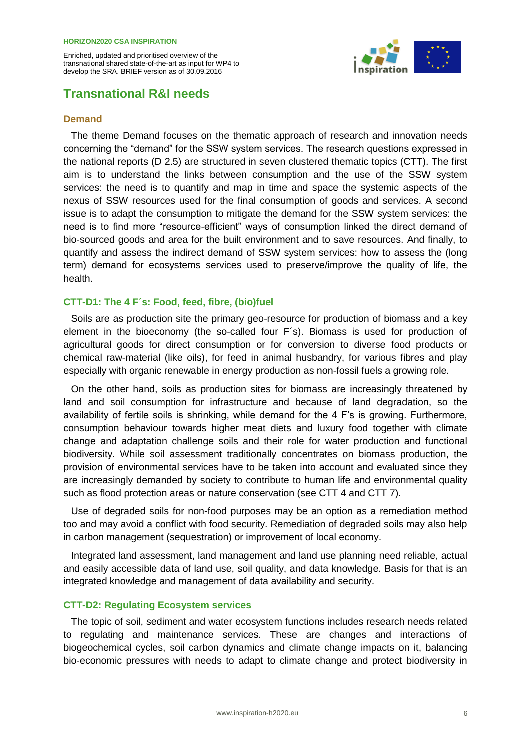## Transnational R&I needs

### Demand

The theme Demand focuses on the thematic approach of research and innovation needs concerning the "demand" for the SSW system services. The research questions expressed in the national reports (D 2.5) are structured in seven clustered thematic topics (CTT). The first aim is to understand the links between consumption and the use of the SSW system services: the need is to quantify and map in time and space the systemic aspects of the nexus of SSW resources used for the final consumption of goods and services. A second issue is to adapt the consumption to mitigate the demand for the SSW system services: the need is to find more "resource-efficient" ways of consumption linked the direct demand of bio-sourced goods and area for the built environment and to save resources. And finally, to quantify and assess the indirect demand of SSW system services: how to assess the (long term) demand for ecosystems services used to preserve/improve the quality of life, the health.

### CTT-D1: The 4 F´s: Food, feed, fibre, (bio)fuel

Soils are as production site the primary geo-resource for production of biomass and a key element in the bioeconomy (the so-called four F´s). Biomass is used for production of agricultural goods for direct consumption or for conversion to diverse food products or chemical raw-material (like oils), for feed in animal husbandry, for various fibres and play especially with organic renewable in energy production as non-fossil fuels a growing role.

On the other hand, soils as production sites for biomass are increasingly threatened by land and soil consumption for infrastructure and because of land degradation, so the availability of fertile soils is shrinking, while demand for the 4 F's is growing. Furthermore, consumption behaviour towards higher meat diets and luxury food together with climate change and adaptation challenge soils and their role for water production and functional biodiversity. While soil assessment traditionally concentrates on biomass production, the provision of environmental services have to be taken into account and evaluated since they are increasingly demanded by society to contribute to human life and environmental quality such as flood protection areas or nature conservation (see CTT 4 and CTT 7).

Use of degraded soils for non-food purposes may be an option as a remediation method too and may avoid a conflict with food security. Remediation of degraded soils may also help in carbon management (sequestration) or improvement of local economy.

Integrated land assessment, land management and land use planning need reliable, actual and easily accessible data of land use, soil quality, and data knowledge. Basis for that is an integrated knowledge and management of data availability and security.

### CTT-D2: Regulating Ecosystem services

The topic of soil, sediment and water ecosystem functions includes research needs related to regulating and maintenance services. These are changes and interactions of biogeochemical cycles, soil carbon dynamics and climate change impacts on it, balancing bio-economic pressures with needs to adapt to climate change and protect biodiversity in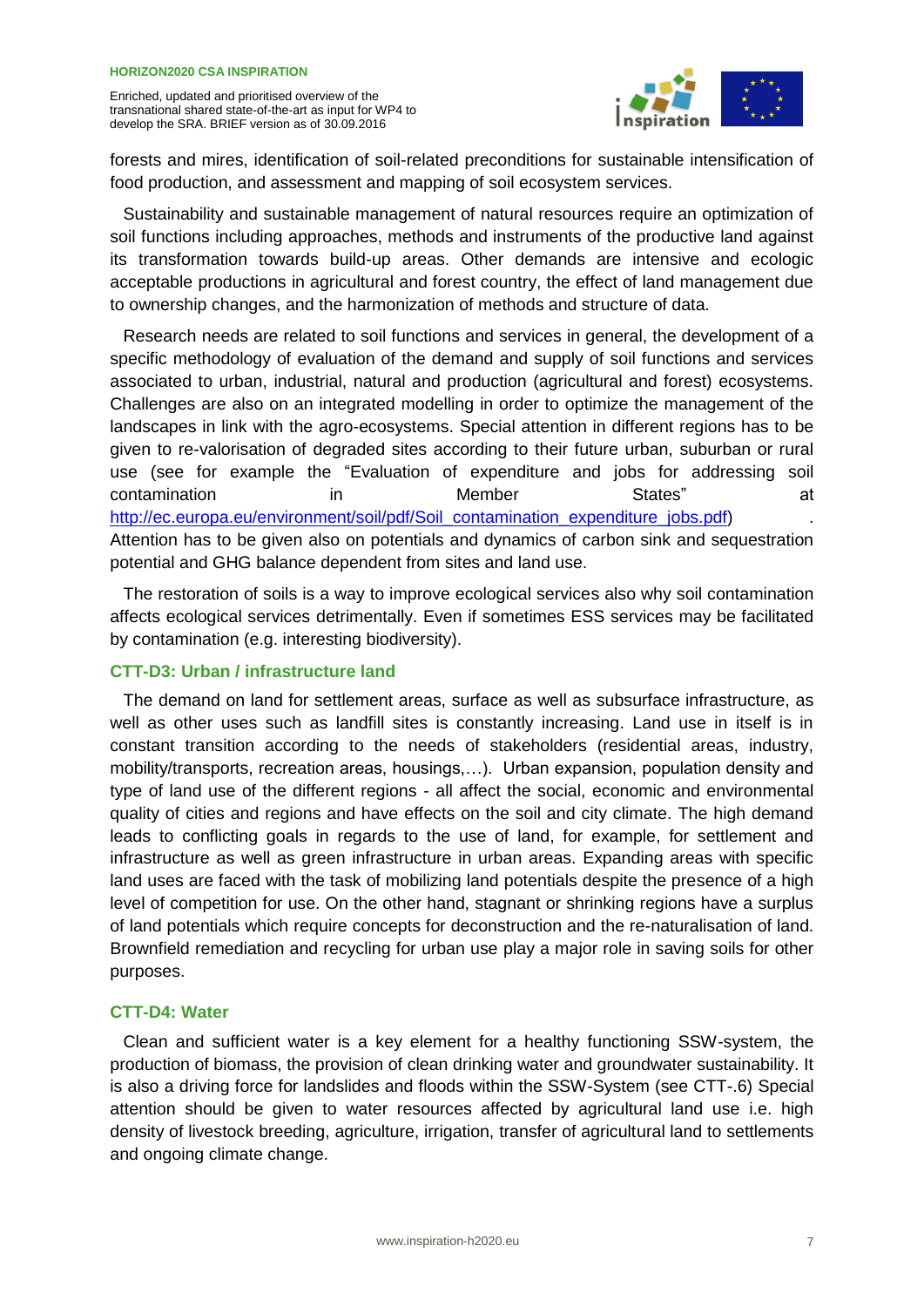forests and mires, identification of soil-related preconditions for sustainable intensification of food production, and assessment and mapping of soil ecosystem services.

Sustainability and sustainable management of natural resources require an optimization of soil functions including approaches, methods and instruments of the productive land against its transformation towards build-up areas. Other demands are intensive and ecologic acceptable productions in agricultural and forest country, the effect of land management due to ownership changes, and the harmonization of methods and structure of data.

Research needs are related to soil functions and services in general, the development of a specific methodology of evaluation of the demand and supply of soil functions and services associated to urban, industrial, natural and production (agricultural and forest) ecosystems. Challenges are also on an integrated modelling in order to optimize the management of the landscapes in link with the agro-ecosystems. Special attention in different regions has to be given to re-valorisation of degraded sites according to their future urban, suburban or rural use (see for example the "Evaluation of expenditure and jobs for addressing soil contamination in Member States" at http://ec.europa.eu/environment/soil/pdf/Soil_contamination_expenditure_jobs.pdf). Attention has to be given also on potentials and dynamics of carbon sink and sequestration potential and GHG balance dependent from sites and land use.

The restoration of soils is a way to improve ecological services also why soil contamination affects ecological services detrimentally. Even if sometimes ESS services may be facilitated by contamination (e.g. interesting biodiversity).

### CTT-D3: Urban / infrastructure land

The demand on land for settlement areas, surface as well as subsurface infrastructure, as well as other uses such as landfill sites is constantly increasing. Land use in itself is in constant transition according to the needs of stakeholders (residential areas, industry, mobility/transports, recreation areas, housings,…). Urban expansion, population density and type of land use of the different regions - all affect the social, economic and environmental quality of cities and regions and have effects on the soil and city climate. The high demand leads to conflicting goals in regards to the use of land, for example, for settlement and infrastructure as well as green infrastructure in urban areas. Expanding areas with specific land uses are faced with the task of mobilizing land potentials despite the presence of a high level of competition for use. On the other hand, stagnant or shrinking regions have a surplus of land potentials which require concepts for deconstruction and the re-naturalisation of land. Brownfield remediation and recycling for urban use play a major role in saving soils for other purposes.

### CTT-D4: Water

Clean and sufficient water is a key element for a healthy functioning SSW-system, the production of biomass, the provision of clean drinking water and groundwater sustainability. It is also a driving force for landslides and floods within the SSW-System (see CTT-.6) Special attention should be given to water resources affected by agricultural land use i.e. high density of livestock breeding, agriculture, irrigation, transfer of agricultural land to settlements and ongoing climate change.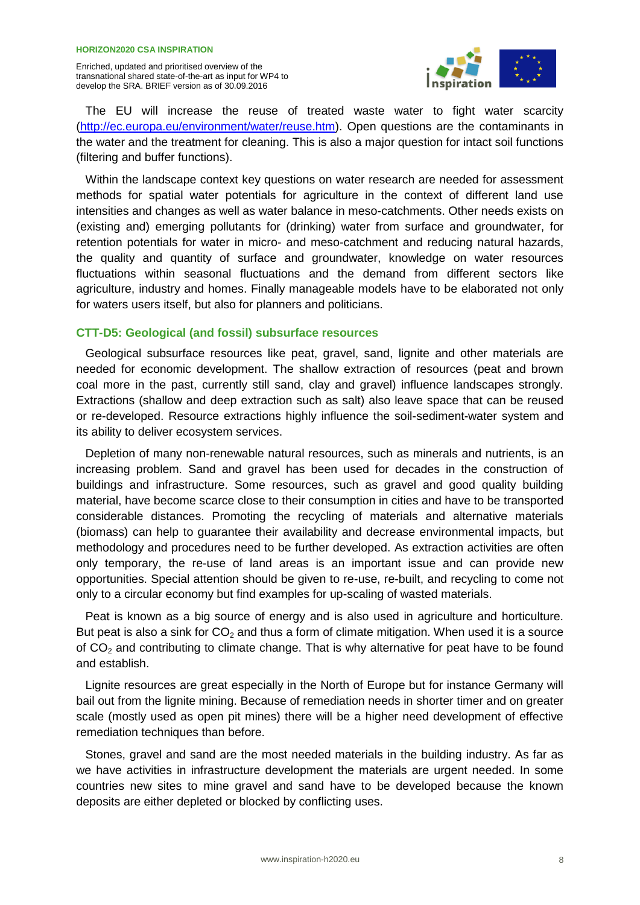The EU will increase the reuse of treated waste water to fight water scarcity (http://ec.europa.eu/environment/water/reuse.htm). Open questions are the contaminants in the water and the treatment for cleaning. This is also a major question for intact soil functions (filtering and buffer functions).

Within the landscape context key questions on water research are needed for assessment methods for spatial water potentials for agriculture in the context of different land use intensities and changes as well as water balance in meso-catchments. Other needs exists on (existing and) emerging pollutants for (drinking) water from surface and groundwater, for retention potentials for water in micro- and meso-catchment and reducing natural hazards, the quality and quantity of surface and groundwater, knowledge on water resources fluctuations within seasonal fluctuations and the demand from different sectors like agriculture, industry and homes. Finally manageable models have to be elaborated not only for waters users itself, but also for planners and politicians.

### CTT-D5: Geological (and fossil) subsurface resources

Geological subsurface resources like peat, gravel, sand, lignite and other materials are needed for economic development. The shallow extraction of resources (peat and brown coal more in the past, currently still sand, clay and gravel) influence landscapes strongly. Extractions (shallow and deep extraction such as salt) also leave space that can be reused or re-developed. Resource extractions highly influence the soil-sediment-water system and its ability to deliver ecosystem services.

Depletion of many non-renewable natural resources, such as minerals and nutrients, is an increasing problem. Sand and gravel has been used for decades in the construction of buildings and infrastructure. Some resources, such as gravel and good quality building material, have become scarce close to their consumption in cities and have to be transported considerable distances. Promoting the recycling of materials and alternative materials (biomass) can help to guarantee their availability and decrease environmental impacts, but methodology and procedures need to be further developed. As extraction activities are often only temporary, the re-use of land areas is an important issue and can provide new opportunities. Special attention should be given to re-use, re-built, and recycling to come not only to a circular economy but find examples for up-scaling of wasted materials.

Peat is known as a big source of energy and is also used in agriculture and horticulture. But peat is also a sink for $CO_2$ and thus a form of climate mitigation. When used it is a source of $CO_2$ and contributing to climate change. That is why alternative for peat have to be found and establish.

Lignite resources are great especially in the North of Europe but for instance Germany will bail out from the lignite mining. Because of remediation needs in shorter timer and on greater scale (mostly used as open pit mines) there will be a higher need development of effective remediation techniques than before.

Stones, gravel and sand are the most needed materials in the building industry. As far as we have activities in infrastructure development the materials are urgent needed. In some countries new sites to mine gravel and sand have to be developed because the known deposits are either depleted or blocked by conflicting uses.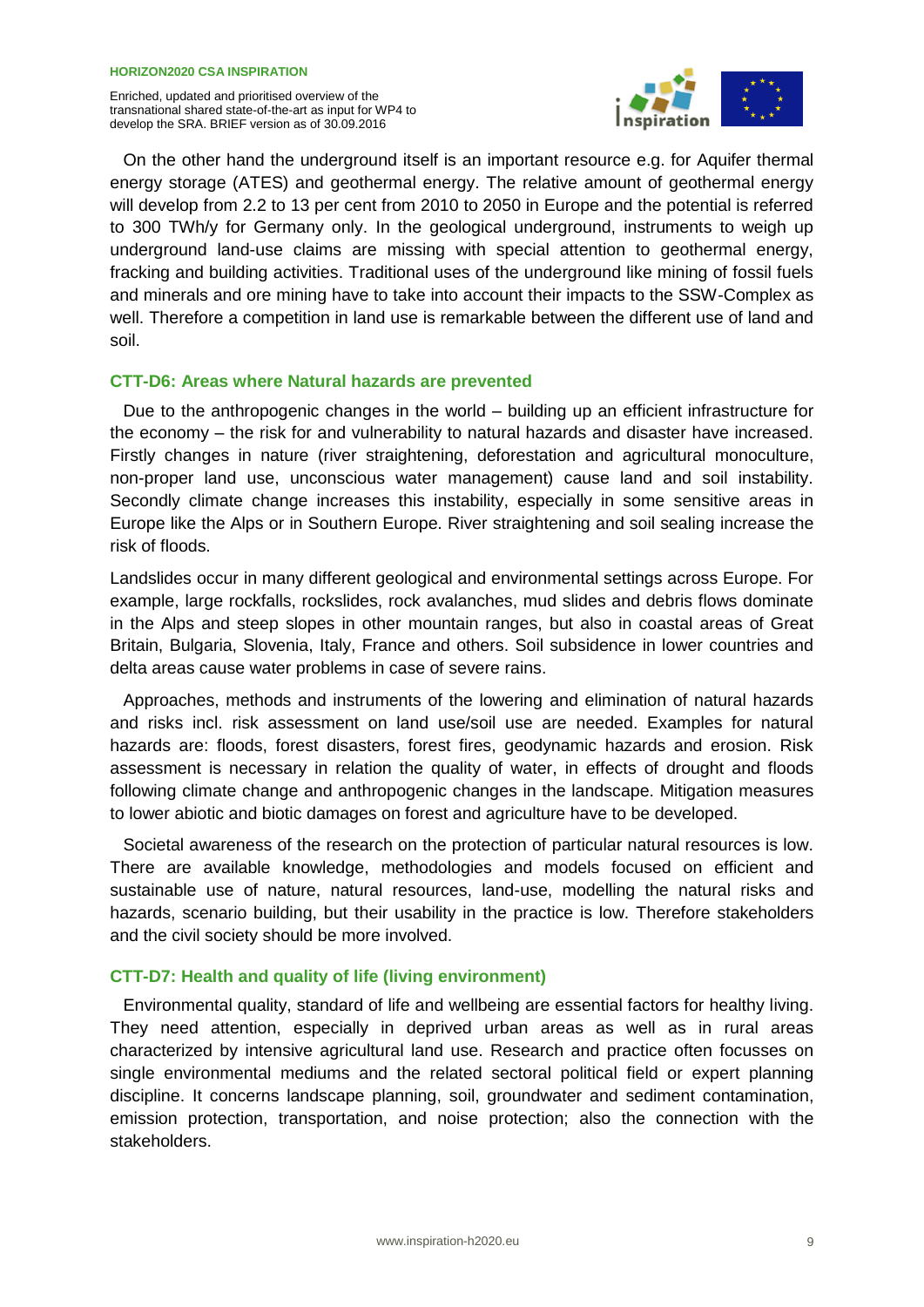On the other hand the underground itself is an important resource e.g. for Aquifer thermal energy storage (ATES) and geothermal energy. The relative amount of geothermal energy will develop from 2.2 to 13 per cent from 2010 to 2050 in Europe and the potential is referred to 300 TWh/y for Germany only. In the geological underground, instruments to weigh up underground land-use claims are missing with special attention to geothermal energy, fracking and building activities. Traditional uses of the underground like mining of fossil fuels and minerals and ore mining have to take into account their impacts to the SSW-Complex as well. Therefore a competition in land use is remarkable between the different use of land and soil.

### CTT-D6: Areas where Natural hazards are prevented

Due to the anthropogenic changes in the world – building up an efficient infrastructure for the economy – the risk for and vulnerability to natural hazards and disaster have increased. Firstly changes in nature (river straightening, deforestation and agricultural monoculture, non-proper land use, unconscious water management) cause land and soil instability. Secondly climate change increases this instability, especially in some sensitive areas in Europe like the Alps or in Southern Europe. River straightening and soil sealing increase the risk of floods.

Landslides occur in many different geological and environmental settings across Europe. For example, large rockfalls, rockslides, rock avalanches, mud slides and debris flows dominate in the Alps and steep slopes in other mountain ranges, but also in coastal areas of Great Britain, Bulgaria, Slovenia, Italy, France and others. Soil subsidence in lower countries and delta areas cause water problems in case of severe rains.

Approaches, methods and instruments of the lowering and elimination of natural hazards and risks incl. risk assessment on land use/soil use are needed. Examples for natural hazards are: floods, forest disasters, forest fires, geodynamic hazards and erosion. Risk assessment is necessary in relation the quality of water, in effects of drought and floods following climate change and anthropogenic changes in the landscape. Mitigation measures to lower abiotic and biotic damages on forest and agriculture have to be developed.

Societal awareness of the research on the protection of particular natural resources is low. There are available knowledge, methodologies and models focused on efficient and sustainable use of nature, natural resources, land-use, modelling the natural risks and hazards, scenario building, but their usability in the practice is low. Therefore stakeholders and the civil society should be more involved.

### CTT-D7: Health and quality of life (living environment)

Environmental quality, standard of life and wellbeing are essential factors for healthy living. They need attention, especially in deprived urban areas as well as in rural areas characterized by intensive agricultural land use. Research and practice often focusses on single environmental mediums and the related sectoral political field or expert planning discipline. It concerns landscape planning, soil, groundwater and sediment contamination, emission protection, transportation, and noise protection; also the connection with the stakeholders.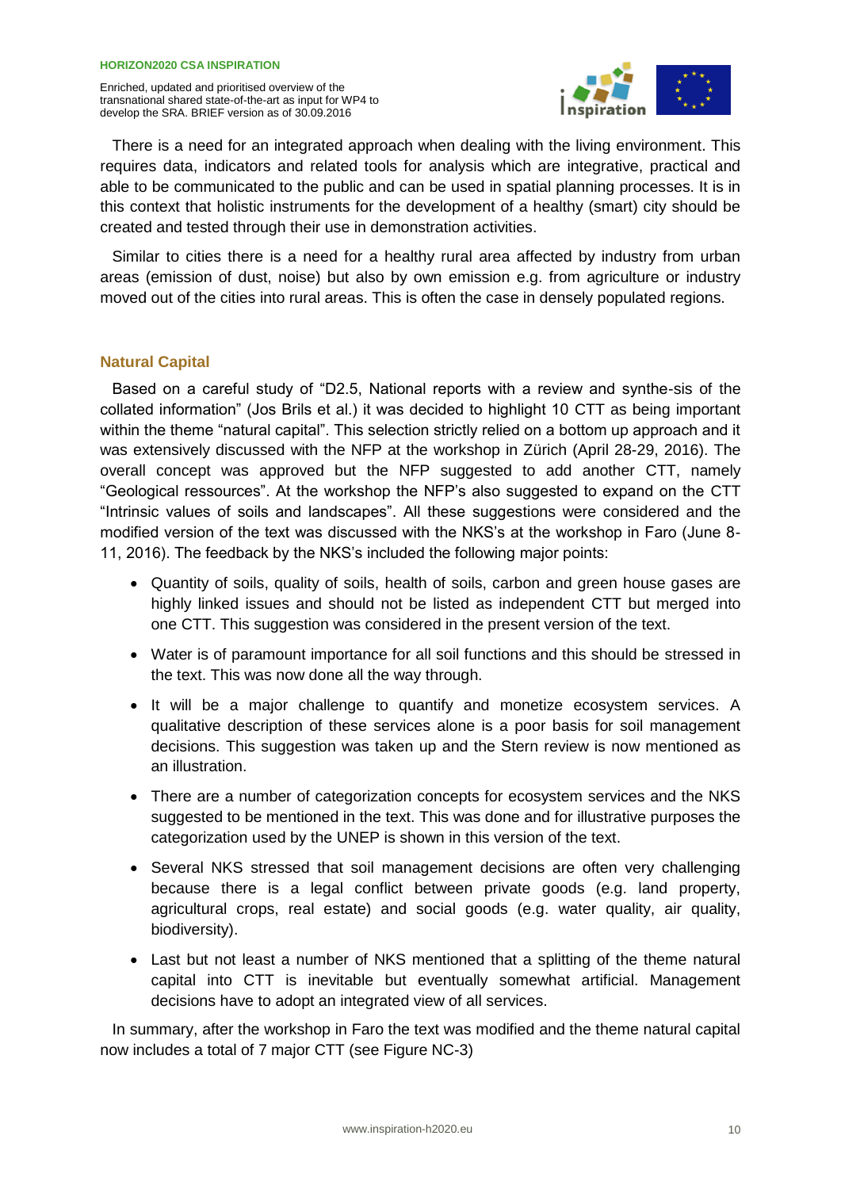There is a need for an integrated approach when dealing with the living environment. This requires data, indicators and related tools for analysis which are integrative, practical and able to be communicated to the public and can be used in spatial planning processes. It is in this context that holistic instruments for the development of a healthy (smart) city should be created and tested through their use in demonstration activities.

Similar to cities there is a need for a healthy rural area affected by industry from urban areas (emission of dust, noise) but also by own emission e.g. from agriculture or industry moved out of the cities into rural areas. This is often the case in densely populated regions.

## Natural Capital

Based on a careful study of "D2.5, National reports with a review and synthe-sis of the collated information" (Jos Brils et al.) it was decided to highlight 10 CTT as being important within the theme "natural capital". This selection strictly relied on a bottom up approach and it was extensively discussed with the NFP at the workshop in Zürich (April 28-29, 2016). The overall concept was approved but the NFP suggested to add another CTT, namely "Geological ressources". At the workshop the NFP's also suggested to expand on the CTT "Intrinsic values of soils and landscapes". All these suggestions were considered and the modified version of the text was discussed with the NKS's at the workshop in Faro (June 8-11, 2016). The feedback by the NKS's included the following major points:

- Quantity of soils, quality of soils, health of soils, carbon and green house gases are highly linked issues and should not be listed as independent CTT but merged into one CTT. This suggestion was considered in the present version of the text.
- Water is of paramount importance for all soil functions and this should be stressed in the text. This was now done all the way through.
- It will be a major challenge to quantify and monetize ecosystem services. A qualitative description of these services alone is a poor basis for soil management decisions. This suggestion was taken up and the Stern review is now mentioned as an illustration.
- There are a number of categorization concepts for ecosystem services and the NKS suggested to be mentioned in the text. This was done and for illustrative purposes the categorization used by the UNEP is shown in this version of the text.
- Several NKS stressed that soil management decisions are often very challenging because there is a legal conflict between private goods (e.g. land property, agricultural crops, real estate) and social goods (e.g. water quality, air quality, biodiversity).
- Last but not least a number of NKS mentioned that a splitting of the theme natural capital into CTT is inevitable but eventually somewhat artificial. Management decisions have to adopt an integrated view of all services.

In summary, after the workshop in Faro the text was modified and the theme natural capital now includes a total of 7 major CTT (see Figure NC-3)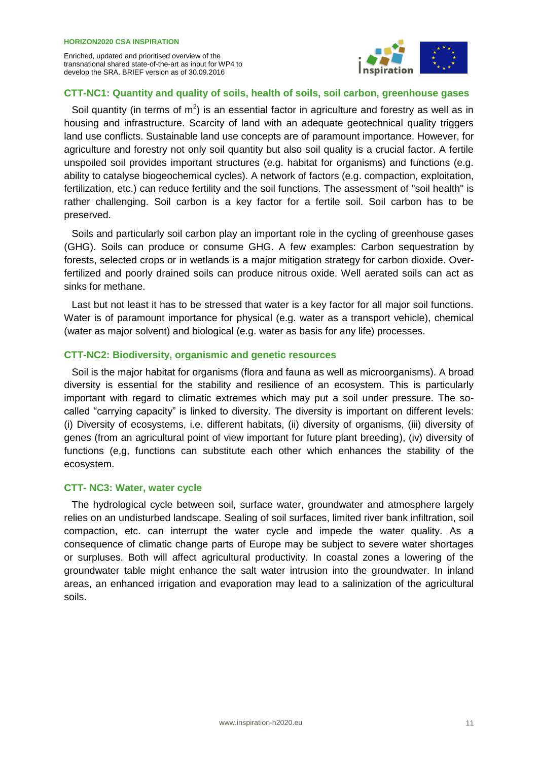### CTT-NC1: Quantity and quality of soils, health of soils, soil carbon, greenhouse gases

Soil quantity (in terms of $m^2$) is an essential factor in agriculture and forestry as well as in housing and infrastructure. Scarcity of land with an adequate geotechnical quality triggers land use conflicts. Sustainable land use concepts are of paramount importance. However, for agriculture and forestry not only soil quantity but also soil quality is a crucial factor. A fertile unspoiled soil provides important structures (e.g. habitat for organisms) and functions (e.g. ability to catalyse biogeochemical cycles). A network of factors (e.g. compaction, exploitation, fertilization, etc.) can reduce fertility and the soil functions. The assessment of "soil health" is rather challenging. Soil carbon is a key factor for a fertile soil. Soil carbon has to be preserved.

Soils and particularly soil carbon play an important role in the cycling of greenhouse gases (GHG). Soils can produce or consume GHG. A few examples: Carbon sequestration by forests, selected crops or in wetlands is a major mitigation strategy for carbon dioxide. Over-fertilized and poorly drained soils can produce nitrous oxide. Well aerated soils can act as sinks for methane.

Last but not least it has to be stressed that water is a key factor for all major soil functions. Water is of paramount importance for physical (e.g. water as a transport vehicle), chemical (water as major solvent) and biological (e.g. water as basis for any life) processes.

### CTT-NC2: Biodiversity, organismic and genetic resources

Soil is the major habitat for organisms (flora and fauna as well as microorganisms). A broad diversity is essential for the stability and resilience of an ecosystem. This is particularly important with regard to climatic extremes which may put a soil under pressure. The so-called "carrying capacity" is linked to diversity. The diversity is important on different levels: (i) Diversity of ecosystems, i.e. different habitats, (ii) diversity of organisms, (iii) diversity of genes (from an agricultural point of view important for future plant breeding), (iv) diversity of functions (e,g, functions can substitute each other which enhances the stability of the ecosystem.

### CTT- NC3: Water, water cycle

The hydrological cycle between soil, surface water, groundwater and atmosphere largely relies on an undisturbed landscape. Sealing of soil surfaces, limited river bank infiltration, soil compaction, etc. can interrupt the water cycle and impede the water quality. As a consequence of climatic change parts of Europe may be subject to severe water shortages or surpluses. Both will affect agricultural productivity. In coastal zones a lowering of the groundwater table might enhance the salt water intrusion into the groundwater. In inland areas, an enhanced irrigation and evaporation may lead to a salinization of the agricultural soils.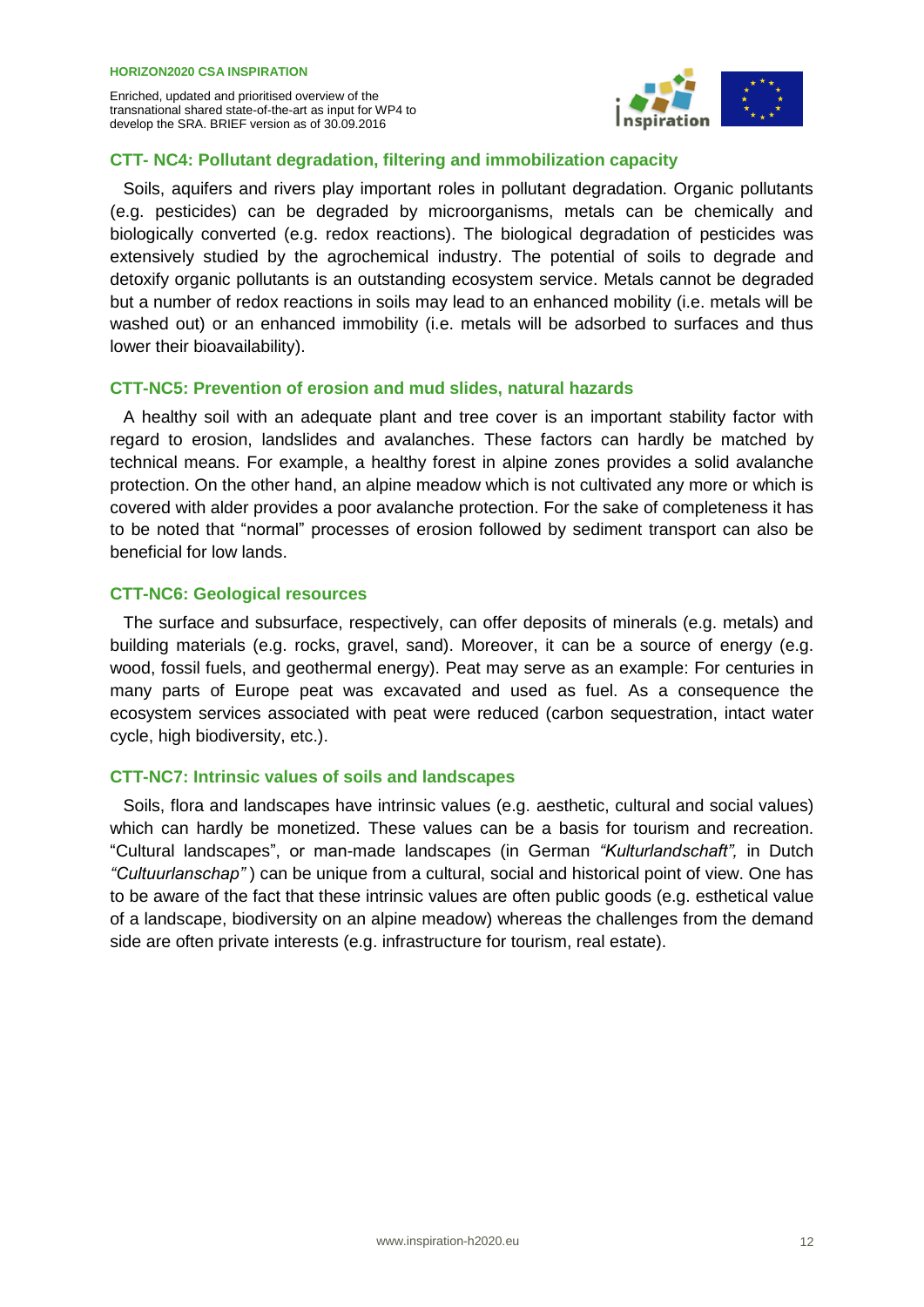### CTT- NC4: Pollutant degradation, filtering and immobilization capacity

Soils, aquifers and rivers play important roles in pollutant degradation. Organic pollutants (e.g. pesticides) can be degraded by microorganisms, metals can be chemically and biologically converted (e.g. redox reactions). The biological degradation of pesticides was extensively studied by the agrochemical industry. The potential of soils to degrade and detoxify organic pollutants is an outstanding ecosystem service. Metals cannot be degraded but a number of redox reactions in soils may lead to an enhanced mobility (i.e. metals will be washed out) or an enhanced immobility (i.e. metals will be adsorbed to surfaces and thus lower their bioavailability).

### CTT-NC5: Prevention of erosion and mud slides, natural hazards

A healthy soil with an adequate plant and tree cover is an important stability factor with regard to erosion, landslides and avalanches. These factors can hardly be matched by technical means. For example, a healthy forest in alpine zones provides a solid avalanche protection. On the other hand, an alpine meadow which is not cultivated any more or which is covered with alder provides a poor avalanche protection. For the sake of completeness it has to be noted that "normal" processes of erosion followed by sediment transport can also be beneficial for low lands.

### CTT-NC6: Geological resources

The surface and subsurface, respectively, can offer deposits of minerals (e.g. metals) and building materials (e.g. rocks, gravel, sand). Moreover, it can be a source of energy (e.g. wood, fossil fuels, and geothermal energy). Peat may serve as an example: For centuries in many parts of Europe peat was excavated and used as fuel. As a consequence the ecosystem services associated with peat were reduced (carbon sequestration, intact water cycle, high biodiversity, etc.).

### CTT-NC7: Intrinsic values of soils and landscapes

Soils, flora and landscapes have intrinsic values (e.g. aesthetic, cultural and social values) which can hardly be monetized. These values can be a basis for tourism and recreation. "Cultural landscapes", or man-made landscapes (in German *"Kulturlandschaft",* in Dutch *"Cultuurlanschap"*) can be unique from a cultural, social and historical point of view. One has to be aware of the fact that these intrinsic values are often public goods (e.g. esthetical value of a landscape, biodiversity on an alpine meadow) whereas the challenges from the demand side are often private interests (e.g. infrastructure for tourism, real estate).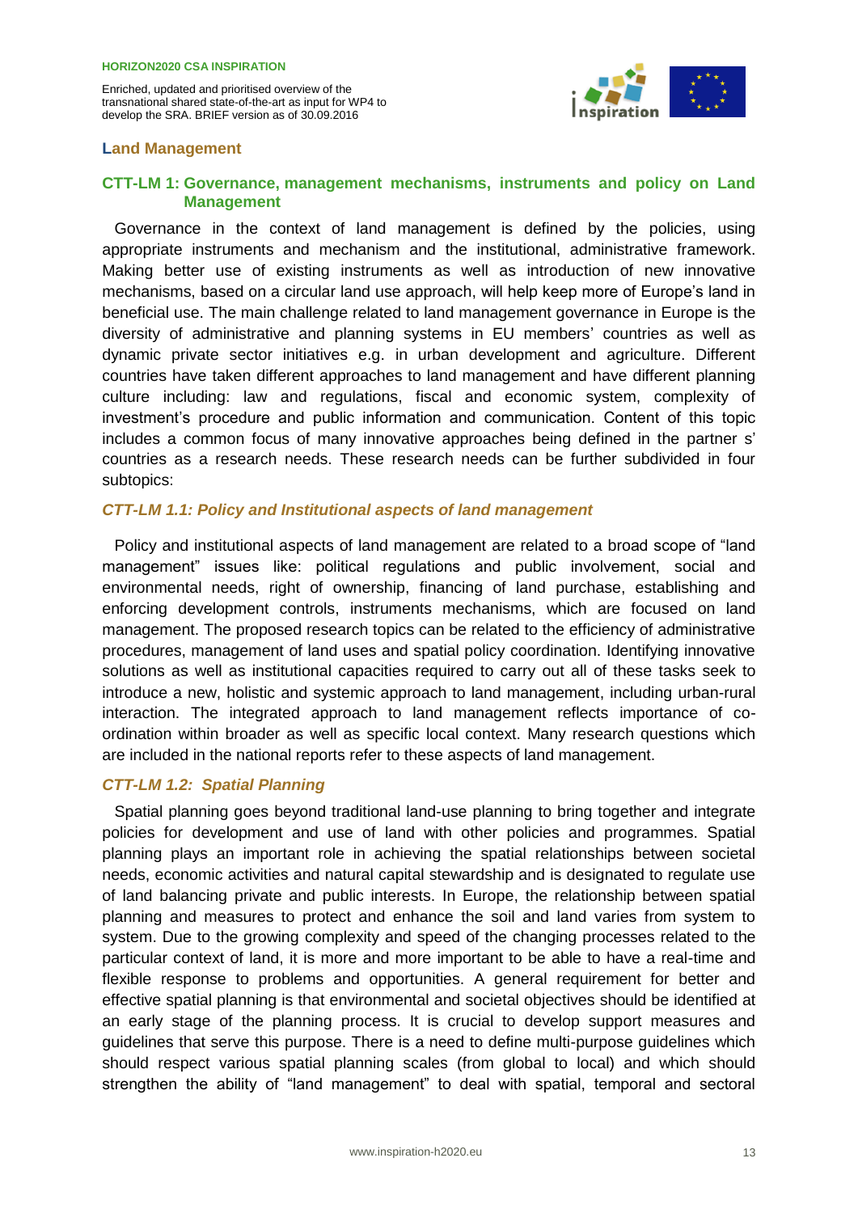## Land Management

### CTT-LM 1: Governance, management mechanisms, instruments and policy on Land Management

Governance in the context of land management is defined by the policies, using appropriate instruments and mechanism and the institutional, administrative framework. Making better use of existing instruments as well as introduction of new innovative mechanisms, based on a circular land use approach, will help keep more of Europe's land in beneficial use. The main challenge related to land management governance in Europe is the diversity of administrative and planning systems in EU members' countries as well as dynamic private sector initiatives e.g. in urban development and agriculture. Different countries have taken different approaches to land management and have different planning culture including: law and regulations, fiscal and economic system, complexity of investment's procedure and public information and communication. Content of this topic includes a common focus of many innovative approaches being defined in the partner s' countries as a research needs. These research needs can be further subdivided in four subtopics:

#### *CTT-LM 1.1: Policy and Institutional aspects of land management*

Policy and institutional aspects of land management are related to a broad scope of "land management" issues like: political regulations and public involvent, social and environmental needs, right of ownership, financing of land purchase, establishing and enforcing development controls, instruments mechanisms, which are focused on land management. The proposed research topics can be related to the efficiency of administrative procedures, management of land uses and spatial policy coordination. Identifying innovative solutions as well as institutional capacities required to carry out all of these tasks seek to introduce a new, holistic and systemic approach to land management, including urban-rural interaction. The integrated approach to land management reflects importance of co-ordination within broader as well as specific local context. Many research questions which are included in the national reports refer to these aspects of land management.

#### *CTT-LM 1.2: Spatial Planning*

Spatial planning goes beyond traditional land-use planning to bring together and integrate policies for development and use of land with other policies and programmes. Spatial planning plays an important role in achieving the spatial relationships between societal needs, economic activities and natural capital stewardship and is designated to regulate use of land balancing private and public interests. In Europe, the relationship between spatial planning and measures to protect and enhance the soil and land varies from system to system. Due to the growing complexity and speed of the changing processes related to the particular context of land, it is more and more important to be able to have a real-time and flexible response to problems and opportunities. A general requirement for better and effective spatial planning is that environmental and societal objectives should be identified at an early stage of the planning process. It is crucial to develop support measures and guidelines that serve this purpose. There is a need to define multi-purpose guidelines which should respect various spatial planning scales (from global to local) and which should strengthen the ability of "land management" to deal with spatial, temporal and sectoral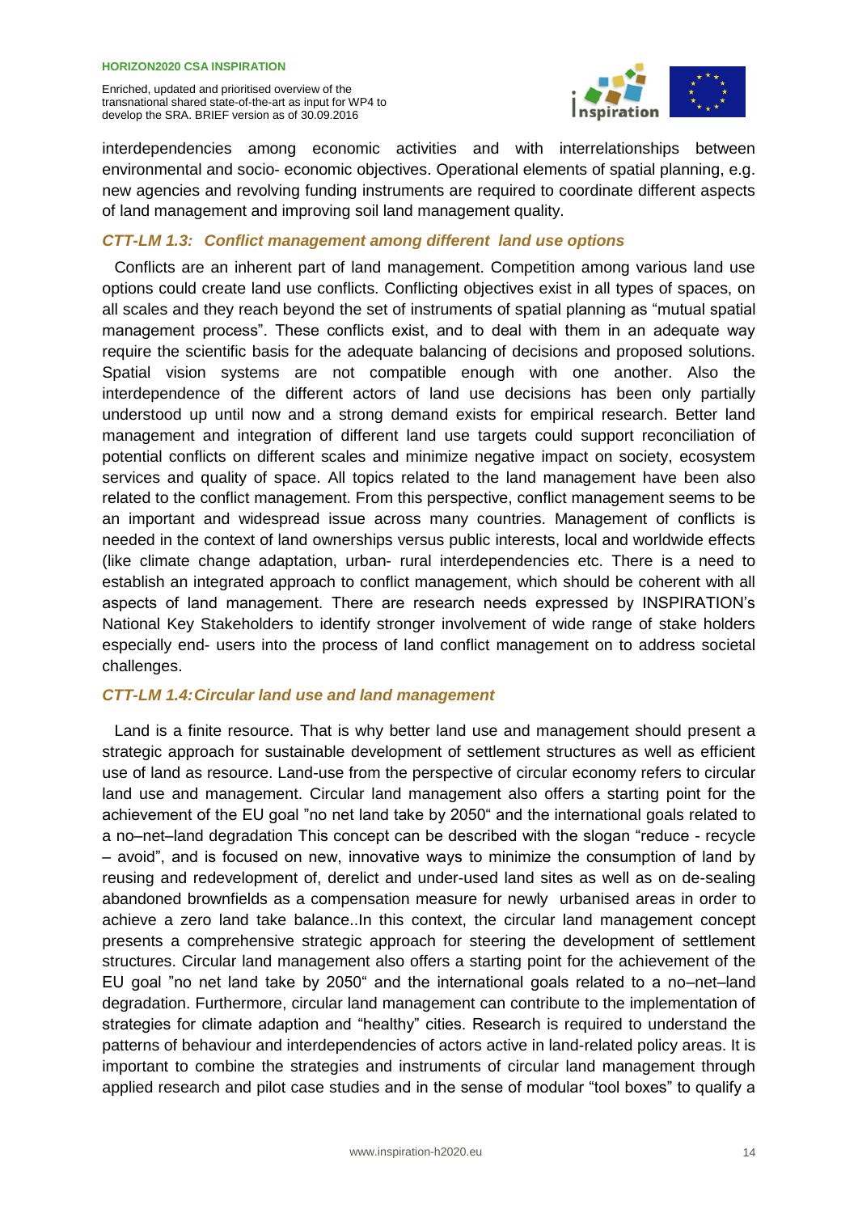interdependencies among economic activities and with interrelationships between environmental and socio- economic objectives. Operational elements of spatial planning, e.g. new agencies and revolving funding instruments are required to coordinate different aspects of land management and improving soil land management quality.

### *CTT-LM 1.3: Conflict management among different land use options*

Conflicts are an inherent part of land management. Competition among various land use options could create land use conflicts. Conflicting objectives exist in all types of spaces, on all scales and they reach beyond the set of instruments of spatial planning as "mutual spatial management process". These conflicts exist, and to deal with them in an adequate way require the scientific basis for the adequate balancing of decisions and proposed solutions. Spatial vision systems are not compatible enough with one another. Also the interdependence of the different actors of land use decisions has been only partially understood up until now and a strong demand exists for empirical research. Better land management and integration of different land use targets could support reconciliation of potential conflicts on different scales and minimize negative impact on society, ecosystem services and quality of space. All topics related to the land management have been also related to the conflict management. From this perspective, conflict management seems to be an important and widespread issue across many countries. Management of conflicts is needed in the context of land ownerships versus public interests, local and worldwide effects (like climate change adaptation, urban- rural interdependencies etc. There is a need to establish an integrated approach to conflict management, which should be coherent with all aspects of land management. There are research needs expressed by INSPIRATION's National Key Stakeholders to identify stronger involvement of wide range of stake holders especially end- users into the process of land conflict management on to address societal challenges.

### *CTT-LM 1.4: Circular land use and land management*

Land is a finite resource. That is why better land use and management should present a strategic approach for sustainable development of settlement structures as well as efficient use of land as resource. Land-use from the perspective of circular economy refers to circular land use and management. Circular land management also offers a starting point for the achievement of the EU goal "no net land take by 2050" and the international goals related to a no–net–land degradation This concept can be described with the slogan "reduce - recycle – avoid", and is focused on new, innovative ways to minimize the consumption of land by reusing and redevelopment of, derelict and under-used land sites as well as on de-sealing abandoned brownfields as a compensation measure for newly urbanised areas in order to achieve a zero land take balance..In this context, the circular land management concept presents a comprehensive strategic approach for steering the development of settlement structures. Circular land management also offers a starting point for the achievement of the EU goal "no net land take by 2050" and the international goals related to a no–net–land degradation. Furthermore, circular land management can contribute to the implementation of strategies for climate adaption and "healthy" cities. Research is required to understand the patterns of behaviour and interdependencies of actors active in land-related policy areas. It is important to combine the strategies and instruments of circular land management through applied research and pilot case studies and in the sense of modular "tool boxes" to qualify a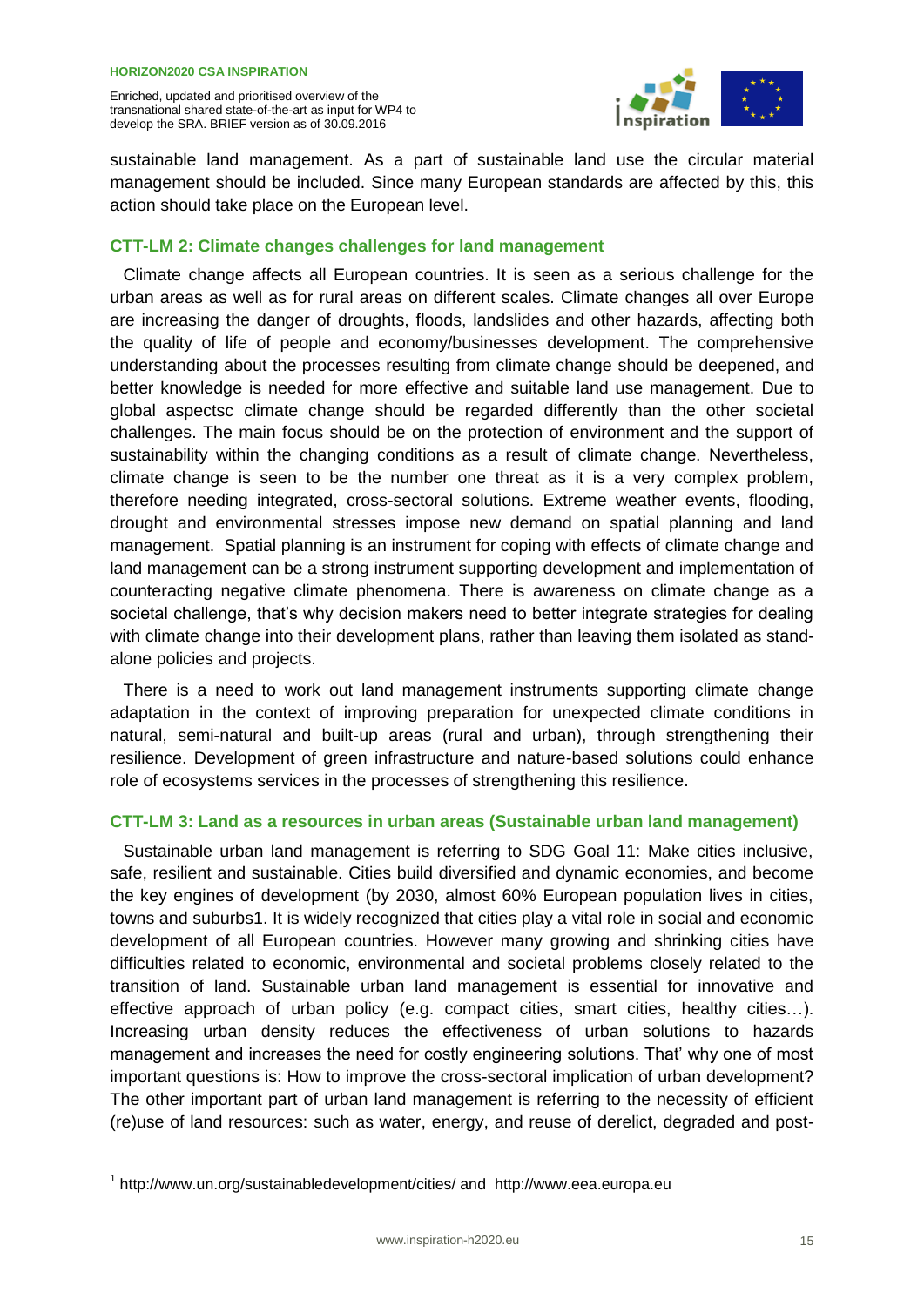sustainable land management. As a part of sustainable land use the circular material management should be included. Since many European standards are affected by this, this action should take place on the European level.

### CTT-LM 2: Climate changes challenges for land management

Climate change affects all European countries. It is seen as a serious challenge for the urban areas as well as for rural areas on different scales. Climate changes all over Europe are increasing the danger of droughts, floods, landslides and other hazards, affecting both the quality of life of people and economy/businesses development. The comprehensive understanding about the processes resulting from climate change should be deepened, and better knowledge is needed for more effective and suitable land use management. Due to global aspectsc climate change should be regarded differently than the other societal challenges. The main focus should be on the protection of environment and the support of sustainability within the changing conditions as a result of climate change. Nevertheless, climate change is seen to be the number one threat as it is a very complex problem, therefore needing integrated, cross-sectoral solutions. Extreme weather events, flooding, drought and environmental stresses impose new demand on spatial planning and land management. Spatial planning is an instrument for coping with effects of climate change and land management can be a strong instrument supporting development and implementation of counteracting negative climate phenomena. There is awareness on climate change as a societal challenge, that's why decision makers need to better integrate strategies for dealing with climate change into their development plans, rather than leaving them isolated as stand-alone policies and projects.

There is a need to work out land management instruments supporting climate change adaptation in the context of improving preparation for unexpected climate conditions in natural, semi-natural and built-up areas (rural and urban), through strengthening their resilience. Development of green infrastructure and nature-based solutions could enhance role of ecosystems services in the processes of strengthening this resilience.

### CTT-LM 3: Land as a resources in urban areas (Sustainable urban land management)

Sustainable urban land management is referring to SDG Goal 11: Make cities inclusive, safe, resilient and sustainable. Cities build diversified and dynamic economies, and become the key engines of development (by 2030, almost 60% European population lives in cities, towns and suburbs[1]. It is widely recognized that cities play a vital role in social and economic development of all European countries. However many growing and shrinking cities have difficulties related to economic, environmental and societal problems closely related to the transition of land. Sustainable urban land management is essential for innovative and effective approach of urban policy (e.g. compact cities, smart cities, healthy cities…). Increasing urban density reduces the effectiveness of urban solutions to hazards management and increases the need for costly engineering solutions. That' why one of most important questions is: How to improve the cross-sectoral implication of urban development? The other important part of urban land management is referring to the necessity of efficient (re)use of land resources: such as water, energy, and reuse of derelict, degraded and post-

[1] http://www.un.org/sustainabledevelopment/cities/ and http://www.eea.europa.eu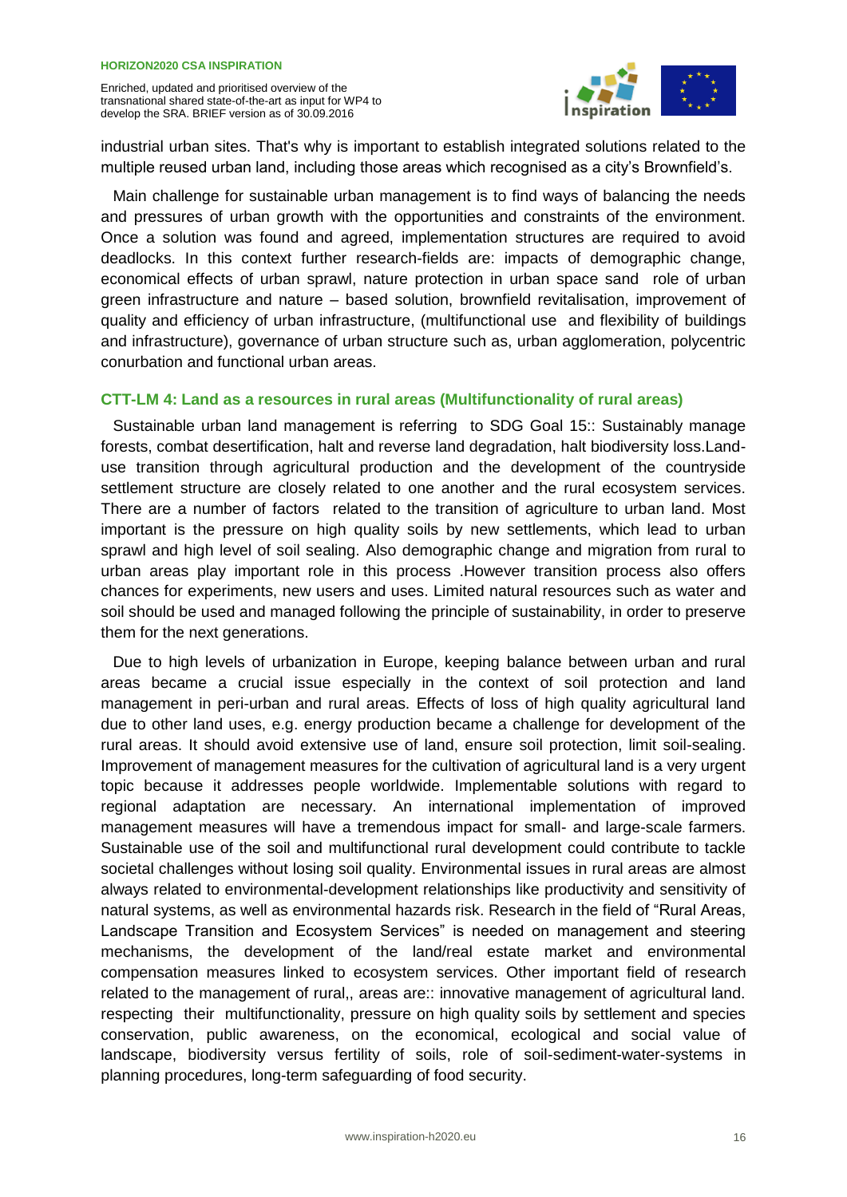industrial urban sites. That's why is important to establish integrated solutions related to the multiple reused urban land, including those areas which recognised as a city's Brownfield's.

Main challenge for sustainable urban management is to find ways of balancing the needs and pressures of urban growth with the opportunities and constraints of the environment. Once a solution was found and agreed, implementation structures are required to avoid deadlocks. In this context further research-fields are: impacts of demographic change, economical effects of urban sprawl, nature protection in urban space sand role of urban green infrastructure and nature – based solution, brownfield revitalisation, improvement of quality and efficiency of urban infrastructure, (multifunctional use and flexibility of buildings and infrastructure), governance of urban structure such as, urban agglomeration, polycentric conurbation and functional urban areas.

### CTT-LM 4: Land as a resources in rural areas (Multifunctionality of rural areas)

Sustainable urban land management is referring to SDG Goal 15:: Sustainably manage forests, combat desertification, halt and reverse land degradation, halt biodiversity loss.Land-use transition through agricultural production and the development of the countryside settlement structure are closely related to one another and the rural ecosystem services. There are a number of factors related to the transition of agriculture to urban land. Most important is the pressure on high quality soils by new settlements, which lead to urban sprawl and high level of soil sealing. Also demographic change and migration from rural to urban areas play important role in this process .However transition process also offers chances for experiments, new users and uses. Limited natural resources such as water and soil should be used and managed following the principle of sustainability, in order to preserve them for the next generations.

Due to high levels of urbanization in Europe, keeping balance between urban and rural areas became a crucial issue especially in the context of soil protection and land management in peri-urban and rural areas. Effects of loss of high quality agricultural land due to other land uses, e.g. energy production became a challenge for development of the rural areas. It should avoid extensive use of land, ensure soil protection, limit soil-sealing. Improvement of management measures for the cultivation of agricultural land is a very urgent topic because it addresses people worldwide. Implementable solutions with regard to regional adaptation are necessary. An international implementation of improved management measures will have a tremendous impact for small- and large-scale farmers. Sustainable use of the soil and multifunctional rural development could contribute to tackle societal challenges without losing soil quality. Environmental issues in rural areas are almost always related to environmental-development relationships like productivity and sensitivity of natural systems, as well as environmental hazards risk. Research in the field of "Rural Areas, Landscape Transition and Ecosystem Services" is needed on management and steering mechanisms, the development of the land/real estate market and environmental compensation measures linked to ecosystem services. Other important field of research related to the management of rural,, areas are:: innovative management of agricultural land. respecting their multifunctionality, pressure on high quality soils by settlement and species conservation, public awareness, on the economical, ecological and social value of landscape, biodiversity versus fertility of soils, role of soil-sediment-water-systems in planning procedures, long-term safeguarding of food security.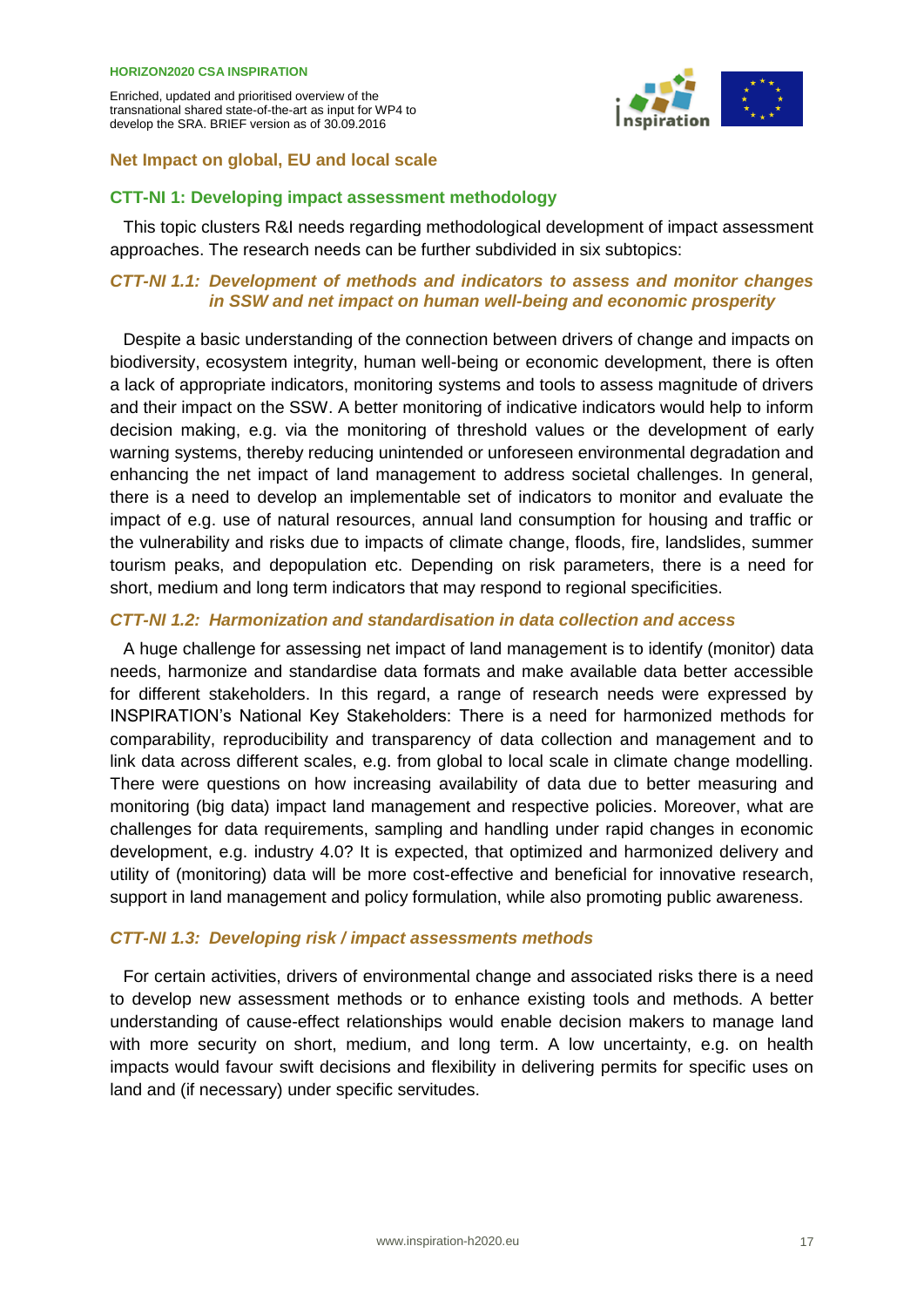## Net Impact on global, EU and local scale

### CTT-NI 1: Developing impact assessment methodology

This topic clusters R&I needs regarding methodological development of impact assessment approaches. The research needs can be further subdivided in six subtopics:

#### *CTT-NI 1.1: Development of methods and indicators to assess and monitor changes in SSW and net impact on human well-being and economic prosperity*

Despite a basic understanding of the connection between drivers of change and impacts on biodiversity, ecosystem integrity, human well-being or economic development, there is often a lack of appropriate indicators, monitoring systems and tools to assess magnitude of drivers and their impact on the SSW. A better monitoring of indicative indicators would help to inform decision making, e.g. via the monitoring of threshold values or the development of early warning systems, thereby reducing unintended or unforeseen environmental degradation and enhancing the net impact of land management to address societal challenges. In general, there is a need to develop an implementable set of indicators to monitor and evaluate the impact of e.g. use of natural resources, annual land consumption for housing and traffic or the vulnerability and risks due to impacts of climate change, floods, fire, landslides, summer tourism peaks, and depopulation etc. Depending on risk parameters, there is a need for short, medium and long term indicators that may respond to regional specificities.

#### *CTT-NI 1.2: Harmonization and standardisation in data collection and access*

A huge challenge for assessing net impact of land management is to identify (monitor) data needs, harmonize and standardise data formats and make available data better accessible for different stakeholders. In this regard, a range of research needs were expressed by INSPIRATION's National Key Stakeholders: There is a need for harmonized methods for comparability, reproducibility and transparency of data collection and management and to link data across different scales, e.g. from global to local scale in climate change modelling. There were questions on how increasing availability of data due to better measuring and monitoring (big data) impact land management and respective policies. Moreover, what are challenges for data requirements, sampling and handling under rapid changes in economic development, e.g. industry 4.0? It is expected, that optimized and harmonized delivery and utility of (monitoring) data will be more cost-effective and beneficial for innovative research, support in land management and policy formulation, while also promoting public awareness.

#### *CTT-NI 1.3: Developing risk / impact assessments methods*

For certain activities, drivers of environmental change and associated risks there is a need to develop new assessment methods or to enhance existing tools and methods. A better understanding of cause-effect relationships would enable decision makers to manage land with more security on short, medium, and long term. A low uncertainty, e.g. on health impacts would favour swift decisions and flexibility in delivering permits for specific uses on land and (if necessary) under specific servitudes.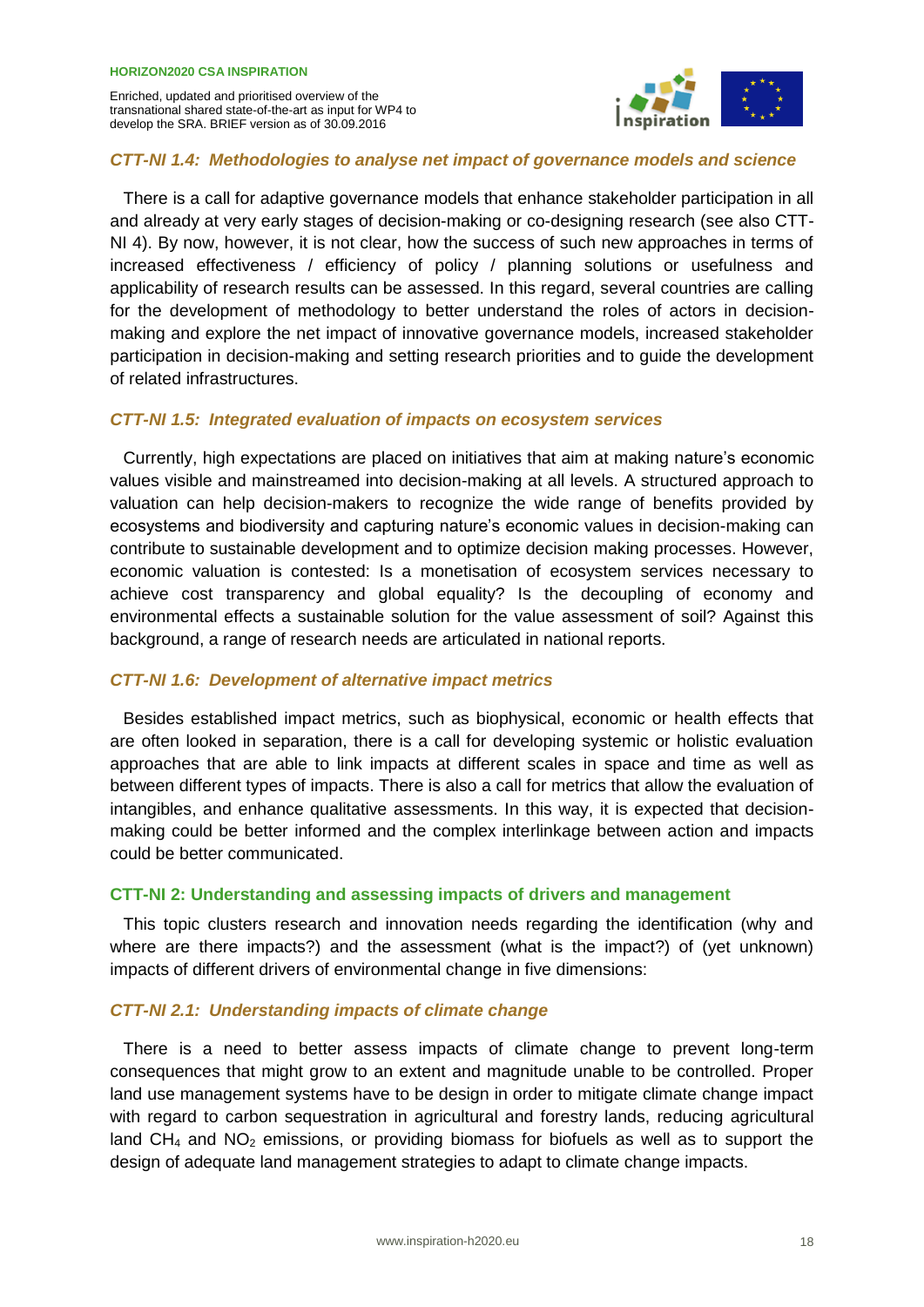### *CTT-NI 1.4: Methodologies to analyse net impact of governance models and science*

There is a call for adaptive governance models that enhance stakeholder participation in all and already at very early stages of decision-making or co-designing research (see also CTT-NI 4). By now, however, it is not clear, how the success of such new approaches in terms of increased effectiveness / efficiency of policy / planning solutions or usefulness and applicability of research results can be assessed. In this regard, several countries are calling for the development of methodology to better understand the roles of actors in decision-making and explore the net impact of innovative governance models, increased stakeholder participation in decision-making and setting research priorities and to guide the development of related infrastructures.

### *CTT-NI 1.5: Integrated evaluation of impacts on ecosystem services*

Currently, high expectations are placed on initiatives that aim at making nature's economic values visible and mainstreamed into decision-making at all levels. A structured approach to valuation can help decision-makers to recognize the wide range of benefits provided by ecosystems and biodiversity and capturing nature's economic values in decision-making can contribute to sustainable development and to optimize decision making processes. However, economic valuation is contested: Is a monetisation of ecosystem services necessary to achieve cost transparency and global equality? Is the decoupling of economy and environmental effects a sustainable solution for the value assessment of soil? Against this background, a range of research needs are articulated in national reports.

### *CTT-NI 1.6: Development of alternative impact metrics*

Besides established impact metrics, such as biophysical, economic or health effects that are often looked in separation, there is a call for developing systemic or holistic evaluation approaches that are able to link impacts at different scales in space and time as well as between different types of impacts. There is also a call for metrics that allow the evaluation of intangibles, and enhance qualitative assessments. In this way, it is expected that decision-making could be better informed and the complex interlinkage between action and impacts could be better communicated.

## CTT-NI 2: Understanding and assessing impacts of drivers and management

This topic clusters research and innovation needs regarding the identification (why and where are there impacts?) and the assessment (what is the impact?) of (yet unknown) impacts of different drivers of environmental change in five dimensions:

### *CTT-NI 2.1: Understanding impacts of climate change*

There is a need to better assess impacts of climate change to prevent long-term consequences that might grow to an extent and magnitude unable to be controlled. Proper land use management systems have to be design in order to mitigate climate change impact with regard to carbon sequestration in agricultural and forestry lands, reducing agricultural land $CH_4$ and $NO_2$ emissions, or providing biomass for biofuels as well as to support the design of adequate land management strategies to adapt to climate change impacts.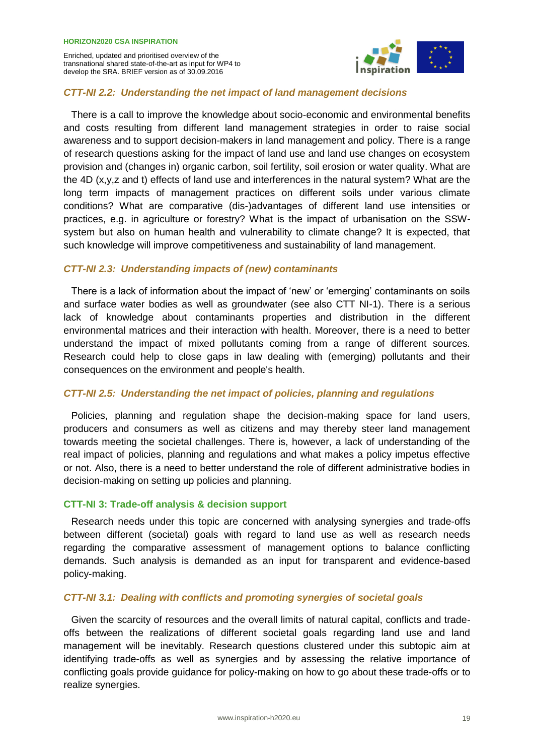### *CTT-NI 2.2: Understanding the net impact of land management decisions*

There is a call to improve the knowledge about socio-economic and environmental benefits and costs resulting from different land management strategies in order to raise social awareness and to support decision-makers in land management and policy. There is a range of research questions asking for the impact of land use and land use changes on ecosystem provision and (changes in) organic carbon, soil fertility, soil erosion or water quality. What are the 4D (x,y,z and t) effects of land use and interferences in the natural system? What are the long term impacts of management practices on different soils under various climate conditions? What are comparative (dis-)advantages of different land use intensities or practices, e.g. in agriculture or forestry? What is the impact of urbanisation on the SSW-system but also on human health and vulnerability to climate change? It is expected, that such knowledge will improve competitiveness and sustainability of land management.

### *CTT-NI 2.3: Understanding impacts of (new) contaminants*

There is a lack of information about the impact of 'new' or 'emerging' contaminants on soils and surface water bodies as well as groundwater (see also CTT NI-1). There is a serious lack of knowledge about contaminants properties and distribution in the different environmental matrices and their interaction with health. Moreover, there is a need to better understand the impact of mixed pollutants coming from a range of different sources. Research could help to close gaps in law dealing with (emerging) pollutants and their consequences on the environment and people's health.

### *CTT-NI 2.5: Understanding the net impact of policies, planning and regulations*

Policies, planning and regulation shape the decision-making space for land users, producers and consumers as well as citizens and may thereby steer land management towards meeting the societal challenges. There is, however, a lack of understanding of the real impact of policies, planning and regulations and what makes a policy impetus effective or not. Also, there is a need to better understand the role of different administrative bodies in decision-making on setting up policies and planning.

## CTT-NI 3: Trade-off analysis & decision support

Research needs under this topic are concerned with analysing synergies and trade-offs between different (societal) goals with regard to land use as well as research needs regarding the comparative assessment of management options to balance conflicting demands. Such analysis is demanded as an input for transparent and evidence-based policy-making.

### *CTT-NI 3.1: Dealing with conflicts and promoting synergies of societal goals*

Given the scarcity of resources and the overall limits of natural capital, conflicts and trade-offs between the realizations of different societal goals regarding land use and land management will be inevitably. Research questions clustered under this subtopic aim at identifying trade-offs as well as synergies and by assessing the relative importance of conflicting goals provide guidance for policy-making on how to go about these trade-offs or to realize synergies.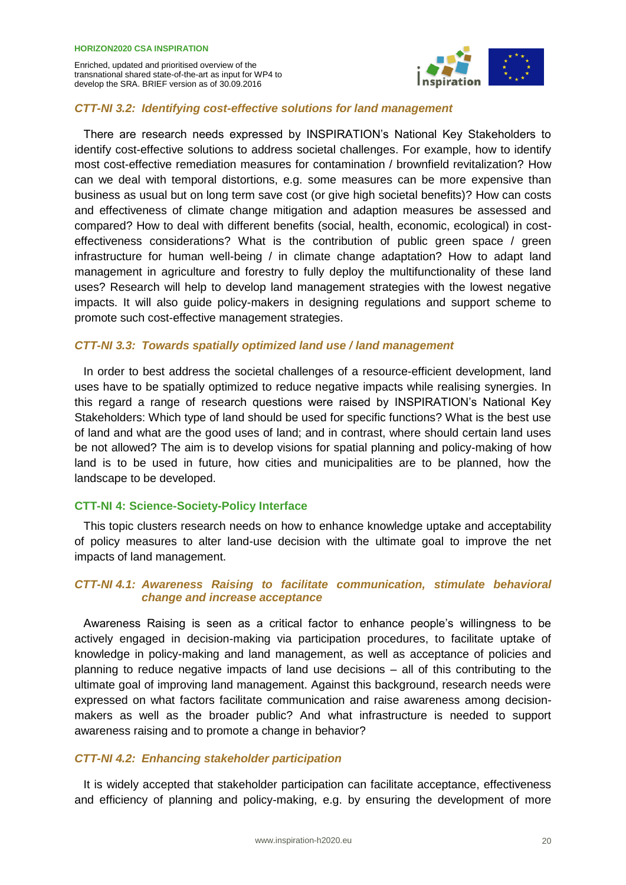### *CTT-NI 3.2: Identifying cost-effective solutions for land management*

There are research needs expressed by INSPIRATION's National Key Stakeholders to identify cost-effective solutions to address societal challenges. For example, how to identify most cost-effective remediation measures for contamination / brownfield revitalization? How can we deal with temporal distortions, e.g. some measures can be more expensive than business as usual but on long term save cost (or give high societal benefits)? How can costs and effectiveness of climate change mitigation and adaption measures be assessed and compared? How to deal with different benefits (social, health, economic, ecological) in cost-effectiveness considerations? What is the contribution of public green space / green infrastructure for human well-being / in climate change adaptation? How to adapt land management in agriculture and forestry to fully deploy the multifunctionality of these land uses? Research will help to develop land management strategies with the lowest negative impacts. It will also guide policy-makers in designing regulations and support scheme to promote such cost-effective management strategies.

### *CTT-NI 3.3: Towards spatially optimized land use / land management*

In order to best address the societal challenges of a resource-efficient development, land uses have to be spatially optimized to reduce negative impacts while realising synergies. In this regard a range of research questions were raised by INSPIRATION's National Key Stakeholders: Which type of land should be used for specific functions? What is the best use of land and what are the good uses of land; and in contrast, where should certain land uses be not allowed? The aim is to develop visions for spatial planning and policy-making of how land is to be used in future, how cities and municipalities are to be planned, how the landscape to be developed.

## CTT-NI 4: Science-Society-Policy Interface

This topic clusters research needs on how to enhance knowledge uptake and acceptability of policy measures to alter land-use decision with the ultimate goal to improve the net impacts of land management.

### *CTT-NI 4.1: Awareness Raising to facilitate communication, stimulate behavioral change and increase acceptance*

Awareness Raising is seen as a critical factor to enhance people's willingness to be actively engaged in decision-making via participation procedures, to facilitate uptake of knowledge in policy-making and land management, as well as acceptance of policies and planning to reduce negative impacts of land use decisions – all of this contributing to the ultimate goal of improving land management. Against this background, research needs were expressed on what factors facilitate communication and raise awareness among decision-makers as well as the broader public? And what infrastructure is needed to support awareness raising and to promote a change in behavior?

### *CTT-NI 4.2: Enhancing stakeholder participation*

It is widely accepted that stakeholder participation can facilitate acceptance, effectiveness and efficiency of planning and policy-making, e.g. by ensuring the development of more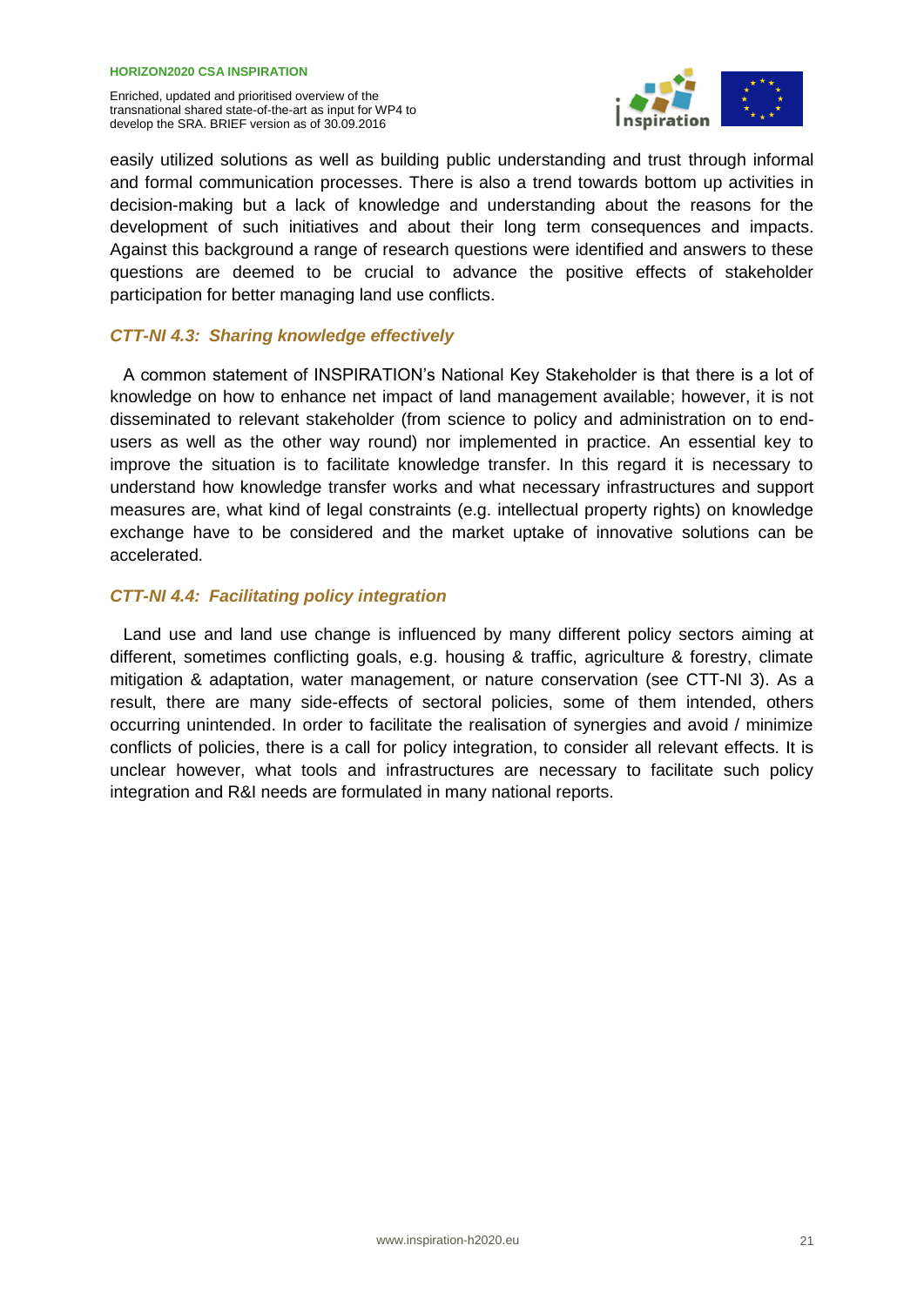easily utilized solutions as well as building public understanding and trust through informal and formal communication processes. There is also a trend towards bottom up activities in decision-making but a lack of knowledge and understanding about the reasons for the development of such initiatives and about their long term consequences and impacts. Against this background a range of research questions were identified and answers to these questions are deemed to be crucial to advance the positive effects of stakeholder participation for better managing land use conflicts.

### *CTT-NI 4.3: Sharing knowledge effectively*

A common statement of INSPIRATION's National Key Stakeholder is that there is a lot of knowledge on how to enhance net impact of land management available; however, it is not disseminated to relevant stakeholder (from science to policy and administration on to end-users as well as the other way round) nor implemented in practice. An essential key to improve the situation is to facilitate knowledge transfer. In this regard it is necessary to understand how knowledge transfer works and what necessary infrastructures and support measures are, what kind of legal constraints (e.g. intellectual property rights) on knowledge exchange have to be considered and the market uptake of innovative solutions can be accelerated.

### *CTT-NI 4.4: Facilitating policy integration*

Land use and land use change is influenced by many different policy sectors aiming at different, sometimes conflicting goals, e.g. housing & traffic, agriculture & forestry, climate mitigation & adaptation, water management, or nature conservation (see CTT-NI 3). As a result, there are many side-effects of sectoral policies, some of them intended, others occurring unintended. In order to facilitate the realisation of synergies and avoid / minimize conflicts of policies, there is a call for policy integration, to consider all relevant effects. It is unclear however, what tools and infrastructures are necessary to facilitate such policy integration and R&I needs are formulated in many national reports.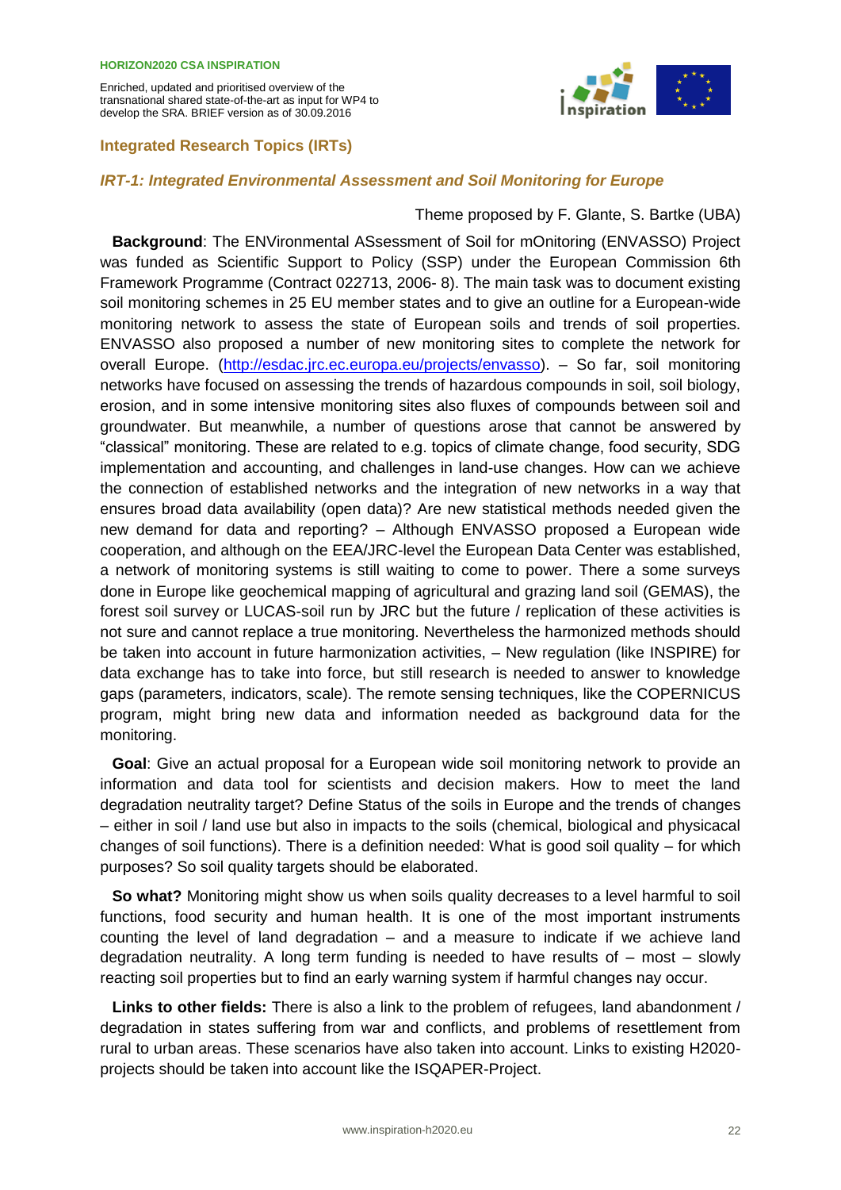## Integrated Research Topics (IRTs)

### *IRT-1: Integrated Environmental Assessment and Soil Monitoring for Europe*

Theme proposed by F. Glante, S. Bartke (UBA)

**Background**: The ENVironmental ASsessment of Soil for mOnitoring (ENVASSO) Project was funded as Scientific Support to Policy (SSP) under the European Commission 6th Framework Programme (Contract 022713, 2006- 8). The main task was to document existing soil monitoring schemes in 25 EU member states and to give an outline for a European-wide monitoring network to assess the state of European soils and trends of soil properties. ENVASSO also proposed a number of new monitoring sites to complete the network for overall Europe. (http://esdac.jrc.ec.europa.eu/projects/envasso). – So far, soil monitoring networks have focused on assessing the trends of hazardous compounds in soil, soil biology, erosion, and in some intensive monitoring sites also fluxes of compounds between soil and groundwater. But meanwhile, a number of questions arose that cannot be answered by "classical" monitoring. These are related to e.g. topics of climate change, food security, SDG implementation and accounting, and challenges in land-use changes. How can we achieve the connection of established networks and the integration of new networks in a way that ensures broad data availability (open data)? Are new statistical methods needed given the new demand for data and reporting? – Although ENVASSO proposed a European wide cooperation, and although on the EEA/JRC-level the European Data Center was established, a network of monitoring systems is still waiting to come to power. There a some surveys done in Europe like geochemical mapping of agricultural and grazing land soil (GEMAS), the forest soil survey or LUCAS-soil run by JRC but the future / replication of these activities is not sure and cannot replace a true monitoring. Nevertheless the harmonized methods should be taken into account in future harmonization activities, – New regulation (like INSPIRE) for data exchange has to take into force, but still research is needed to answer to knowledge gaps (parameters, indicators, scale). The remote sensing techniques, like the COPERNICUS program, might bring new data and information needed as background data for the monitoring.

**Goal**: Give an actual proposal for a European wide soil monitoring network to provide an information and data tool for scientists and decision makers. How to meet the land degradation neutrality target? Define Status of the soils in Europe and the trends of changes – either in soil / land use but also in impacts to the soils (chemical, biological and physicacal changes of soil functions). There is a definition needed: What is good soil quality – for which purposes? So soil quality targets should be elaborated.

**So what?** Monitoring might show us when soils quality decreases to a level harmful to soil functions, food security and human health. It is one of the most important instruments counting the level of land degradation – and a measure to indicate if we achieve land degradation neutrality. A long term funding is needed to have results of – most – slowly reacting soil properties but to find an early warning system if harmful changes nay occur.

**Links to other fields:** There is also a link to the problem of refugees, land abandonment / degradation in states suffering from war and conflicts, and problems of resettlement from rural to urban areas. These scenarios have also taken into account. Links to existing H2020-projects should be taken into account like the ISQAPER-Project.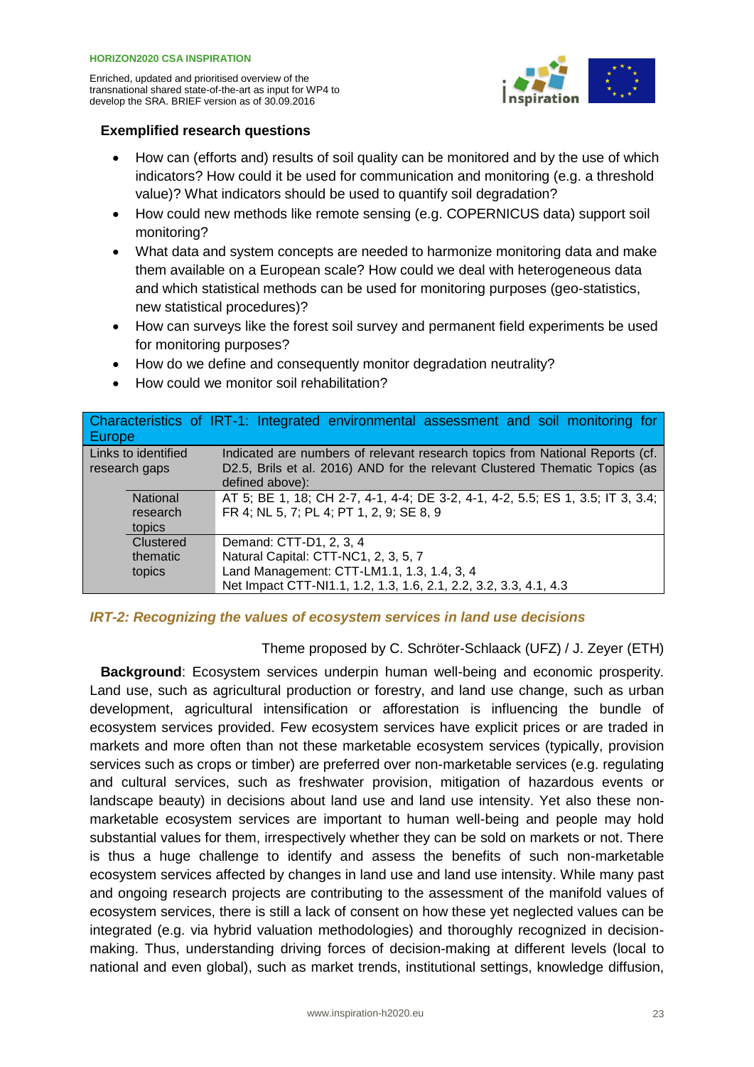**Exemplified research questions**

- How can (efforts and) results of soil quality can be monitored and by the use of which indicators? How could it be used for communication and monitoring (e.g. a threshold value)? What indicators should be used to quantify soil degradation?
- How could new methods like remote sensing (e.g. COPERNICUS data) support soil monitoring?
- What data and system concepts are needed to harmonize monitoring data and make them available on a European scale? How could we deal with heterogeneous data and which statistical methods can be used for monitoring purposes (geo-statistics, new statistical procedures)?
- How can surveys like the forest soil survey and permanent field experiments be used for monitoring purposes?
- How do we define and consequently monitor degradation neutrality?
- How could we monitor soil rehabilitation?

| Characteristics of IRT-1: Integrated environmental assessment and soil monitoring for Europe | | |
|---|---|---|
| Links to identified research gaps | | Indicated are numbers of relevant research topics from National Reports (cf. D2.5, Brils et al. 2016) AND for the relevant Clustered Thematic Topics (as defined above): |
| | National research topics | AT 5; BE 1, 18; CH 2-7, 4-1, 4-4; DE 3-2, 4-1, 4-2, 5.5; ES 1, 3.5; IT 3, 3.4; FR 4; NL 5, 7; PL 4; PT 1, 2, 9; SE 8, 9 |
| | Clustered thematic topics | Demand: CTT-D1, 2, 3, 4<br>Natural Capital: CTT-NC1, 2, 3, 5, 7<br>Land Management: CTT-LM1.1, 1.3, 1.4, 3, 4<br>Net Impact CTT-NI1.1, 1.2, 1.3, 1.6, 2.1, 2.2, 3.2, 3.3, 4.1, 4.3 |

### *IRT-2: Recognizing the values of ecosystem services in land use decisions*

Theme proposed by C. Schröter-Schlaack (UFZ) / J. Zeyer (ETH)

**Background**: Ecosystem services underpin human well-being and economic prosperity. Land use, such as agricultural production or forestry, and land use change, such as urban development, agricultural intensification or afforestation is influencing the bundle of ecosystem services provided. Few ecosystem services have explicit prices or are traded in markets and more often than not these marketable ecosystem services (typically, provision services such as crops or timber) are preferred over non-marketable services (e.g. regulating and cultural services, such as freshwater provision, mitigation of hazardous events or landscape beauty) in decisions about land use and land use intensity. Yet also these non-marketable ecosystem services are important to human well-being and people may hold substantial values for them, irrespectively whether they can be sold on markets or not. There is thus a huge challenge to identify and assess the benefits of such non-marketable ecosystem services affected by changes in land use and land use intensity. While many past and ongoing research projects are contributing to the assessment of the manifold values of ecosystem services, there is still a lack of consent on how these yet neglected values can be integrated (e.g. via hybrid valuation methodologies) and thoroughly recognized in decision-making. Thus, understanding driving forces of decision-making at different levels (local to national and even global), such as market trends, institutional settings, knowledge diffusion,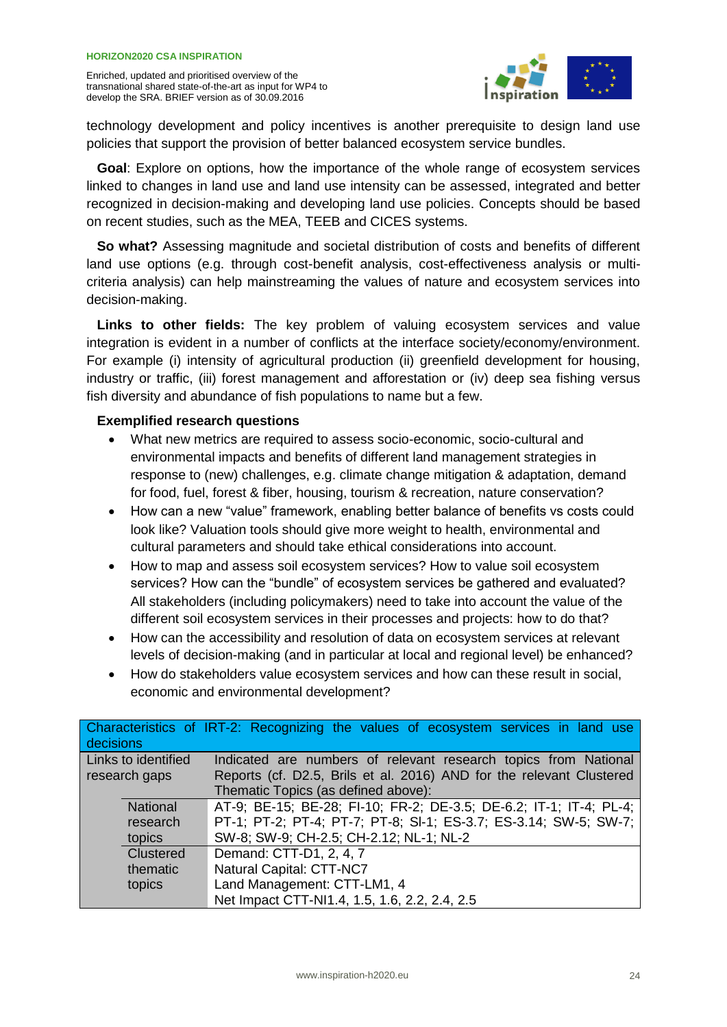technology development and policy incentives is another prerequisite to design land use policies that support the provision of better balanced ecosystem service bundles.

**Goal**: Explore on options, how the importance of the whole range of ecosystem services linked to changes in land use and land use intensity can be assessed, integrated and better recognized in decision-making and developing land use policies. Concepts should be based on recent studies, such as the MEA, TEEB and CICES systems.

**So what?** Assessing magnitude and societal distribution of costs and benefits of different land use options (e.g. through cost-benefit analysis, cost-effectiveness analysis or multi-criteria analysis) can help mainstreaming the values of nature and ecosystem services into decision-making.

**Links to other fields:** The key problem of valuing ecosystem services and value integration is evident in a number of conflicts at the interface society/economy/environment. For example (i) intensity of agricultural production (ii) greenfield development for housing, industry or traffic, (iii) forest management and afforestation or (iv) deep sea fishing versus fish diversity and abundance of fish populations to name but a few.

**Exemplified research questions**

- What new metrics are required to assess socio-economic, socio-cultural and environmental impacts and benefits of different land management strategies in response to (new) challenges, e.g. climate change mitigation & adaptation, demand for food, fuel, forest & fiber, housing, tourism & recreation, nature conservation?
- How can a new "value" framework, enabling better balance of benefits vs costs could look like? Valuation tools should give more weight to health, environmental and cultural parameters and should take ethical considerations into account.
- How to map and assess soil ecosystem services? How to value soil ecosystem services? How can the "bundle" of ecosystem services be gathered and evaluated? All stakeholders (including policymakers) need to take into account the value of the different soil ecosystem services in their processes and projects: how to do that?
- How can the accessibility and resolution of data on ecosystem services at relevant levels of decision-making (and in particular at local and regional level) be enhanced?
- How do stakeholders value ecosystem services and how can these result in social, economic and environmental development?

| Characteristics of IRT-2: Recognizing the values of ecosystem services in land use decisions | | |
|---|---|---|
| Links to identified research gaps | | Indicated are numbers of relevant research topics from National Reports (cf. D2.5, Brils et al. 2016) AND for the relevant Clustered Thematic Topics (as defined above): |
| | National research topics | AT-9; BE-15; BE-28; FI-10; FR-2; DE-3.5; DE-6.2; IT-1; IT-4; PL-4; PT-1; PT-2; PT-4; PT-7; PT-8; SI-1; ES-3.7; ES-3.14; SW-5; SW-7; SW-8; SW-9; CH-2.5; CH-2.12; NL-1; NL-2 |
| | Clustered thematic topics | Demand: CTT-D1, 2, 4, 7<br>Natural Capital: CTT-NC7<br>Land Management: CTT-LM1, 4<br>Net Impact CTT-NI1.4, 1.5, 1.6, 2.2, 2.4, 2.5 |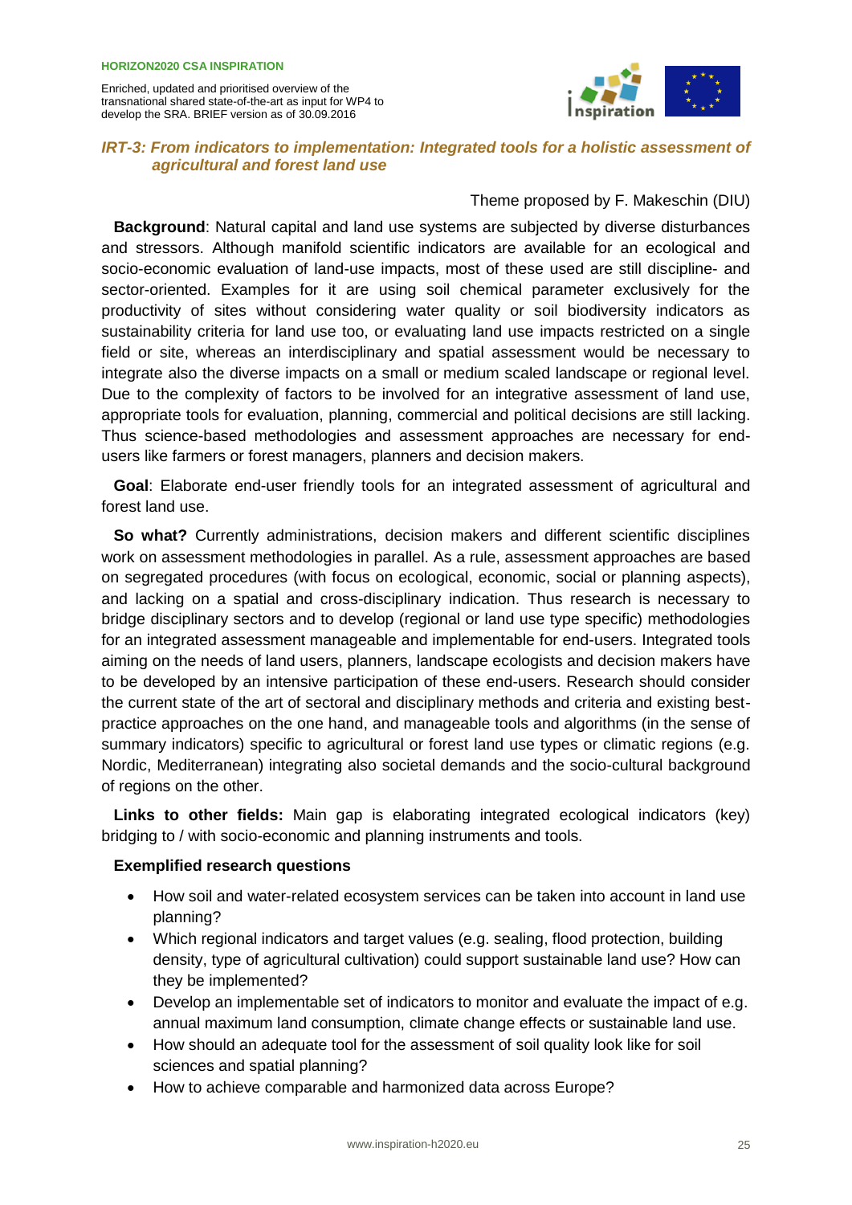### *IRT-3: From indicators to implementation: Integrated tools for a holistic assessment of agricultural and forest land use*

Theme proposed by F. Makeschin (DIU)

**Background**: Natural capital and land use systems are subjected by diverse disturbances and stressors. Although manifold scientific indicators are available for an ecological and socio-economic evaluation of land-use impacts, most of these used are still discipline- and sector-oriented. Examples for it are using soil chemical parameter exclusively for the productivity of sites without considering water quality or soil biodiversity indicators as sustainability criteria for land use too, or evaluating land use impacts restricted on a single field or site, whereas an interdisciplinary and spatial assessment would be necessary to integrate also the diverse impacts on a small or medium scaled landscape or regional level. Due to the complexity of factors to be involved for an integrative assessment of land use, appropriate tools for evaluation, planning, commercial and political decisions are still lacking. Thus science-based methodologies and assessment approaches are necessary for end-users like farmers or forest managers, planners and decision makers.

**Goal**: Elaborate end-user friendly tools for an integrated assessment of agricultural and forest land use.

**So what?** Currently administrations, decision makers and different scientific disciplines work on assessment methodologies in parallel. As a rule, assessment approaches are based on segregated procedures (with focus on ecological, economic, social or planning aspects), and lacking on a spatial and cross-disciplinary indication. Thus research is necessary to bridge disciplinary sectors and to develop (regional or land use type specific) methodologies for an integrated assessment manageable and implementable for end-users. Integrated tools aiming on the needs of land users, planners, landscape ecologists and decision makers have to be developed by an intensive participation of these end-users. Research should consider the current state of the art of sectoral and disciplinary methods and criteria and existing best-practice approaches on the one hand, and manageable tools and algorithms (in the sense of summary indicators) specific to agricultural or forest land use types or climatic regions (e.g. Nordic, Mediterranean) integrating also societal demands and the socio-cultural background of regions on the other.

**Links to other fields:** Main gap is elaborating integrated ecological indicators (key) bridging to / with socio-economic and planning instruments and tools.

**Exemplified research questions**

- How soil and water-related ecosystem services can be taken into account in land use planning?
- Which regional indicators and target values (e.g. sealing, flood protection, building density, type of agricultural cultivation) could support sustainable land use? How can they be implemented?
- Develop an implementable set of indicators to monitor and evaluate the impact of e.g. annual maximum land consumption, climate change effects or sustainable land use.
- How should an adequate tool for the assessment of soil quality look like for soil sciences and spatial planning?
- How to achieve comparable and harmonized data across Europe?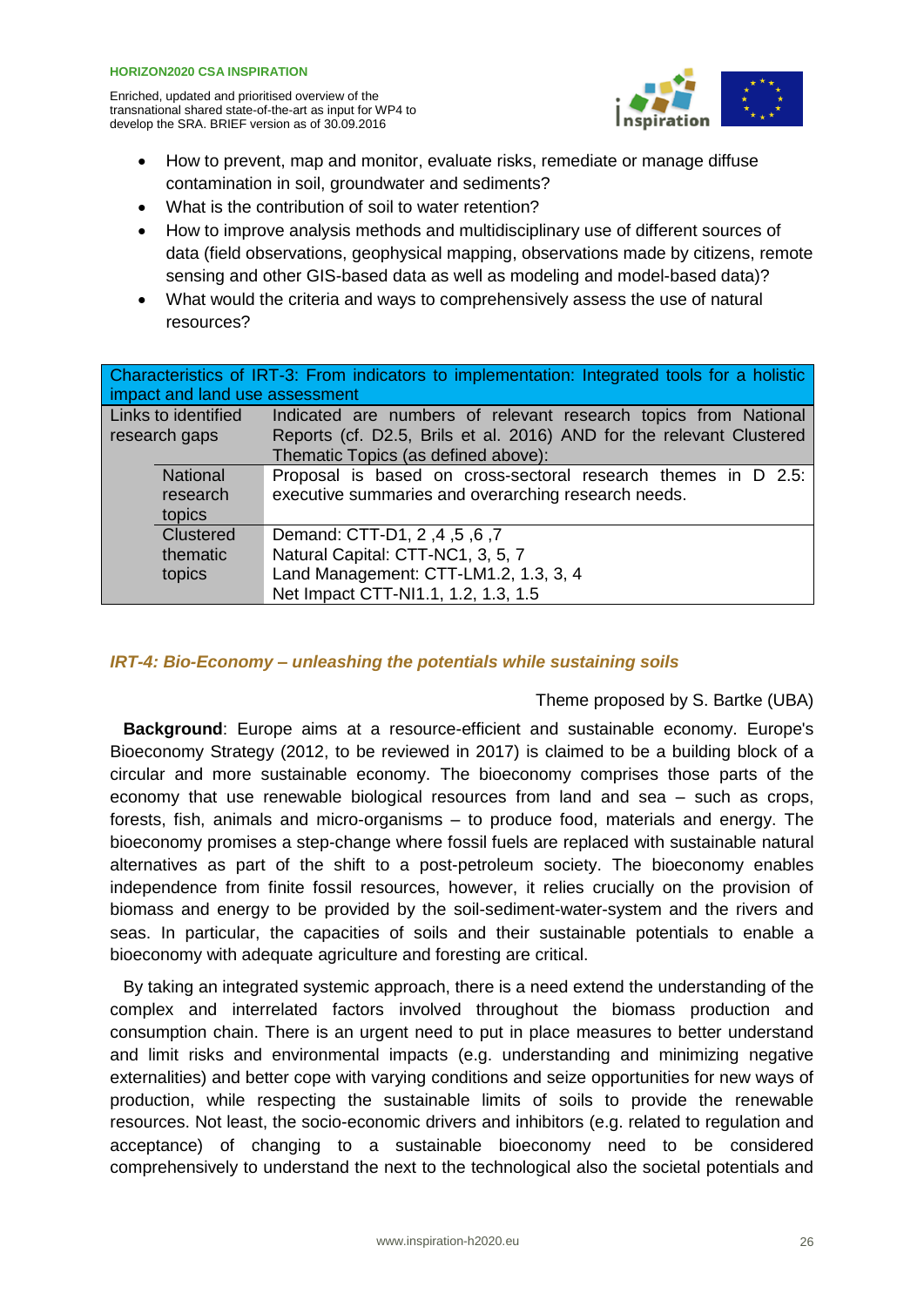- How to prevent, map and monitor, evaluate risks, remediate or manage diffuse contamination in soil, groundwater and sediments?
- What is the contribution of soil to water retention?
- How to improve analysis methods and multidisciplinary use of different sources of data (field observations, geophysical mapping, observations made by citizens, remote sensing and other GIS-based data as well as modeling and model-based data)?
- What would the criteria and ways to comprehensively assess the use of natural resources?

| Characteristics of IRT-3: From indicators to implementation: Integrated tools for a holistic impact and land use assessment | | |
|---|---|---|
| Links to identified research gaps | | Indicated are numbers of relevant research topics from National Reports (cf. D2.5, Brils et al. 2016) AND for the relevant Clustered Thematic Topics (as defined above): |
| | National research topics | Proposal is based on cross-sectoral research themes in D 2.5: executive summaries and overarching research needs. |
| | Clustered thematic topics | Demand: CTT-D1, 2 ,4 ,5 ,6 ,7<br>Natural Capital: CTT-NC1, 3, 5, 7<br>Land Management: CTT-LM1.2, 1.3, 3, 4<br>Net Impact CTT-NI1.1, 1.2, 1.3, 1.5 |

### *IRT-4: Bio-Economy – unleashing the potentials while sustaining soils*

Theme proposed by S. Bartke (UBA)

**Background**: Europe aims at a resource-efficient and sustainable economy. Europe's Bioeconomy Strategy (2012, to be reviewed in 2017) is claimed to be a building block of a circular and more sustainable economy. The bioeconomy comprises those parts of the economy that use renewable biological resources from land and sea – such as crops, forests, fish, animals and micro-organisms – to produce food, materials and energy. The bioeconomy promises a step-change where fossil fuels are replaced with sustainable natural alternatives as part of the shift to a post-petroleum society. The bioeconomy enables independence from finite fossil resources, however, it relies crucially on the provision of biomass and energy to be provided by the soil-sediment-water-system and the rivers and seas. In particular, the capacities of soils and their sustainable potentials to enable a bioeconomy with adequate agriculture and foresting are critical.

By taking an integrated systemic approach, there is a need extend the understanding of the complex and interrelated factors involved throughout the biomass production and consumption chain. There is an urgent need to put in place measures to better understand and limit risks and environmental impacts (e.g. understanding and minimizing negative externalities) and better cope with varying conditions and seize opportunities for new ways of production, while respecting the sustainable limits of soils to provide the renewable resources. Not least, the socio-economic drivers and inhibitors (e.g. related to regulation and acceptance) of changing to a sustainable bioeconomy need to be considered comprehensively to understand the next to the technological also the societal potentials and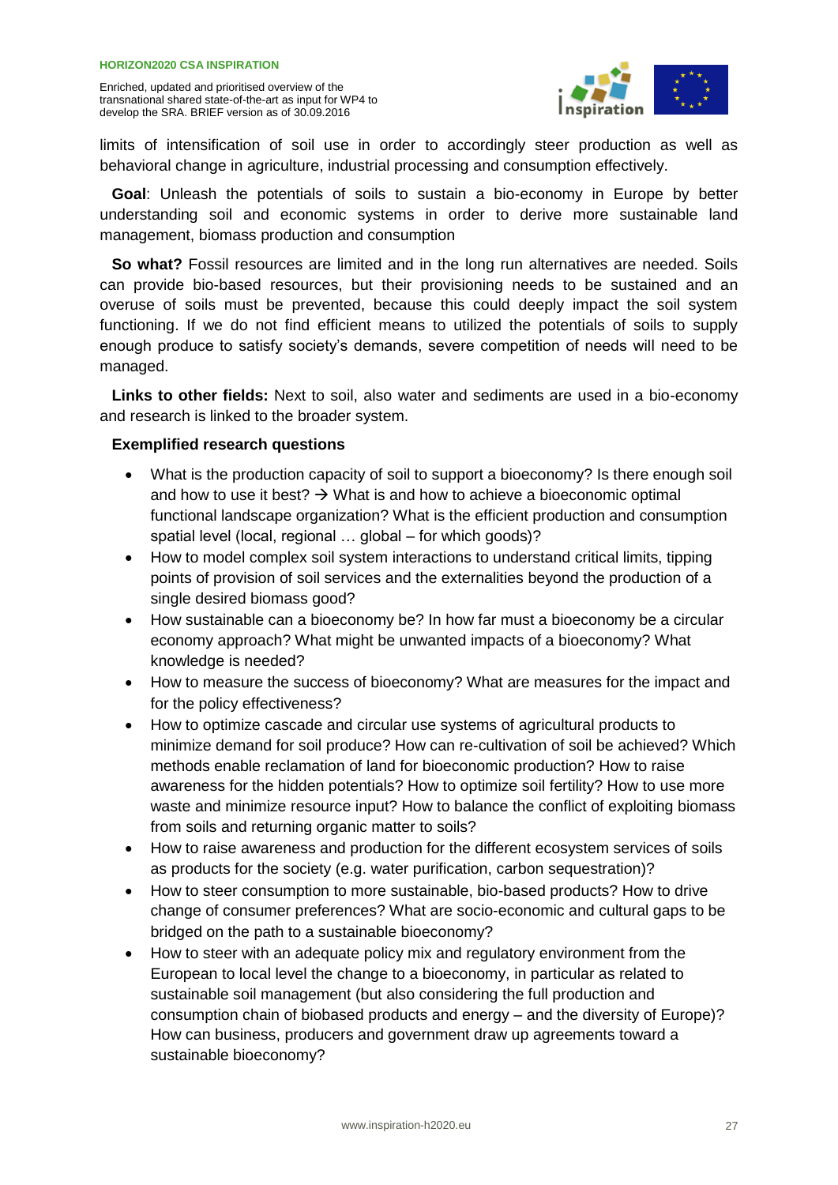limits of intensification of soil use in order to accordingly steer production as well as behavioral change in agriculture, industrial processing and consumption effectively.

**Goal**: Unleash the potentials of soils to sustain a bio-economy in Europe by better understanding soil and economic systems in order to derive more sustainable land management, biomass production and consumption

**So what?** Fossil resources are limited and in the long run alternatives are needed. Soils can provide bio-based resources, but their provisioning needs to be sustained and an overuse of soils must be prevented, because this could deeply impact the soil system functioning. If we do not find efficient means to utilized the potentials of soils to supply enough produce to satisfy society's demands, severe competition of needs will need to be managed.

**Links to other fields:** Next to soil, also water and sediments are used in a bio-economy and research is linked to the broader system.

**Exemplified research questions**

- What is the production capacity of soil to support a bioeconomy? Is there enough soil and how to use it best? → What is and how to achieve a bioeconomic optimal functional landscape organization? What is the efficient production and consumption spatial level (local, regional … global – for which goods)?
- How to model complex soil system interactions to understand critical limits, tipping points of provision of soil services and the externalities beyond the production of a single desired biomass good?
- How sustainable can a bioeconomy be? In how far must a bioeconomy be a circular economy approach? What might be unwanted impacts of a bioeconomy? What knowledge is needed?
- How to measure the success of bioeconomy? What are measures for the impact and for the policy effectiveness?
- How to optimize cascade and circular use systems of agricultural products to minimize demand for soil produce? How can re-cultivation of soil be achieved? Which methods enable reclamation of land for bioeconomic production? How to raise awareness for the hidden potentials? How to optimize soil fertility? How to use more waste and minimize resource input? How to balance the conflict of exploiting biomass from soils and returning organic matter to soils?
- How to raise awareness and production for the different ecosystem services of soils as products for the society (e.g. water purification, carbon sequestration)?
- How to steer consumption to more sustainable, bio-based products? How to drive change of consumer preferences? What are socio-economic and cultural gaps to be bridged on the path to a sustainable bioeconomy?
- How to steer with an adequate policy mix and regulatory environment from the European to local level the change to a bioeconomy, in particular as related to sustainable soil management (but also considering the full production and consumption chain of biobased products and energy – and the diversity of Europe)? How can business, producers and government draw up agreements toward a sustainable bioeconomy?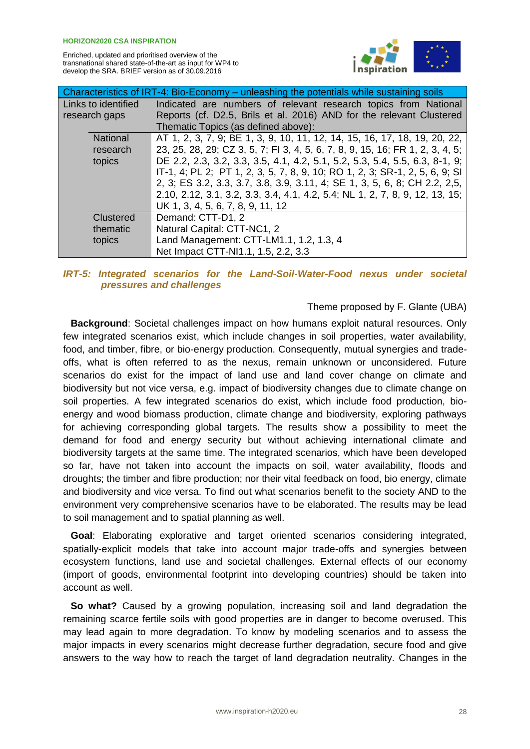| Characteristics of IRT-4: Bio-Economy – unleashing the potentials while sustaining soils | |
|---|---|
| Links to identified research gaps | Indicated are numbers of relevant research topics from National Reports (cf. D2.5, Brils et al. 2016) AND for the relevant Clustered Thematic Topics (as defined above): |
| National research topics | AT 1, 2, 3, 7, 9; BE 1, 3, 9, 10, 11, 12, 14, 15, 16, 17, 18, 19, 20, 22, 23, 25, 28, 29; CZ 3, 5, 7; FI 3, 4, 5, 6, 7, 8, 9, 15, 16; FR 1, 2, 3, 4, 5; DE 2.2, 2.3, 3.2, 3.3, 3.5, 4.1, 4.2, 5.1, 5.2, 5.3, 5.4, 5.5, 6.3, 8-1, 9; IT-1, 4; PL 2; PT 1, 2, 3, 5, 7, 8, 9, 10; RO 1, 2, 3; SR-1, 2, 5, 6, 9; SI 2, 3; ES 3.2, 3.3, 3.7, 3.8, 3.9, 3.11, 4; SE 1, 3, 5, 6, 8; CH 2.2, 2,5, 2.10, 2.12, 3.1, 3.2, 3.3, 3.4, 4.1, 4.2, 5.4; NL 1, 2, 7, 8, 9, 12, 13, 15; UK 1, 3, 4, 5, 6, 7, 8, 9, 11, 12 |
| Clustered thematic topics | Demand: CTT-D1, 2<br>Natural Capital: CTT-NC1, 2<br>Land Management: CTT-LM1.1, 1.2, 1.3, 4<br>Net Impact CTT-NI1.1, 1.5, 2.2, 3.3 |

### *IRT-5: Integrated scenarios for the Land-Soil-Water-Food nexus under societal pressures and challenges*

Theme proposed by F. Glante (UBA)

**Background**: Societal challenges impact on how humans exploit natural resources. Only few integrated scenarios exist, which include changes in soil properties, water availability, food, and timber, fibre, or bio-energy production. Consequently, mutual synergies and trade-offs, what is often referred to as the nexus, remain unknown or unconsidered. Future scenarios do exist for the impact of land use and land cover change on climate and biodiversity but not vice versa, e.g. impact of biodiversity changes due to climate change on soil properties. A few integrated scenarios do exist, which include food production, bio-energy and wood biomass production, climate change and biodiversity, exploring pathways for achieving corresponding global targets. The results show a possibility to meet the demand for food and energy security but without achieving international climate and biodiversity targets at the same time. The integrated scenarios, which have been developed so far, have not taken into account the impacts on soil, water availability, floods and droughts; the timber and fibre production; nor their vital feedback on food, bio energy, climate and biodiversity and vice versa. To find out what scenarios benefit to the society AND to the environment very comprehensive scenarios have to be elaborated. The results may be lead to soil management and to spatial planning as well.

**Goal**: Elaborating explorative and target oriented scenarios considering integrated, spatially-explicit models that take into account major trade-offs and synergies between ecosystem functions, land use and societal challenges. External effects of our economy (import of goods, environmental footprint into developing countries) should be taken into account as well.

**So what?** Caused by a growing population, increasing soil and land degradation the remaining scarce fertile soils with good properties are in danger to become overused. This may lead again to more degradation. To know by modeling scenarios and to assess the major impacts in every scenarios might decrease further degradation, secure food and give answers to the way how to reach the target of land degradation neutrality. Changes in the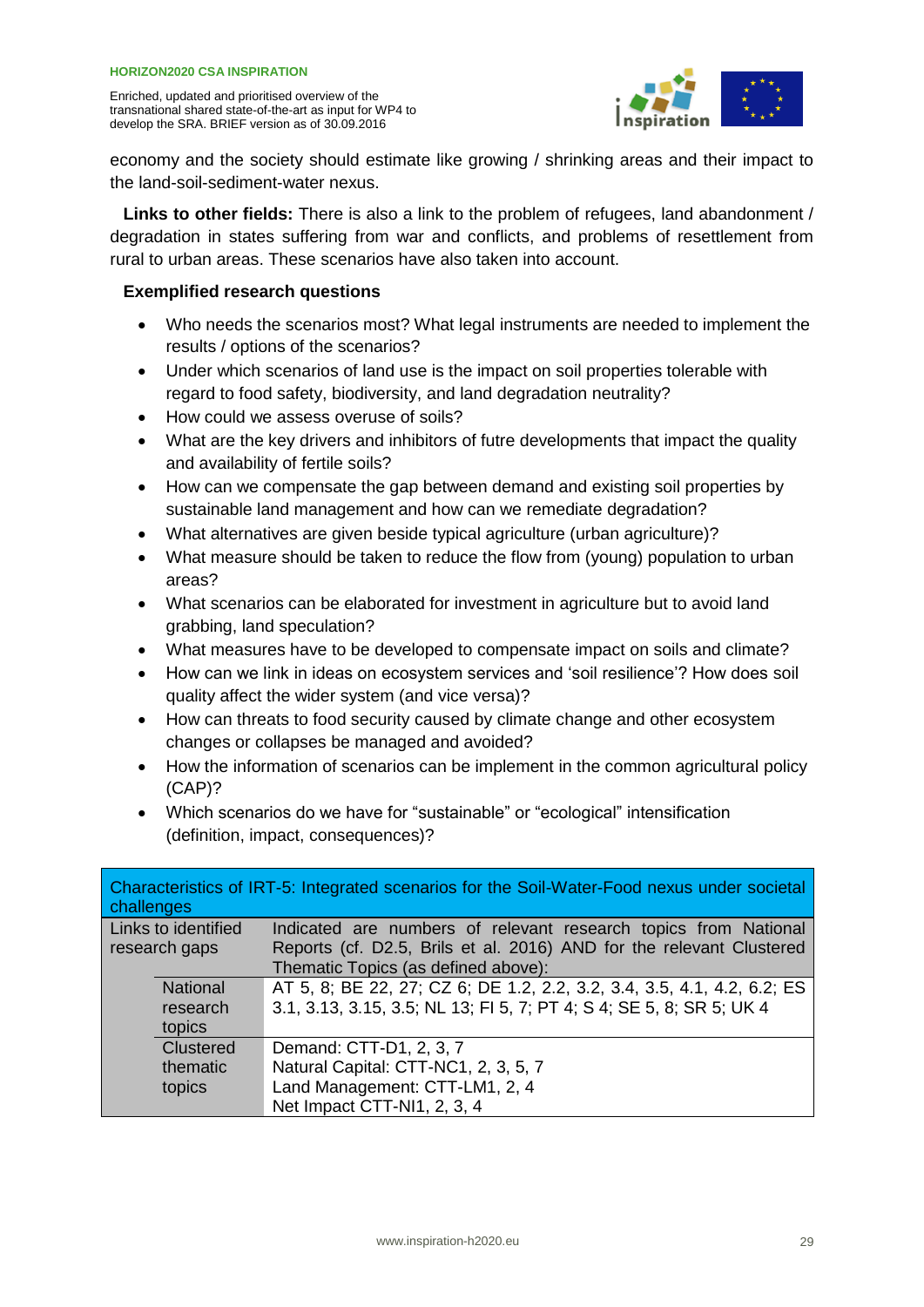economy and the society should estimate like growing / shrinking areas and their impact to the land-soil-sediment-water nexus.

**Links to other fields:** There is also a link to the problem of refugees, land abandonment / degradation in states suffering from war and conflicts, and problems of resettlement from rural to urban areas. These scenarios have also taken into account.

**Exemplified research questions**

- Who needs the scenarios most? What legal instruments are needed to implement the results / options of the scenarios?
- Under which scenarios of land use is the impact on soil properties tolerable with regard to food safety, biodiversity, and land degradation neutrality?
- How could we assess overuse of soils?
- What are the key drivers and inhibitors of futre developments that impact the quality and availability of fertile soils?
- How can we compensate the gap between demand and existing soil properties by sustainable land management and how can we remediate degradation?
- What alternatives are given beside typical agriculture (urban agriculture)?
- What measure should be taken to reduce the flow from (young) population to urban areas?
- What scenarios can be elaborated for investment in agriculture but to avoid land grabbing, land speculation?
- What measures have to be developed to compensate impact on soils and climate?
- How can we link in ideas on ecosystem services and 'soil resilience'? How does soil quality affect the wider system (and vice versa)?
- How can threats to food security caused by climate change and other ecosystem changes or collapses be managed and avoided?
- How the information of scenarios can be implement in the common agricultural policy (CAP)?
- Which scenarios do we have for "sustainable" or "ecological" intensification (definition, impact, consequences)?

| Characteristics of IRT-5: Integrated scenarios for the Soil-Water-Food nexus under societal challenges | | |
|---|---|---|
| Links to identified research gaps | | Indicated are numbers of relevant research topics from National Reports (cf. D2.5, Brils et al. 2016) AND for the relevant Clustered Thematic Topics (as defined above): |
| | National research topics | AT 5, 8; BE 22, 27; CZ 6; DE 1.2, 2.2, 3.2, 3.4, 3.5, 4.1, 4.2, 6.2; ES 3.1, 3.13, 3.15, 3.5; NL 13; FI 5, 7; PT 4; S 4; SE 5, 8; SR 5; UK 4 |
| | Clustered thematic topics | Demand: CTT-D1, 2, 3, 7<br>Natural Capital: CTT-NC1, 2, 3, 5, 7<br>Land Management: CTT-LM1, 2, 4<br>Net Impact CTT-NI1, 2, 3, 4 |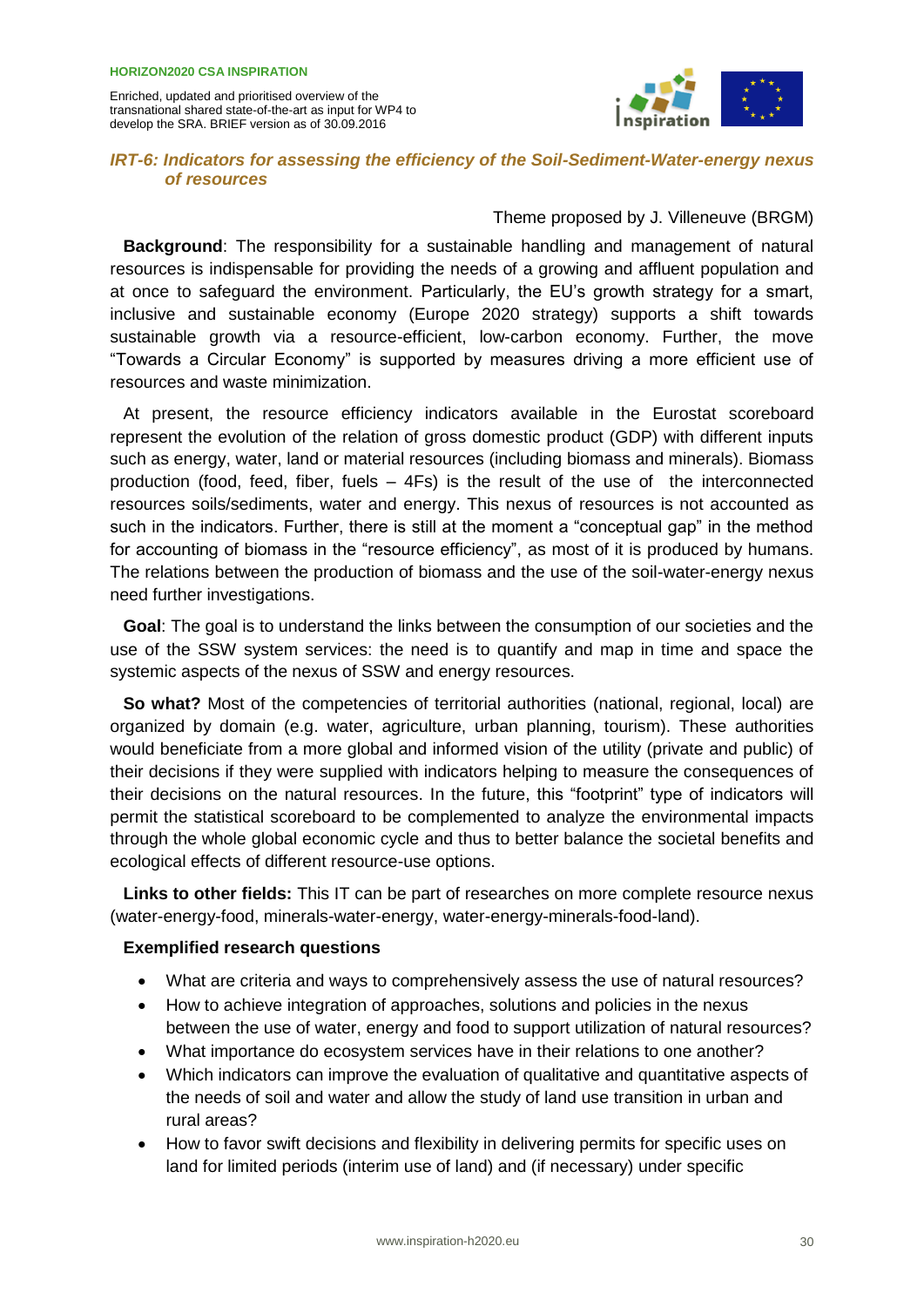### *IRT-6: Indicators for assessing the efficiency of the Soil-Sediment-Water-energy nexus of resources*

Theme proposed by J. Villeneuve (BRGM)

**Background**: The responsibility for a sustainable handling and management of natural resources is indispensable for providing the needs of a growing and affluent population and at once to safeguard the environment. Particularly, the EU's growth strategy for a smart, inclusive and sustainable economy (Europe 2020 strategy) supports a shift towards sustainable growth via a resource-efficient, low-carbon economy. Further, the move "Towards a Circular Economy" is supported by measures driving a more efficient use of resources and waste minimization.

At present, the resource efficiency indicators available in the Eurostat scoreboard represent the evolution of the relation of gross domestic product (GDP) with different inputs such as energy, water, land or material resources (including biomass and minerals). Biomass production (food, feed, fiber, fuels – 4Fs) is the result of the use of the interconnected resources soils/sediments, water and energy. This nexus of resources is not accounted as such in the indicators. Further, there is still at the moment a "conceptual gap" in the method for accounting of biomass in the "resource efficiency", as most of it is produced by humans. The relations between the production of biomass and the use of the soil-water-energy nexus need further investigations.

**Goal**: The goal is to understand the links between the consumption of our societies and the use of the SSW system services: the need is to quantify and map in time and space the systemic aspects of the nexus of SSW and energy resources.

**So what?** Most of the competencies of territorial authorities (national, regional, local) are organized by domain (e.g. water, agriculture, urban planning, tourism). These authorities would beneficiate from a more global and informed vision of the utility (private and public) of their decisions if they were supplied with indicators helping to measure the consequences of their decisions on the natural resources. In the future, this "footprint" type of indicators will permit the statistical scoreboard to be complemented to analyze the environmental impacts through the whole global economic cycle and thus to better balance the societal benefits and ecological effects of different resource-use options.

**Links to other fields:** This IT can be part of researches on more complete resource nexus (water-energy-food, minerals-water-energy, water-energy-minerals-food-land).

**Exemplified research questions**

- What are criteria and ways to comprehensively assess the use of natural resources?
- How to achieve integration of approaches, solutions and policies in the nexus between the use of water, energy and food to support utilization of natural resources?
- What importance do ecosystem services have in their relations to one another?
- Which indicators can improve the evaluation of qualitative and quantitative aspects of the needs of soil and water and allow the study of land use transition in urban and rural areas?
- How to favor swift decisions and flexibility in delivering permits for specific uses on land for limited periods (interim use of land) and (if necessary) under specific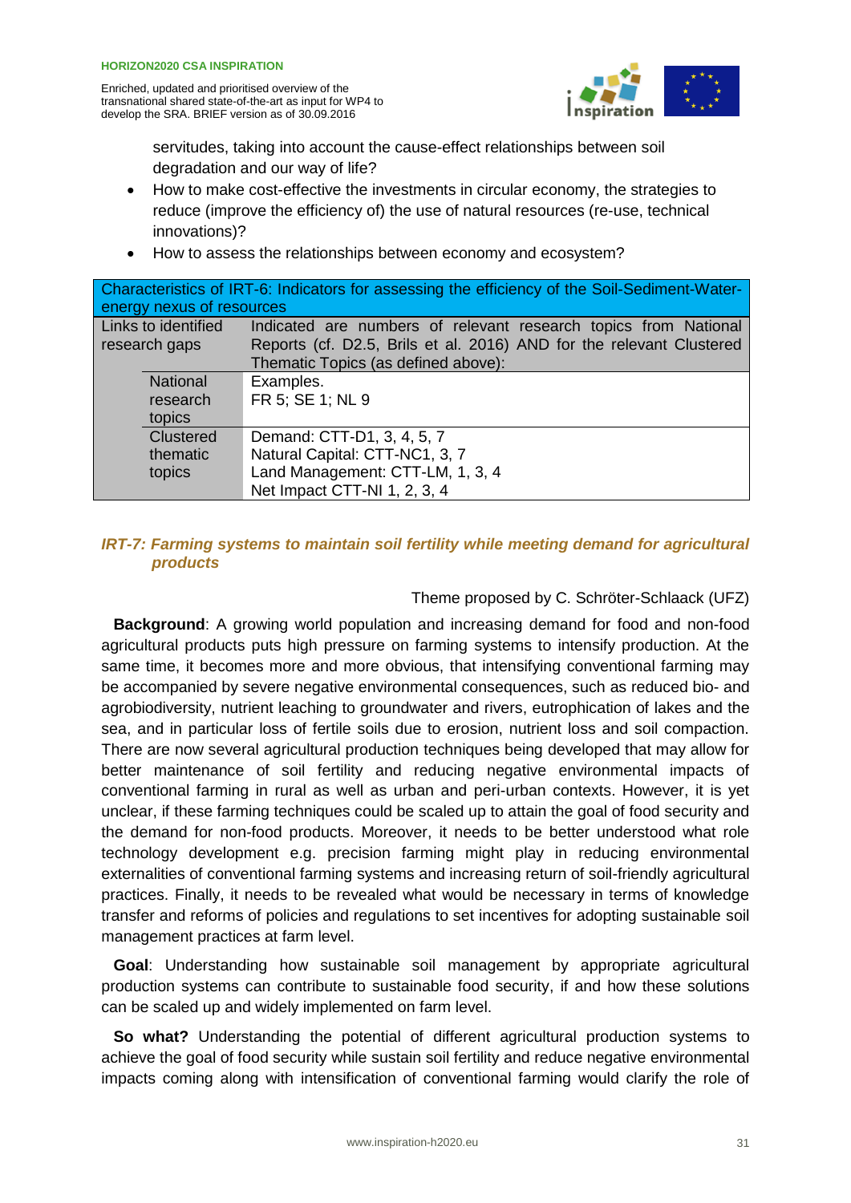servitudes, taking into account the cause-effect relationships between soil degradation and our way of life?

- How to make cost-effective the investments in circular economy, the strategies to reduce (improve the efficiency of) the use of natural resources (re-use, technical innovations)?
- How to assess the relationships between economy and ecosystem?

| Characteristics of IRT-6: Indicators for assessing the efficiency of the Soil-Sediment-Water-energy nexus of resources | | |
|---|---|---|
| Links to identified research gaps | | Indicated are numbers of relevant research topics from National Reports (cf. D2.5, Brils et al. 2016) AND for the relevant Clustered Thematic Topics (as defined above): |
| | National research topics | Examples.<br>FR 5; SE 1; NL 9 |
| | Clustered thematic topics | Demand: CTT-D1, 3, 4, 5, 7<br>Natural Capital: CTT-NC1, 3, 7<br>Land Management: CTT-LM, 1, 3, 4<br>Net Impact CTT-NI 1, 2, 3, 4 |

### *IRT-7: Farming systems to maintain soil fertility while meeting demand for agricultural products*

Theme proposed by C. Schröter-Schlaack (UFZ)

**Background**: A growing world population and increasing demand for food and non-food agricultural products puts high pressure on farming systems to intensify production. At the same time, it becomes more and more obvious, that intensifying conventional farming may be accompanied by severe negative environmental consequences, such as reduced bio- and agrobiodiversity, nutrient leaching to groundwater and rivers, eutrophication of lakes and the sea, and in particular loss of fertile soils due to erosion, nutrient loss and soil compaction. There are now several agricultural production techniques being developed that may allow for better maintenance of soil fertility and reducing negative environmental impacts of conventional farming in rural as well as urban and peri-urban contexts. However, it is yet unclear, if these farming techniques could be scaled up to attain the goal of food security and the demand for non-food products. Moreover, it needs to be better understood what role technology development e.g. precision farming might play in reducing environmental externalities of conventional farming systems and increasing return of soil-friendly agricultural practices. Finally, it needs to be revealed what would be necessary in terms of knowledge transfer and reforms of policies and regulations to set incentives for adopting sustainable soil management practices at farm level.

**Goal**: Understanding how sustainable soil management by appropriate agricultural production systems can contribute to sustainable food security, if and how these solutions can be scaled up and widely implemented on farm level.

**So what?** Understanding the potential of different agricultural production systems to achieve the goal of food security while sustain soil fertility and reduce negative environmental impacts coming along with intensification of conventional farming would clarify the role of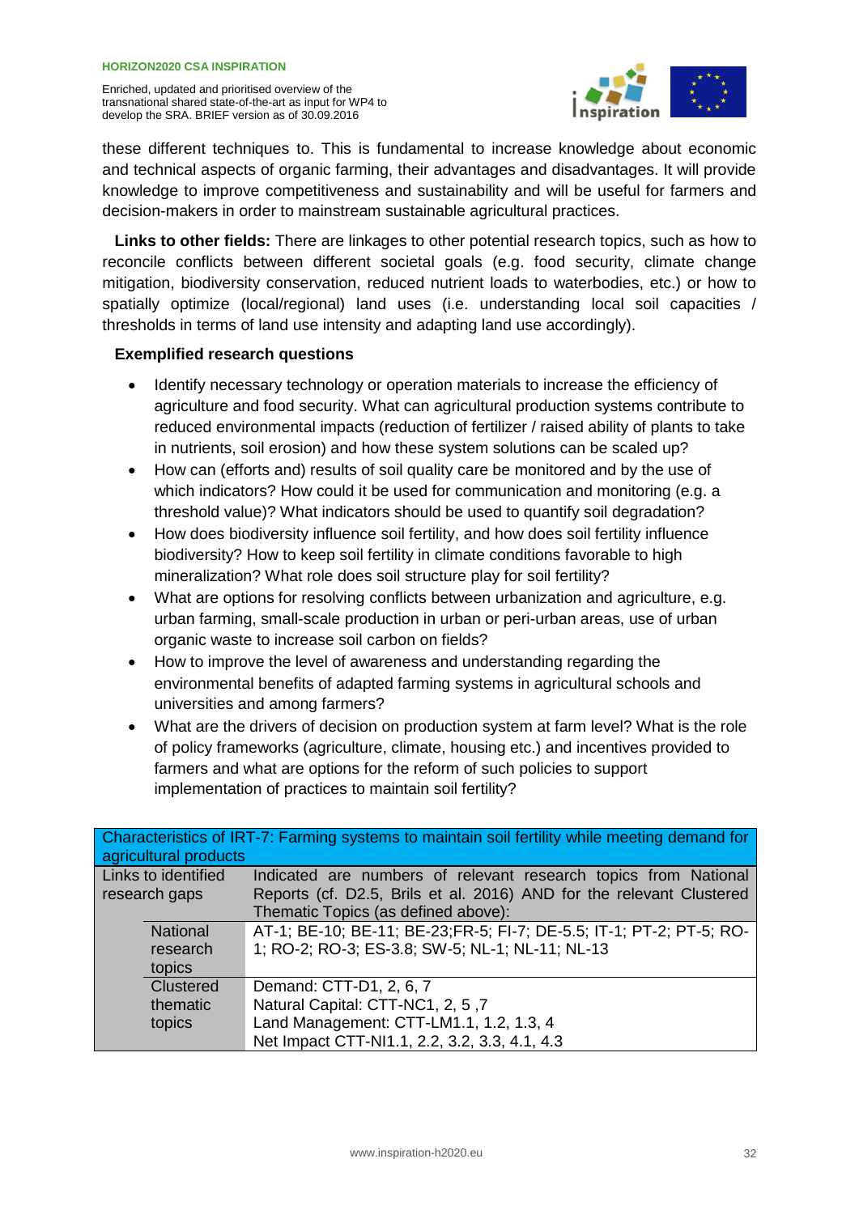these different techniques to. This is fundamental to increase knowledge about economic and technical aspects of organic farming, their advantages and disadvantages. It will provide knowledge to improve competitiveness and sustainability and will be useful for farmers and decision-makers in order to mainstream sustainable agricultural practices.

**Links to other fields:** There are linkages to other potential research topics, such as how to reconcile conflicts between different societal goals (e.g. food security, climate change mitigation, biodiversity conservation, reduced nutrient loads to waterbodies, etc.) or how to spatially optimize (local/regional) land uses (i.e. understanding local soil capacities / thresholds in terms of land use intensity and adapting land use accordingly).

**Exemplified research questions**

- Identify necessary technology or operation materials to increase the efficiency of agriculture and food security. What can agricultural production systems contribute to reduced environmental impacts (reduction of fertilizer / raised ability of plants to take in nutrients, soil erosion) and how these system solutions can be scaled up?
- How can (efforts and) results of soil quality care be monitored and by the use of which indicators? How could it be used for communication and monitoring (e.g. a threshold value)? What indicators should be used to quantify soil degradation?
- How does biodiversity influence soil fertility, and how does soil fertility influence biodiversity? How to keep soil fertility in climate conditions favorable to high mineralization? What role does soil structure play for soil fertility?
- What are options for resolving conflicts between urbanization and agriculture, e.g. urban farming, small-scale production in urban or peri-urban areas, use of urban organic waste to increase soil carbon on fields?
- How to improve the level of awareness and understanding regarding the environmental benefits of adapted farming systems in agricultural schools and universities and among farmers?
- What are the drivers of decision on production system at farm level? What is the role of policy frameworks (agriculture, climate, housing etc.) and incentives provided to farmers and what are options for the reform of such policies to support implementation of practices to maintain soil fertility?

| Characteristics of IRT-7: Farming systems to maintain soil fertility while meeting demand for agricultural products | | |
|---|---|---|
| Links to identified research gaps | | Indicated are numbers of relevant research topics from National Reports (cf. D2.5, Brils et al. 2016) AND for the relevant Clustered Thematic Topics (as defined above): |
| | National research topics | AT-1; BE-10; BE-11; BE-23;FR-5; FI-7; DE-5.5; IT-1; PT-2; PT-5; RO-1; RO-2; RO-3; ES-3.8; SW-5; NL-1; NL-11; NL-13 |
| | Clustered thematic topics | Demand: CTT-D1, 2, 6, 7<br>Natural Capital: CTT-NC1, 2, 5 ,7<br>Land Management: CTT-LM1.1, 1.2, 1.3, 4<br>Net Impact CTT-NI1.1, 2.2, 3.2, 3.3, 4.1, 4.3 |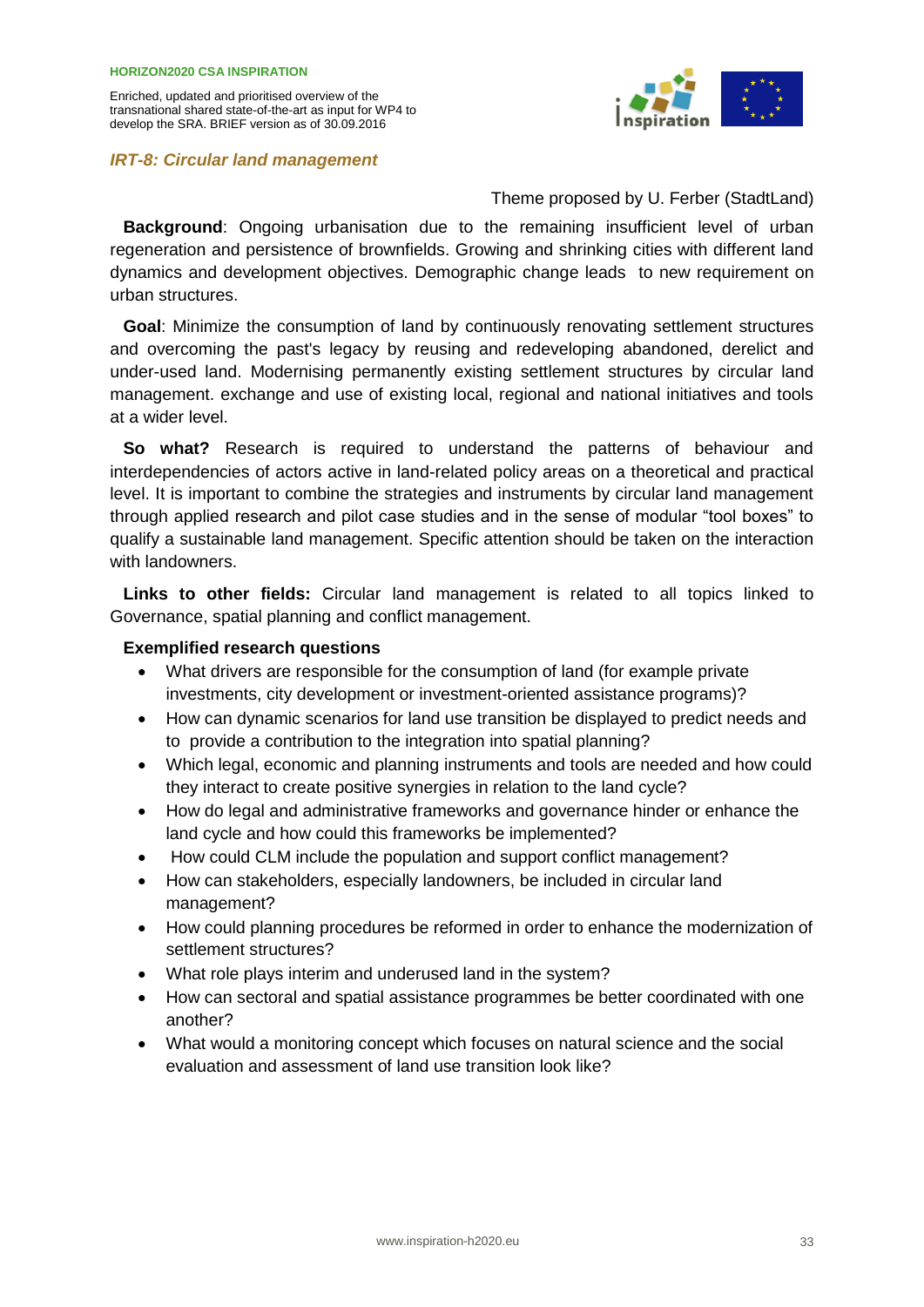## *IRT-8: Circular land management*

Theme proposed by U. Ferber (StadtLand)

**Background**: Ongoing urbanisation due to the remaining insufficient level of urban regeneration and persistence of brownfields. Growing and shrinking cities with different land dynamics and development objectives. Demographic change leads to new requirement on urban structures.

**Goal**: Minimize the consumption of land by continuously renovating settlement structures and overcoming the past's legacy by reusing and redeveloping abandoned, derelict and under-used land. Modernising permanently existing settlement structures by circular land management. exchange and use of existing local, regional and national initiatives and tools at a wider level.

**So what?** Research is required to understand the patterns of behaviour and interdependencies of actors active in land-related policy areas on a theoretical and practical level. It is important to combine the strategies and instruments by circular land management through applied research and pilot case studies and in the sense of modular "tool boxes" to qualify a sustainable land management. Specific attention should be taken on the interaction with landowners.

**Links to other fields:** Circular land management is related to all topics linked to Governance, spatial planning and conflict management.

**Exemplified research questions**

- What drivers are responsible for the consumption of land (for example private investments, city development or investment-oriented assistance programs)?
- How can dynamic scenarios for land use transition be displayed to predict needs and to provide a contribution to the integration into spatial planning?
- Which legal, economic and planning instruments and tools are needed and how could they interact to create positive synergies in relation to the land cycle?
- How do legal and administrative frameworks and governance hinder or enhance the land cycle and how could this frameworks be implemented?
- How could CLM include the population and support conflict management?
- How can stakeholders, especially landowners, be included in circular land management?
- How could planning procedures be reformed in order to enhance the modernization of settlement structures?
- What role plays interim and underused land in the system?
- How can sectoral and spatial assistance programmes be better coordinated with one another?
- What would a monitoring concept which focuses on natural science and the social evaluation and assessment of land use transition look like?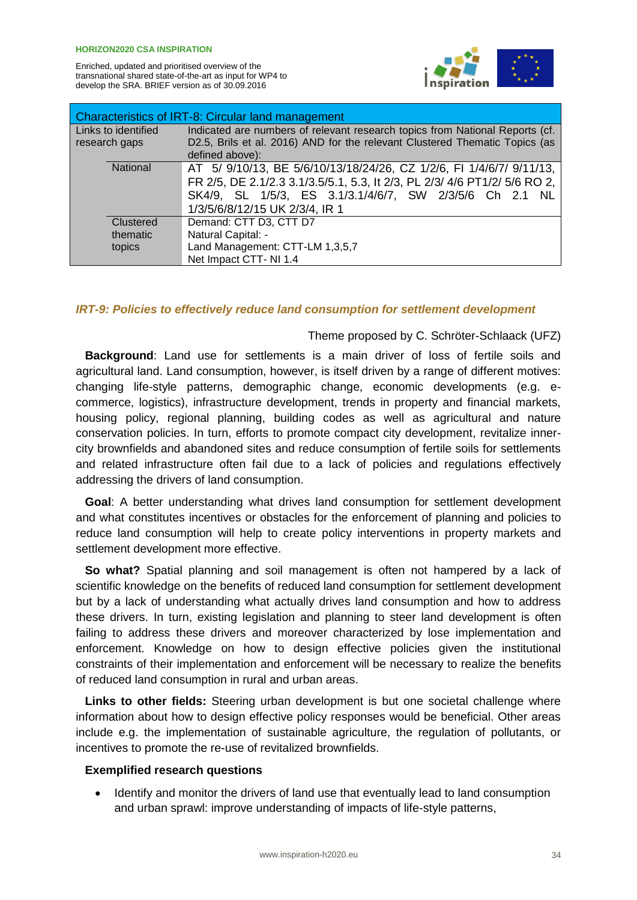| Characteristics of IRT-8: Circular land management | | |
|---|---|---|
| Links to identified research gaps | | Indicated are numbers of relevant research topics from National Reports (cf. D2.5, Brils et al. 2016) AND for the relevant Clustered Thematic Topics (as defined above): |
| | National | AT 5/ 9/10/13, BE 5/6/10/13/18/24/26, CZ 1/2/6, FI 1/4/6/7/ 9/11/13, FR 2/5, DE 2.1/2.3 3.1/3.5/5.1, 5.3, It 2/3, PL 2/3/ 4/6 PT1/2/ 5/6 RO 2, SK4/9, SL 1/5/3, ES 3.1/3.1/4/6/7, SW 2/3/5/6 Ch 2.1 NL 1/3/5/6/8/12/15 UK 2/3/4, IR 1 |
| | Clustered thematic topics | Demand: CTT D3, CTT D7<br>Natural Capital: -<br>Land Management: CTT-LM 1,3,5,7<br>Net Impact CTT- NI 1.4 |

### *IRT-9: Policies to effectively reduce land consumption for settlement development*

Theme proposed by C. Schröter-Schlaack (UFZ)

**Background**: Land use for settlements is a main driver of loss of fertile soils and agricultural land. Land consumption, however, is itself driven by a range of different motives: changing life-style patterns, demographic change, economic developments (e.g. e-commerce, logistics), infrastructure development, trends in property and financial markets, housing policy, regional planning, building codes as well as agricultural and nature conservation policies. In turn, efforts to promote compact city development, revitalize inner-city brownfields and abandoned sites and reduce consumption of fertile soils for settlements and related infrastructure often fail due to a lack of policies and regulations effectively addressing the drivers of land consumption.

**Goal**: A better understanding what drives land consumption for settlement development and what constitutes incentives or obstacles for the enforcement of planning and policies to reduce land consumption will help to create policy interventions in property markets and settlement development more effective.

**So what?** Spatial planning and soil management is often not hampered by a lack of scientific knowledge on the benefits of reduced land consumption for settlement development but by a lack of understanding what actually drives land consumption and how to address these drivers. In turn, existing legislation and planning to steer land development is often failing to address these drivers and moreover characterized by lose implementation and enforcement. Knowledge on how to design effective policies given the institutional constraints of their implementation and enforcement will be necessary to realize the benefits of reduced land consumption in rural and urban areas.

**Links to other fields:** Steering urban development is but one societal challenge where information about how to design effective policy responses would be beneficial. Other areas include e.g. the implementation of sustainable agriculture, the regulation of pollutants, or incentives to promote the re-use of revitalized brownfields.

**Exemplified research questions**

- Identify and monitor the drivers of land use that eventually lead to land consumption and urban sprawl: improve understanding of impacts of life-style patterns,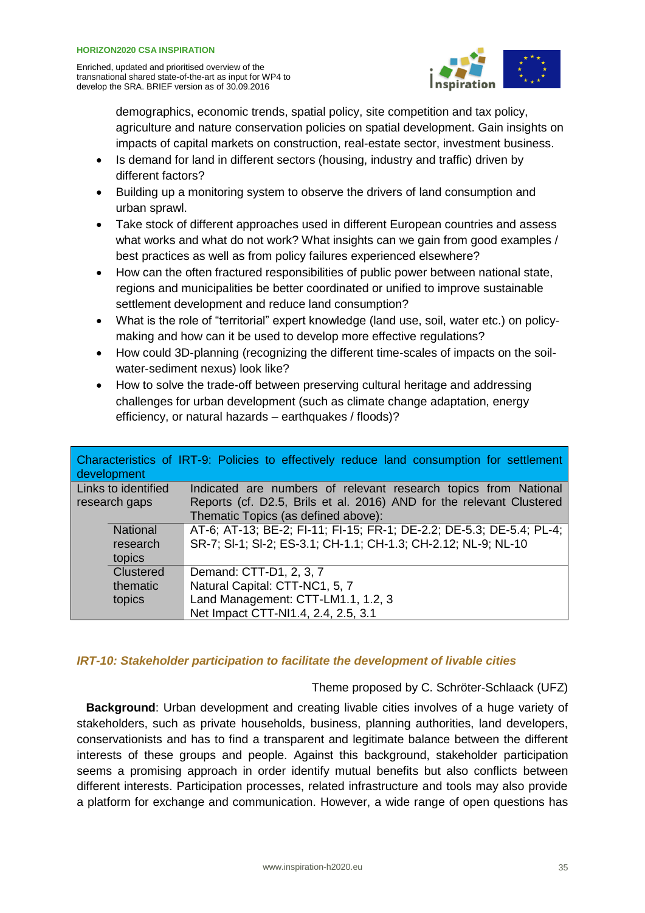demographics, economic trends, spatial policy, site competition and tax policy, agriculture and nature conservation policies on spatial development. Gain insights on impacts of capital markets on construction, real-estate sector, investment business.

- Is demand for land in different sectors (housing, industry and traffic) driven by different factors?
- Building up a monitoring system to observe the drivers of land consumption and urban sprawl.
- Take stock of different approaches used in different European countries and assess what works and what do not work? What insights can we gain from good examples / best practices as well as from policy failures experienced elsewhere?
- How can the often fractured responsibilities of public power between national state, regions and municipalities be better coordinated or unified to improve sustainable settlement development and reduce land consumption?
- What is the role of "territorial" expert knowledge (land use, soil, water etc.) on policy-making and how can it be used to develop more effective regulations?
- How could 3D-planning (recognizing the different time-scales of impacts on the soil-water-sediment nexus) look like?
- How to solve the trade-off between preserving cultural heritage and addressing challenges for urban development (such as climate change adaptation, energy efficiency, or natural hazards – earthquakes / floods)?

| Characteristics of IRT-9: Policies to effectively reduce land consumption for settlement development | | |
|---|---|---|
| Links to identified research gaps | | Indicated are numbers of relevant research topics from National Reports (cf. D2.5, Brils et al. 2016) AND for the relevant Clustered Thematic Topics (as defined above): |
| | National research topics | AT-6; AT-13; BE-2; FI-11; FI-15; FR-1; DE-2.2; DE-5.3; DE-5.4; PL-4; SR-7; SI-1; SI-2; ES-3.1; CH-1.1; CH-1.3; CH-2.12; NL-9; NL-10 |
| | Clustered thematic topics | Demand: CTT-D1, 2, 3, 7<br>Natural Capital: CTT-NC1, 5, 7<br>Land Management: CTT-LM1.1, 1.2, 3<br>Net Impact CTT-NI1.4, 2.4, 2.5, 3.1 |

### *IRT-10: Stakeholder participation to facilitate the development of livable cities*

Theme proposed by C. Schröter-Schlaack (UFZ)

**Background**: Urban development and creating livable cities involves of a huge variety of stakeholders, such as private households, business, planning authorities, land developers, conservationists and has to find a transparent and legitimate balance between the different interests of these groups and people. Against this background, stakeholder participation seems a promising approach in order identify mutual benefits but also conflicts between different interests. Participation processes, related infrastructure and tools may also provide a platform for exchange and communication. However, a wide range of open questions has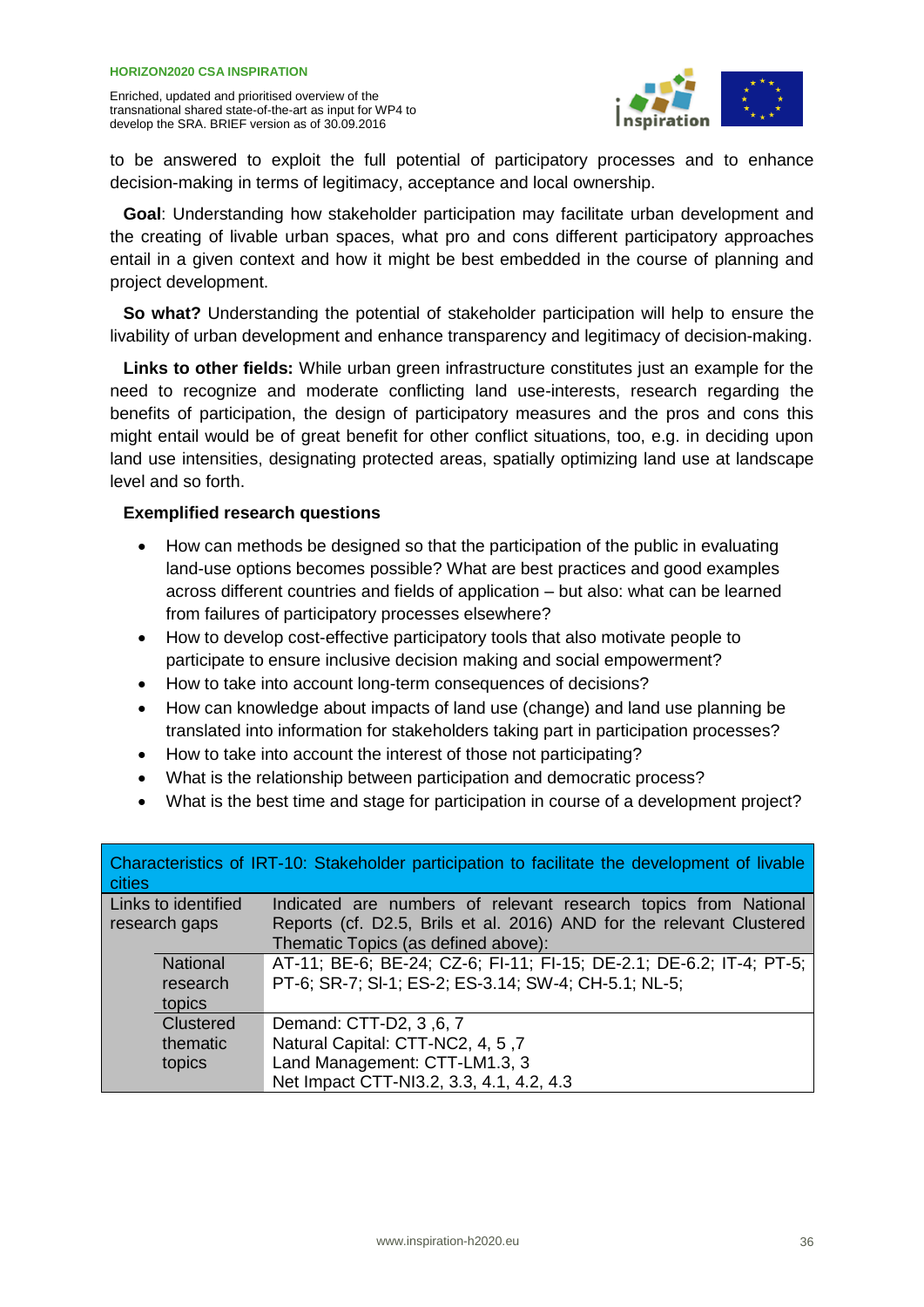to be answered to exploit the full potential of participatory processes and to enhance decision-making in terms of legitimacy, acceptance and local ownership.

**Goal**: Understanding how stakeholder participation may facilitate urban development and the creating of livable urban spaces, what pro and cons different participatory approaches entail in a given context and how it might be best embedded in the course of planning and project development.

**So what?** Understanding the potential of stakeholder participation will help to ensure the livability of urban development and enhance transparency and legitimacy of decision-making.

**Links to other fields:** While urban green infrastructure constitutes just an example for the need to recognize and moderate conflicting land use-interests, research regarding the benefits of participation, the design of participatory measures and the pros and cons this might entail would be of great benefit for other conflict situations, too, e.g. in deciding upon land use intensities, designating protected areas, spatially optimizing land use at landscape level and so forth.

**Exemplified research questions**

- How can methods be designed so that the participation of the public in evaluating land-use options becomes possible? What are best practices and good examples across different countries and fields of application – but also: what can be learned from failures of participatory processes elsewhere?
- How to develop cost-effective participatory tools that also motivate people to participate to ensure inclusive decision making and social empowerment?
- How to take into account long-term consequences of decisions?
- How can knowledge about impacts of land use (change) and land use planning be translated into information for stakeholders taking part in participation processes?
- How to take into account the interest of those not participating?
- What is the relationship between participation and democratic process?
- What is the best time and stage for participation in course of a development project?

| Characteristics of IRT-10: Stakeholder participation to facilitate the development of livable cities | |
|---|---|
| Links to identified research gaps | Indicated are numbers of relevant research topics from National Reports (cf. D2.5, Brils et al. 2016) AND for the relevant Clustered Thematic Topics (as defined above): |
| National research topics | AT-11; BE-6; BE-24; CZ-6; FI-11; FI-15; DE-2.1; DE-6.2; IT-4; PT-5; PT-6; SR-7; SI-1; ES-2; ES-3.14; SW-4; CH-5.1; NL-5; |
| Clustered thematic topics | Demand: CTT-D2, 3 ,6, 7<br>Natural Capital: CTT-NC2, 4, 5 ,7<br>Land Management: CTT-LM1.3, 3<br>Net Impact CTT-NI3.2, 3.3, 4.1, 4.2, 4.3 |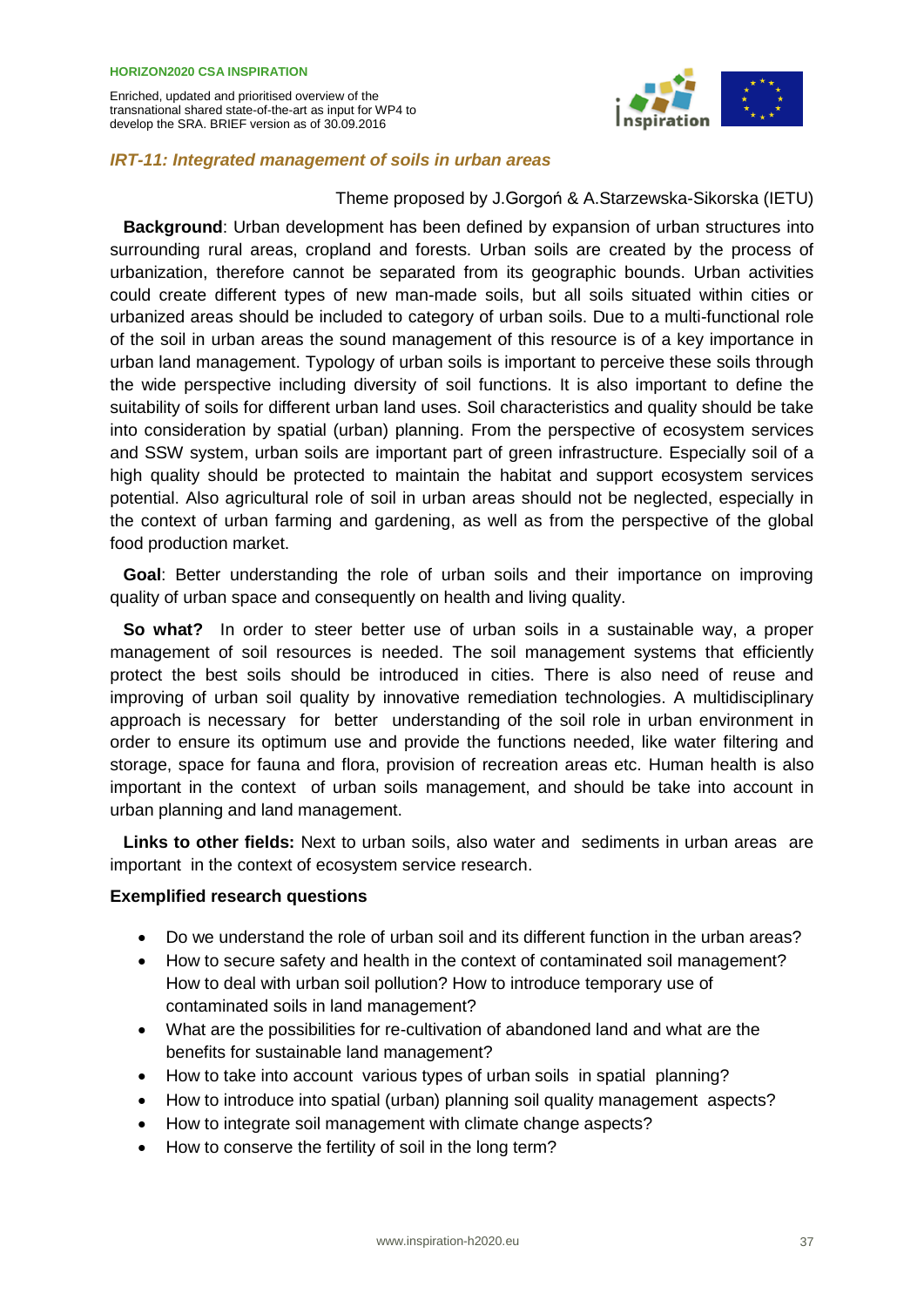### *IRT-11: Integrated management of soils in urban areas*

Theme proposed by J.Gorgoń & A.Starzewska-Sikorska (IETU)

**Background**: Urban development has been defined by expansion of urban structures into surrounding rural areas, cropland and forests. Urban soils are created by the process of urbanization, therefore cannot be separated from its geographic bounds. Urban activities could create different types of new man-made soils, but all soils situated within cities or urbanized areas should be included to category of urban soils. Due to a multi-functional role of the soil in urban areas the sound management of this resource is of a key importance in urban land management. Typology of urban soils is important to perceive these soils through the wide perspective including diversity of soil functions. It is also important to define the suitability of soils for different urban land uses. Soil characteristics and quality should be take into consideration by spatial (urban) planning. From the perspective of ecosystem services and SSW system, urban soils are important part of green infrastructure. Especially soil of a high quality should be protected to maintain the habitat and support ecosystem services potential. Also agricultural role of soil in urban areas should not be neglected, especially in the context of urban farming and gardening, as well as from the perspective of the global food production market.

**Goal**: Better understanding the role of urban soils and their importance on improving quality of urban space and consequently on health and living quality.

**So what?** In order to steer better use of urban soils in a sustainable way, a proper management of soil resources is needed. The soil management systems that efficiently protect the best soils should be introduced in cities. There is also need of reuse and improving of urban soil quality by innovative remediation technologies. A multidisciplinary approach is necessary for better understanding of the soil role in urban environment in order to ensure its optimum use and provide the functions needed, like water filtering and storage, space for fauna and flora, provision of recreation areas etc. Human health is also important in the context of urban soils management, and should be take into account in urban planning and land management.

**Links to other fields:** Next to urban soils, also water and sediments in urban areas are important in the context of ecosystem service research.

**Exemplified research questions**

- Do we understand the role of urban soil and its different function in the urban areas?
- How to secure safety and health in the context of contaminated soil management? How to deal with urban soil pollution? How to introduce temporary use of contaminated soils in land management?
- What are the possibilities for re-cultivation of abandoned land and what are the benefits for sustainable land management?
- How to take into account various types of urban soils in spatial planning?
- How to introduce into spatial (urban) planning soil quality management aspects?
- How to integrate soil management with climate change aspects?
- How to conserve the fertility of soil in the long term?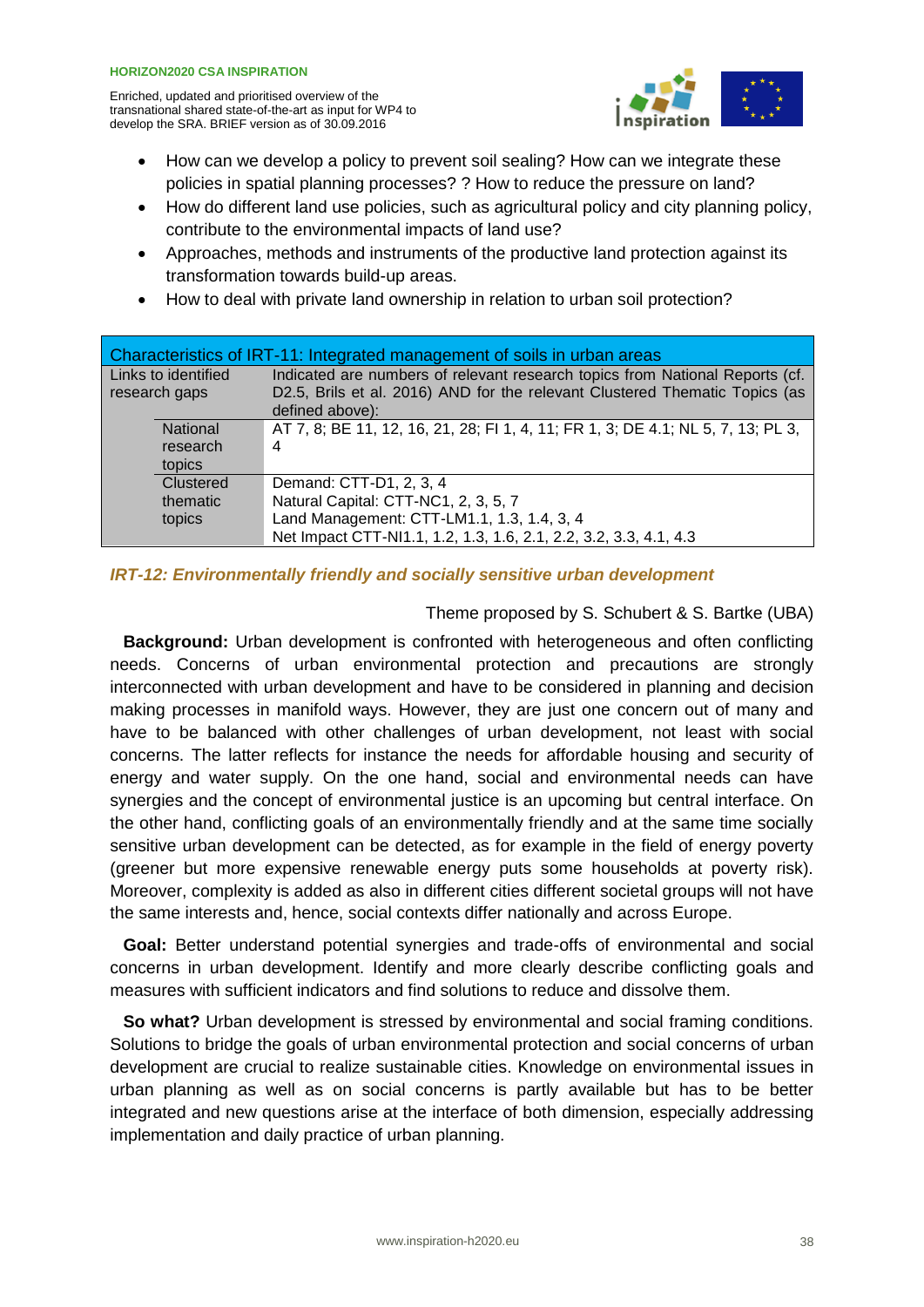- How can we develop a policy to prevent soil sealing? How can we integrate these policies in spatial planning processes? ? How to reduce the pressure on land?
- How do different land use policies, such as agricultural policy and city planning policy, contribute to the environmental impacts of land use?
- Approaches, methods and instruments of the productive land protection against its transformation towards build-up areas.
- How to deal with private land ownership in relation to urban soil protection?

| Characteristics of IRT-11: Integrated management of soils in urban areas | | |
|---|---|---|
| Links to identified research gaps | | Indicated are numbers of relevant research topics from National Reports (cf. D2.5, Brils et al. 2016) AND for the relevant Clustered Thematic Topics (as defined above): |
| | National research topics | AT 7, 8; BE 11, 12, 16, 21, 28; FI 1, 4, 11; FR 1, 3; DE 4.1; NL 5, 7, 13; PL 3, 4 |
| | Clustered thematic topics | Demand: CTT-D1, 2, 3, 4<br>Natural Capital: CTT-NC1, 2, 3, 5, 7<br>Land Management: CTT-LM1.1, 1.3, 1.4, 3, 4<br>Net Impact CTT-NI1.1, 1.2, 1.3, 1.6, 2.1, 2.2, 3.2, 3.3, 4.1, 4.3 |

### *IRT-12: Environmentally friendly and socially sensitive urban development*

Theme proposed by S. Schubert & S. Bartke (UBA)

**Background:** Urban development is confronted with heterogeneous and often conflicting needs. Concerns of urban environmental protection and precautions are strongly interconnected with urban development and have to be considered in planning and decision making processes in manifold ways. However, they are just one concern out of many and have to be balanced with other challenges of urban development, not least with social concerns. The latter reflects for instance the needs for affordable housing and security of energy and water supply. On the one hand, social and environmental needs can have synergies and the concept of environmental justice is an upcoming but central interface. On the other hand, conflicting goals of an environmentally friendly and at the same time socially sensitive urban development can be detected, as for example in the field of energy poverty (greener but more expensive renewable energy puts some households at poverty risk). Moreover, complexity is added as also in different cities different societal groups will not have the same interests and, hence, social contexts differ nationally and across Europe.

**Goal:** Better understand potential synergies and trade-offs of environmental and social concerns in urban development. Identify and more clearly describe conflicting goals and measures with sufficient indicators and find solutions to reduce and dissolve them.

**So what?** Urban development is stressed by environmental and social framing conditions. Solutions to bridge the goals of urban environmental protection and social concerns of urban development are crucial to realize sustainable cities. Knowledge on environmental issues in urban planning as well as on social concerns is partly available but has to be better integrated and new questions arise at the interface of both dimension, especially addressing implementation and daily practice of urban planning.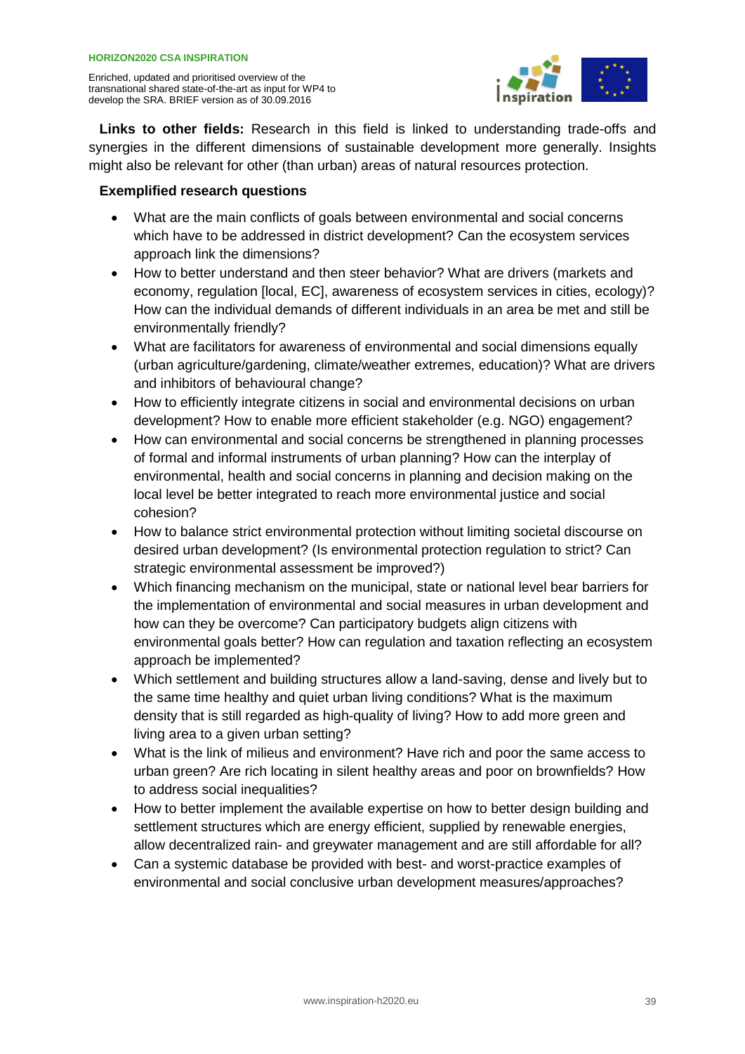**Links to other fields:** Research in this field is linked to understanding trade-offs and synergies in the different dimensions of sustainable development more generally. Insights might also be relevant for other (than urban) areas of natural resources protection.

**Exemplified research questions**

- What are the main conflicts of goals between environmental and social concerns which have to be addressed in district development? Can the ecosystem services approach link the dimensions?
- How to better understand and then steer behavior? What are drivers (markets and economy, regulation [local, EC], awareness of ecosystem services in cities, ecology)? How can the individual demands of different individuals in an area be met and still be environmentally friendly?
- What are facilitators for awareness of environmental and social dimensions equally (urban agriculture/gardening, climate/weather extremes, education)? What are drivers and inhibitors of behavioural change?
- How to efficiently integrate citizens in social and environmental decisions on urban development? How to enable more efficient stakeholder (e.g. NGO) engagement?
- How can environmental and social concerns be strengthened in planning processes of formal and informal instruments of urban planning? How can the interplay of environmental, health and social concerns in planning and decision making on the local level be better integrated to reach environmental justice and social cohesion?
- How to balance strict environmental protection without limiting societal discourse on desired urban development? (Is environmental protection regulation to strict? Can strategic environmental assessment be improved?)
- Which financing mechanism on the municipal, state or national level bear barriers for the implementation of environmental and social measures in urban development and how can they be overcome? Can participatory budgets align citizens with environmental goals better? How can regulation and taxation reflecting an ecosystem approach be implemented?
- Which settlement and building structures allow a land-saving, dense and lively but to the same time healthy and quiet urban living conditions? What is the maximum density that is still regarded as high-quality of living? How to add more green and living area to a given urban setting?
- What is the link of milieus and environment? Have rich and poor the same access to urban green? Are rich locating in silent healthy areas and poor on brownfields? How to address social inequalities?
- How to better implement the available expertise on how to better design building and settlement structures which are energy efficient, supplied by renewable energies, allow decentralized rain- and greywater management and are still affordable for all?
- Can a systemic database be provided with best- and worst-practice examples of environmental and social conclusive urban development measures/approaches?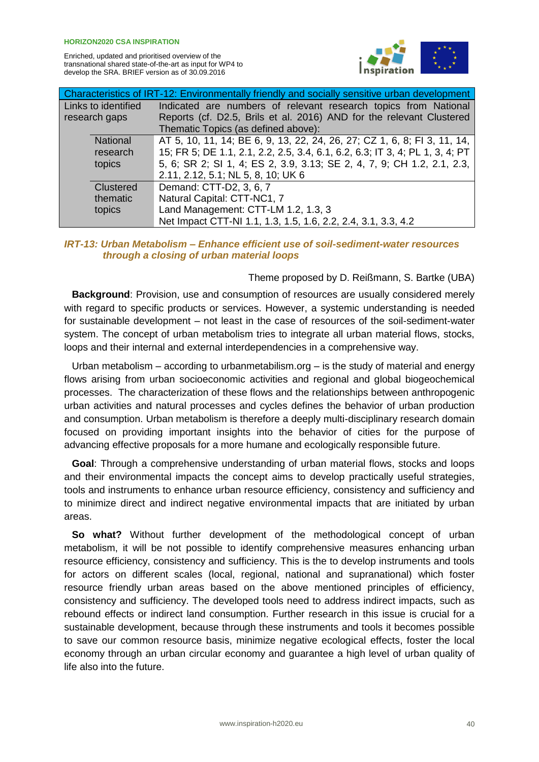| Characteristics of IRT-12: Environmentally friendly and socially sensitive urban development | |
|---|---|
| Links to identified research gaps | Indicated are numbers of relevant research topics from National Reports (cf. D2.5, Brils et al. 2016) AND for the relevant Clustered Thematic Topics (as defined above): |
| National research topics | AT 5, 10, 11, 14; BE 6, 9, 13, 22, 24, 26, 27; CZ 1, 6, 8; FI 3, 11, 14, 15; FR 5; DE 1.1, 2.1, 2.2, 2.5, 3.4, 6.1, 6.2, 6.3; IT 3, 4; PL 1, 3, 4; PT 5, 6; SR 2; SI 1, 4; ES 2, 3.9, 3.13; SE 2, 4, 7, 9; CH 1.2, 2.1, 2.3, 2.11, 2.12, 5.1; NL 5, 8, 10; UK 6 |
| Clustered thematic topics | Demand: CTT-D2, 3, 6, 7<br>Natural Capital: CTT-NC1, 7<br>Land Management: CTT-LM 1.2, 1.3, 3<br>Net Impact CTT-NI 1.1, 1.3, 1.5, 1.6, 2.2, 2.4, 3.1, 3.3, 4.2 |

### *IRT-13: Urban Metabolism – Enhance efficient use of soil-sediment-water resources through a closing of urban material loops*

Theme proposed by D. Reißmann, S. Bartke (UBA)

**Background**: Provision, use and consumption of resources are usually considered merely with regard to specific products or services. However, a systemic understanding is needed for sustainable development – not least in the case of resources of the soil-sediment-water system. The concept of urban metabolism tries to integrate all urban material flows, stocks, loops and their internal and external interdependencies in a comprehensive way.

Urban metabolism – according to urbanmetabilism.org – is the study of material and energy flows arising from urban socioeconomic activities and regional and global biogeochemical processes. The characterization of these flows and the relationships between anthropogenic urban activities and natural processes and cycles defines the behavior of urban production and consumption. Urban metabolism is therefore a deeply multi-disciplinary research domain focused on providing important insights into the behavior of cities for the purpose of advancing effective proposals for a more humane and ecologically responsible future.

**Goal**: Through a comprehensive understanding of urban material flows, stocks and loops and their environmental impacts the concept aims to develop practically useful strategies, tools and instruments to enhance urban resource efficiency, consistency and sufficiency and to minimize direct and indirect negative environmental impacts that are initiated by urban areas.

**So what?** Without further development of the methodological concept of urban metabolism, it will be not possible to identify comprehensive measures enhancing urban resource efficiency, consistency and sufficiency. This is the to develop instruments and tools for actors on different scales (local, regional, national and supranational) which foster resource friendly urban areas based on the above mentioned principles of efficiency, consistency and sufficiency. The developed tools need to address indirect impacts, such as rebound effects or indirect land consumption. Further research in this issue is crucial for a sustainable development, because through these instruments and tools it becomes possible to save our common resource basis, minimize negative ecological effects, foster the local economy through an urban circular economy and guarantee a high level of urban quality of life also into the future.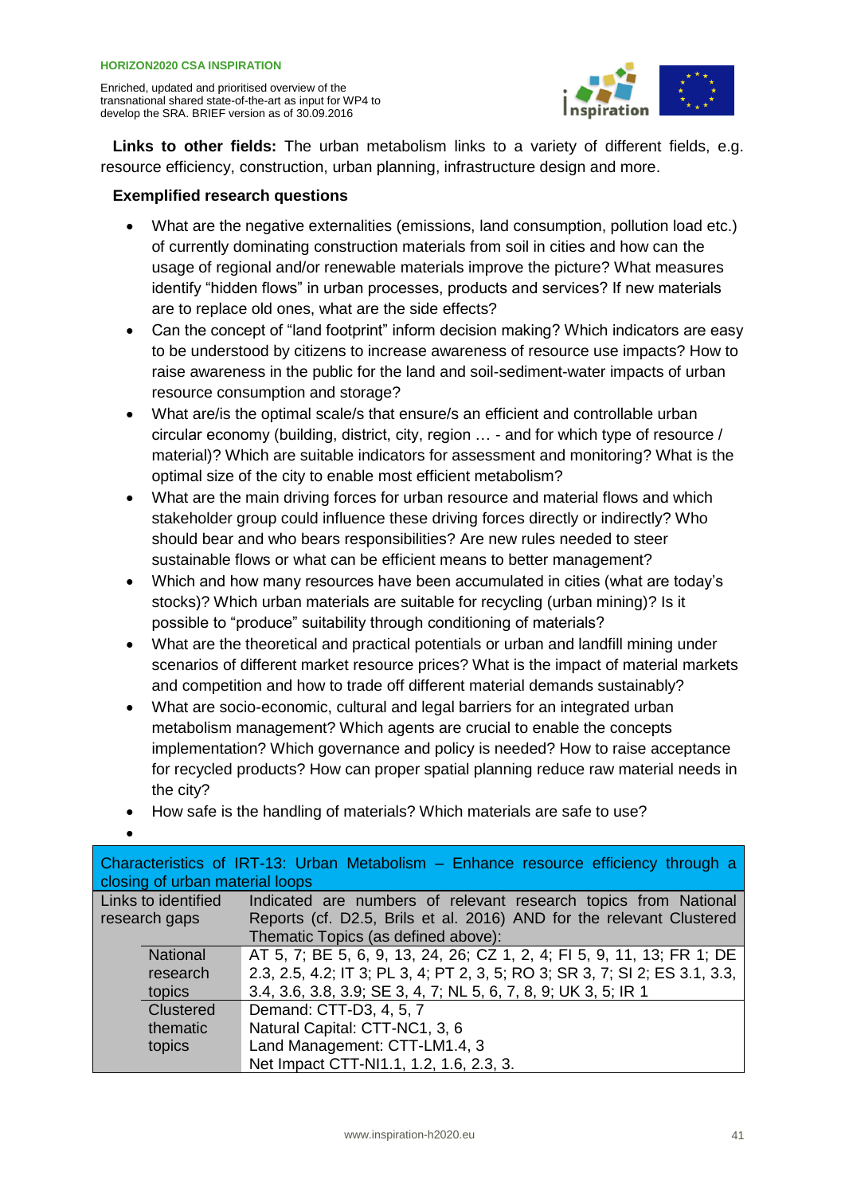**Links to other fields:** The urban metabolism links to a variety of different fields, e.g. resource efficiency, construction, urban planning, infrastructure design and more.

**Exemplified research questions**

- What are the negative externalities (emissions, land consumption, pollution load etc.) of currently dominating construction materials from soil in cities and how can the usage of regional and/or renewable materials improve the picture? What measures identify “hidden flows” in urban processes, products and services? If new materials are to replace old ones, what are the side effects?
- Can the concept of “land footprint” inform decision making? Which indicators are easy to be understood by citizens to increase awareness of resource use impacts? How to raise awareness in the public for the land and soil-sediment-water impacts of urban resource consumption and storage?
- What are/is the optimal scale/s that ensure/s an efficient and controllable urban circular economy (building, district, city, region … - and for which type of resource / material)? Which are suitable indicators for assessment and monitoring? What is the optimal size of the city to enable most efficient metabolism?
- What are the main driving forces for urban resource and material flows and which stakeholder group could influence these driving forces directly or indirectly? Who should bear and who bears responsibilities? Are new rules needed to steer sustainable flows or what can be efficient means to better management?
- Which and how many resources have been accumulated in cities (what are today’s stocks)? Which urban materials are suitable for recycling (urban mining)? Is it possible to “produce” suitability through conditioning of materials?
- What are the theoretical and practical potentials or urban and landfill mining under scenarios of different market resource prices? What is the impact of material markets and competition and how to trade off different material demands sustainably?
- What are socio-economic, cultural and legal barriers for an integrated urban metabolism management? Which agents are crucial to enable the concepts implementation? Which governance and policy is needed? How to raise acceptance for recycled products? How can proper spatial planning reduce raw material needs in the city?
- How safe is the handling of materials? Which materials are safe to use?

| Characteristics of IRT-13: Urban Metabolism – Enhance resource efficiency through a closing of urban material loops | | |
|---|---|---|
| Links to identified research gaps | | Indicated are numbers of relevant research topics from National Reports (cf. D2.5, Brils et al. 2016) AND for the relevant Clustered Thematic Topics (as defined above): |
| | National research topics | AT 5, 7; BE 5, 6, 9, 13, 24, 26; CZ 1, 2, 4; FI 5, 9, 11, 13; FR 1; DE 2.3, 2.5, 4.2; IT 3; PL 3, 4; PT 2, 3, 5; RO 3; SR 3, 7; SI 2; ES 3.1, 3.3, 3.4, 3.6, 3.8, 3.9; SE 3, 4, 7; NL 5, 6, 7, 8, 9; UK 3, 5; IR 1 |
| | Clustered thematic topics | Demand: CTT-D3, 4, 5, 7<br>Natural Capital: CTT-NC1, 3, 6<br>Land Management: CTT-LM1.4, 3<br>Net Impact CTT-NI1.1, 1.2, 1.6, 2.3, 3. |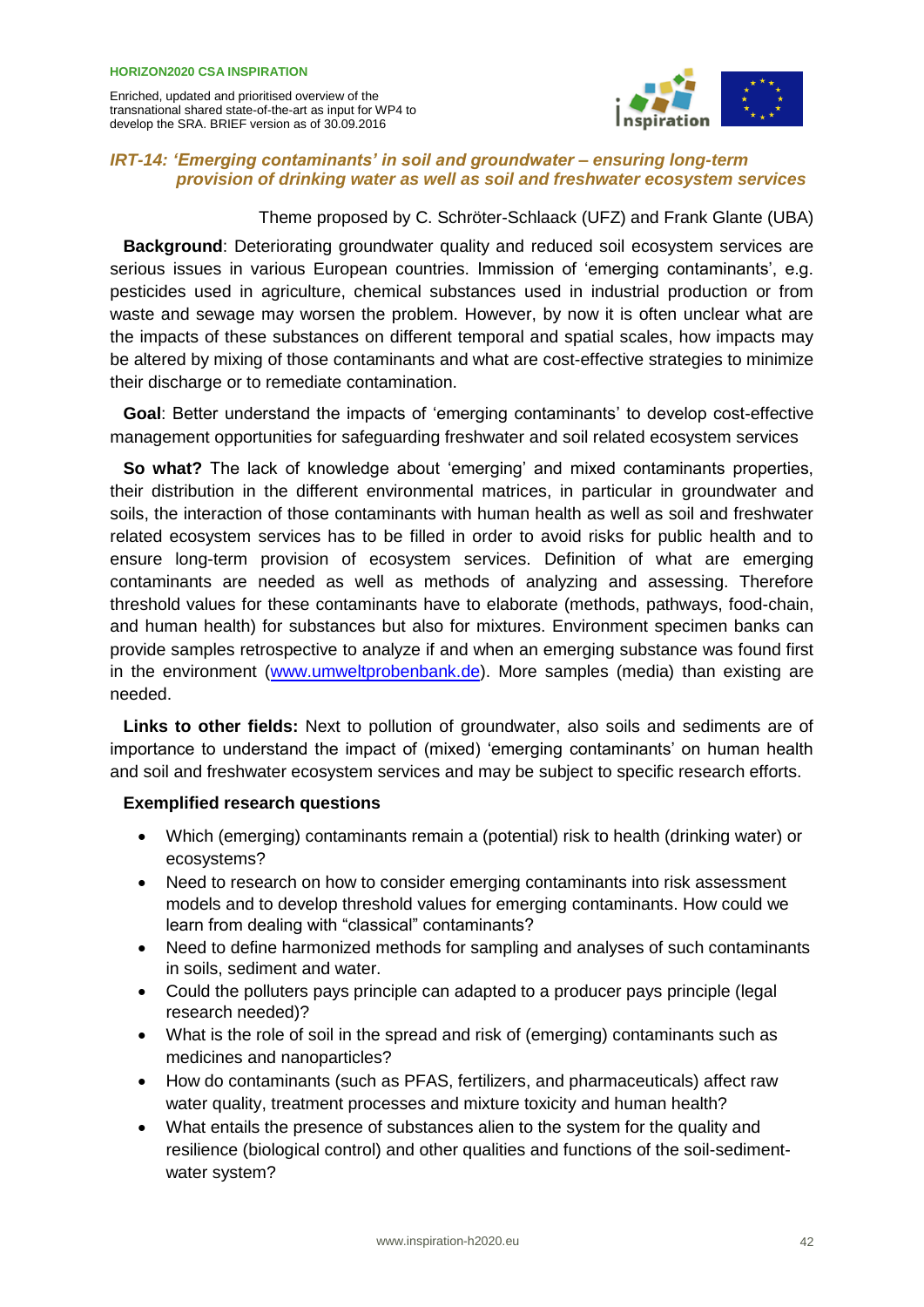### *IRT-14: 'Emerging contaminants' in soil and groundwater – ensuring long-term provision of drinking water as well as soil and freshwater ecosystem services*

Theme proposed by C. Schröter-Schlaack (UFZ) and Frank Glante (UBA)

**Background**: Deteriorating groundwater quality and reduced soil ecosystem services are serious issues in various European countries. Immission of 'emerging contaminants', e.g. pesticides used in agriculture, chemical substances used in industrial production or from waste and sewage may worsen the problem. However, by now it is often unclear what are the impacts of these substances on different temporal and spatial scales, how impacts may be altered by mixing of those contaminants and what are cost-effective strategies to minimize their discharge or to remediate contamination.

**Goal**: Better understand the impacts of 'emerging contaminants' to develop cost-effective management opportunities for safeguarding freshwater and soil related ecosystem services

**So what?** The lack of knowledge about 'emerging' and mixed contaminants properties, their distribution in the different environmental matrices, in particular in groundwater and soils, the interaction of those contaminants with human health as well as soil and freshwater related ecosystem services has to be filled in order to avoid risks for public health and to ensure long-term provision of ecosystem services. Definition of what are emerging contaminants are needed as well as methods of analyzing and assessing. Therefore threshold values for these contaminants have to elaborate (methods, pathways, food-chain, and human health) for substances but also for mixtures. Environment specimen banks can provide samples retrospective to analyze if and when an emerging substance was found first in the environment (www.umweltprobenbank.de). More samples (media) than existing are needed.

**Links to other fields:** Next to pollution of groundwater, also soils and sediments are of importance to understand the impact of (mixed) 'emerging contaminants' on human health and soil and freshwater ecosystem services and may be subject to specific research efforts.

**Exemplified research questions**

- Which (emerging) contaminants remain a (potential) risk to health (drinking water) or ecosystems?
- Need to research on how to consider emerging contaminants into risk assessment models and to develop threshold values for emerging contaminants. How could we learn from dealing with "classical" contaminants?
- Need to define harmonized methods for sampling and analyses of such contaminants in soils, sediment and water.
- Could the polluters pays principle can adapted to a producer pays principle (legal research needed)?
- What is the role of soil in the spread and risk of (emerging) contaminants such as medicines and nanoparticles?
- How do contaminants (such as PFAS, fertilizers, and pharmaceuticals) affect raw water quality, treatment processes and mixture toxicity and human health?
- What entails the presence of substances alien to the system for the quality and resilience (biological control) and other qualities and functions of the soil-sediment-water system?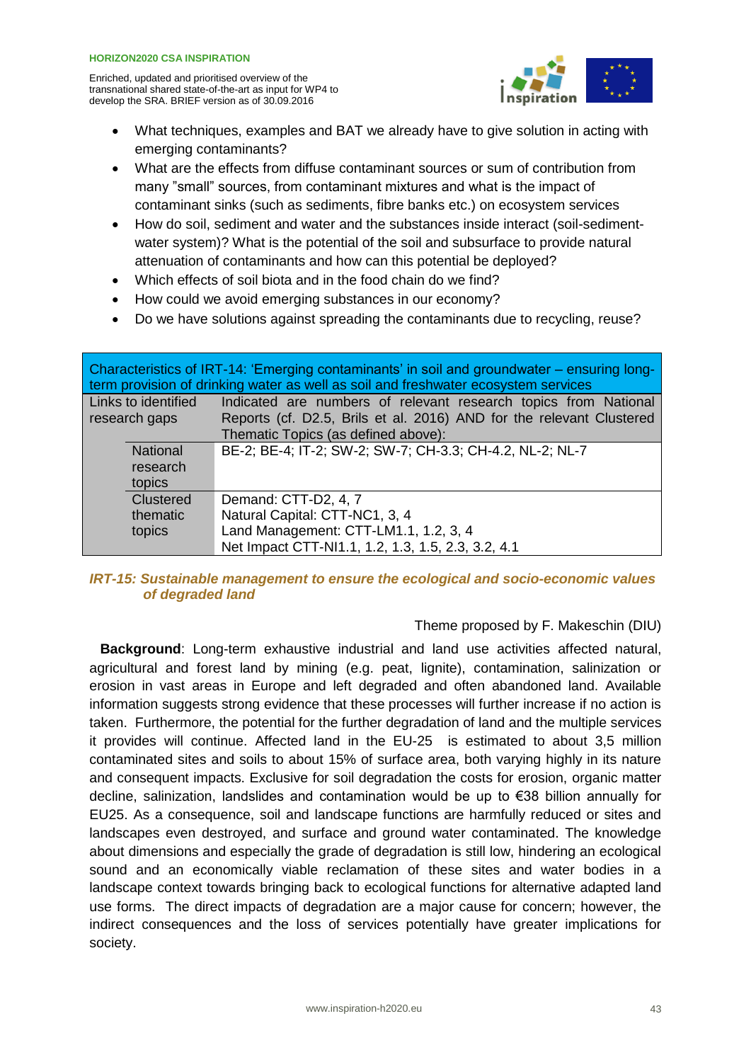- What techniques, examples and BAT we already have to give solution in acting with emerging contaminants?
- What are the effects from diffuse contaminant sources or sum of contribution from many "small" sources, from contaminant mixtures and what is the impact of contaminant sinks (such as sediments, fibre banks etc.) on ecosystem services
- How do soil, sediment and water and the substances inside interact (soil-sediment-water system)? What is the potential of the soil and subsurface to provide natural attenuation of contaminants and how can this potential be deployed?
- Which effects of soil biota and in the food chain do we find?
- How could we avoid emerging substances in our economy?
- Do we have solutions against spreading the contaminants due to recycling, reuse?

| Characteristics of IRT-14: 'Emerging contaminants' in soil and groundwater – ensuring long-term provision of drinking water as well as soil and freshwater ecosystem services | |
|---|---|
| Links to identified research gaps | Indicated are numbers of relevant research topics from National Reports (cf. D2.5, Brils et al. 2016) AND for the relevant Clustered Thematic Topics (as defined above): |
| National research topics | BE-2; BE-4; IT-2; SW-2; SW-7; CH-3.3; CH-4.2, NL-2; NL-7 |
| Clustered thematic topics | Demand: CTT-D2, 4, 7<br>Natural Capital: CTT-NC1, 3, 4<br>Land Management: CTT-LM1.1, 1.2, 3, 4<br>Net Impact CTT-NI1.1, 1.2, 1.3, 1.5, 2.3, 3.2, 4.1 |

### *IRT-15: Sustainable management to ensure the ecological and socio-economic values of degraded land*

Theme proposed by F. Makeschin (DIU)

**Background**: Long-term exhaustive industrial and land use activities affected natural, agricultural and forest land by mining (e.g. peat, lignite), contamination, salinization or erosion in vast areas in Europe and left degraded and often abandoned land. Available information suggests strong evidence that these processes will further increase if no action is taken. Furthermore, the potential for the further degradation of land and the multiple services it provides will continue. Affected land in the EU-25 is estimated to about 3,5 million contaminated sites and soils to about 15% of surface area, both varying highly in its nature and consequent impacts. Exclusive for soil degradation the costs for erosion, organic matter decline, salinization, landslides and contamination would be up to €38 billion annually for EU25. As a consequence, soil and landscape functions are harmfully reduced or sites and landscapes even destroyed, and surface and ground water contaminated. The knowledge about dimensions and especially the grade of degradation is still low, hindering an ecological sound and an economically viable reclamation of these sites and water bodies in a landscape context towards bringing back to ecological functions for alternative adapted land use forms. The direct impacts of degradation are a major cause for concern; however, the indirect consequences and the loss of services potentially have greater implications for society.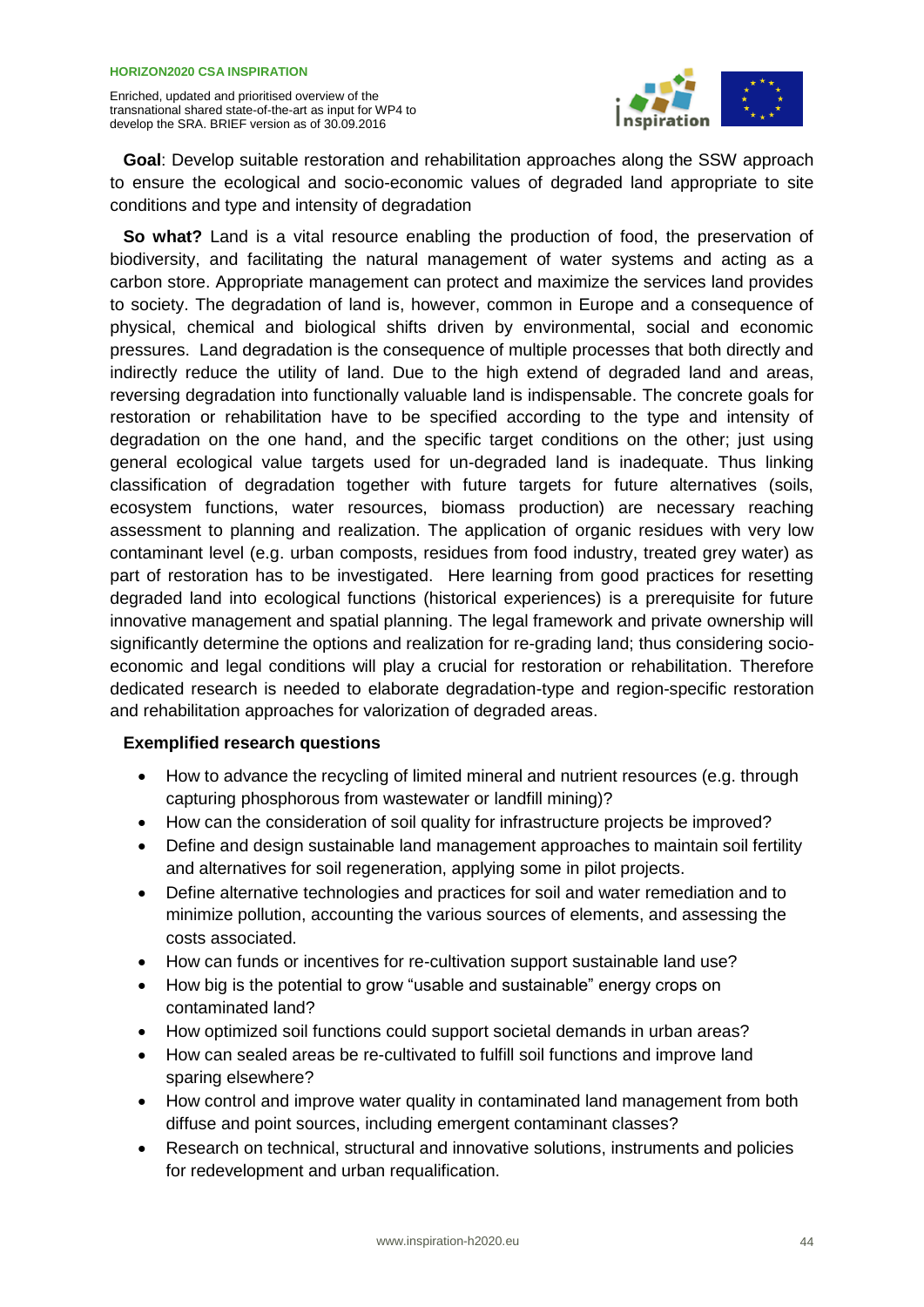**Goal**: Develop suitable restoration and rehabilitation approaches along the SSW approach to ensure the ecological and socio-economic values of degraded land appropriate to site conditions and type and intensity of degradation

**So what?** Land is a vital resource enabling the production of food, the preservation of biodiversity, and facilitating the natural management of water systems and acting as a carbon store. Appropriate management can protect and maximize the services land provides to society. The degradation of land is, however, common in Europe and a consequence of physical, chemical and biological shifts driven by environmental, social and economic pressures. Land degradation is the consequence of multiple processes that both directly and indirectly reduce the utility of land. Due to the high extend of degraded land and areas, reversing degradation into functionally valuable land is indispensable. The concrete goals for restoration or rehabilitation have to be specified according to the type and intensity of degradation on the one hand, and the specific target conditions on the other; just using general ecological value targets used for un-degraded land is inadequate. Thus linking classification of degradation together with future targets for future alternatives (soils, ecosystem functions, water resources, biomass production) are necessary reaching assessment to planning and realization. The application of organic residues with very low contaminant level (e.g. urban composts, residues from food industry, treated grey water) as part of restoration has to be investigated. Here learning from good practices for resetting degraded land into ecological functions (historical experiences) is a prerequisite for future innovative management and spatial planning. The legal framework and private ownership will significantly determine the options and realization for re-grading land; thus considering socio-economic and legal conditions will play a crucial for restoration or rehabilitation. Therefore dedicated research is needed to elaborate degradation-type and region-specific restoration and rehabilitation approaches for valorization of degraded areas.

**Exemplified research questions**

- How to advance the recycling of limited mineral and nutrient resources (e.g. through capturing phosphorous from wastewater or landfill mining)?
- How can the consideration of soil quality for infrastructure projects be improved?
- Define and design sustainable land management approaches to maintain soil fertility and alternatives for soil regeneration, applying some in pilot projects.
- Define alternative technologies and practices for soil and water remediation and to minimize pollution, accounting the various sources of elements, and assessing the costs associated.
- How can funds or incentives for re-cultivation support sustainable land use?
- How big is the potential to grow "usable and sustainable" energy crops on contaminated land?
- How optimized soil functions could support societal demands in urban areas?
- How can sealed areas be re-cultivated to fulfill soil functions and improve land sparing elsewhere?
- How control and improve water quality in contaminated land management from both diffuse and point sources, including emergent contaminant classes?
- Research on technical, structural and innovative solutions, instruments and policies for redevelopment and urban requalification.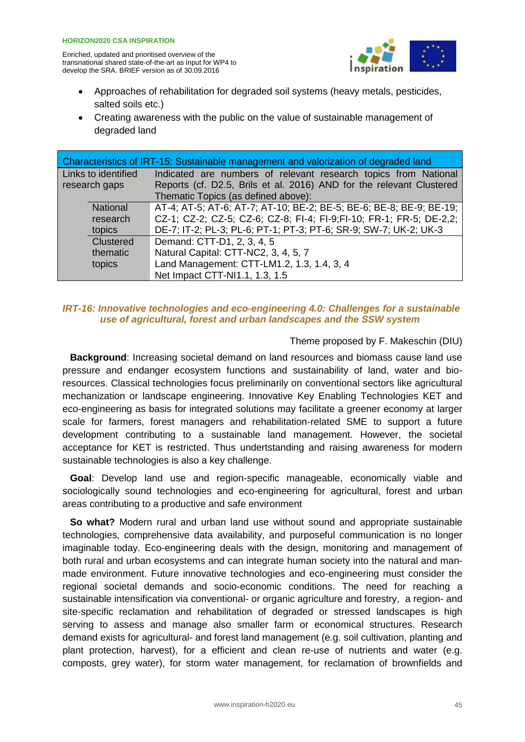- Approaches of rehabilitation for degraded soil systems (heavy metals, pesticides, salted soils etc.)
- Creating awareness with the public on the value of sustainable management of degraded land

| Characteristics of IRT-15: Sustainable management and valorization of degraded land | |
|---|---|
| Links to identified research gaps | Indicated are numbers of relevant research topics from National Reports (cf. D2.5, Brils et al. 2016) AND for the relevant Clustered Thematic Topics (as defined above): |
| National research topics | AT-4; AT-5; AT-6; AT-7; AT-10; BE-2; BE-5; BE-6; BE-8; BE-9; BE-19; CZ-1; CZ-2; CZ-5; CZ-6; CZ-8; FI-4; FI-9;FI-10; FR-1; FR-5; DE-2,2; DE-7; IT-2; PL-3; PL-6; PT-1; PT-3; PT-6; SR-9; SW-7; UK-2; UK-3 |
| Clustered thematic topics | Demand: CTT-D1, 2, 3, 4, 5<br>Natural Capital: CTT-NC2, 3, 4, 5, 7<br>Land Management: CTT-LM1.2, 1.3, 1.4, 3, 4<br>Net Impact CTT-NI1.1, 1.3, 1.5 |

### *IRT-16: Innovative technologies and eco-engineering 4.0: Challenges for a sustainable use of agricultural, forest and urban landscapes and the SSW system*

Theme proposed by F. Makeschin (DIU)

**Background**: Increasing societal demand on land resources and biomass cause land use pressure and endanger ecosystem functions and sustainability of land, water and bio-resources. Classical technologies focus preliminarily on conventional sectors like agricultural mechanization or landscape engineering. Innovative Key Enabling Technologies KET and eco-engineering as basis for integrated solutions may facilitate a greener economy at larger scale for farmers, forest managers and rehabilitation-related SME to support a future development contributing to a sustainable land management. However, the societal acceptance for KET is restricted. Thus undertstanding and raising awareness for modern sustainable technologies is also a key challenge.

**Goal**: Develop land use and region-specific manageable, economically viable and sociologically sound technologies and eco-engineering for agricultural, forest and urban areas contributing to a productive and safe environment

**So what?** Modern rural and urban land use without sound and appropriate sustainable technologies, comprehensive data availability, and purposeful communication is no longer imaginable today. Eco-engineering deals with the design, monitoring and management of both rural and urban ecosystems and can integrate human society into the natural and man-made environment. Future innovative technologies and eco-engineering must consider the regional societal demands and socio-economic conditions. The need for reaching a sustainable intensification via conventional- or organic agriculture and forestry, a region- and site-specific reclamation and rehabilitation of degraded or stressed landscapes is high serving to assess and manage also smaller farm or economical structures. Research demand exists for agricultural- and forest land management (e.g. soil cultivation, planting and plant protection, harvest), for a efficient and clean re-use of nutrients and water (e.g. composts, grey water), for storm water management, for reclamation of brownfields and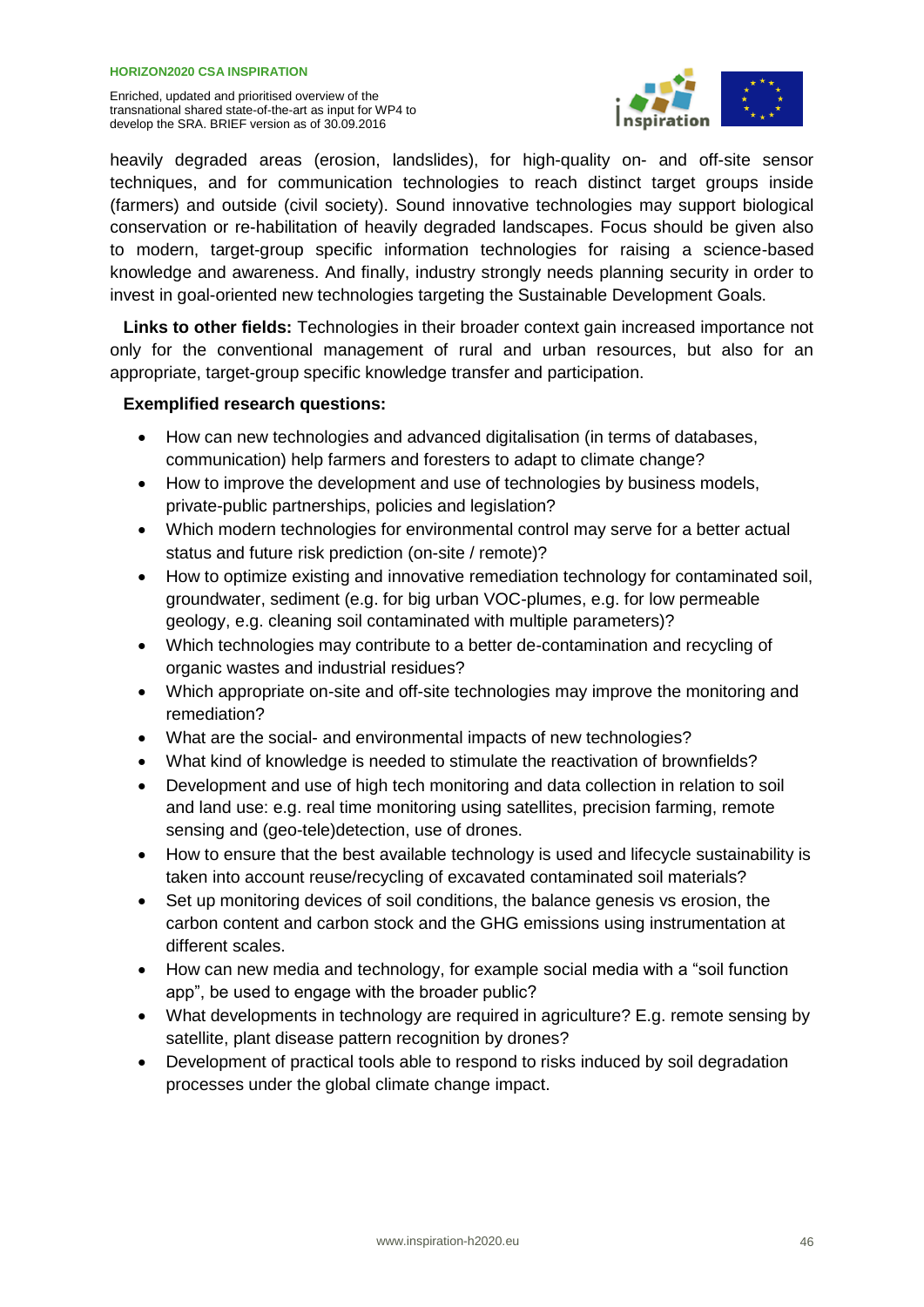heavily degraded areas (erosion, landslides), for high-quality on- and off-site sensor techniques, and for communication technologies to reach distinct target groups inside (farmers) and outside (civil society). Sound innovative technologies may support biological conservation or re-habilitation of heavily degraded landscapes. Focus should be given also to modern, target-group specific information technologies for raising a science-based knowledge and awareness. And finally, industry strongly needs planning security in order to invest in goal-oriented new technologies targeting the Sustainable Development Goals.

**Links to other fields:** Technologies in their broader context gain increased importance not only for the conventional management of rural and urban resources, but also for an appropriate, target-group specific knowledge transfer and participation.

**Exemplified research questions:**

- How can new technologies and advanced digitalisation (in terms of databases, communication) help farmers and foresters to adapt to climate change?
- How to improve the development and use of technologies by business models, private-public partnerships, policies and legislation?
- Which modern technologies for environmental control may serve for a better actual status and future risk prediction (on-site / remote)?
- How to optimize existing and innovative remediation technology for contaminated soil, groundwater, sediment (e.g. for big urban VOC-plumes, e.g. for low permeable geology, e.g. cleaning soil contaminated with multiple parameters)?
- Which technologies may contribute to a better de-contamination and recycling of organic wastes and industrial residues?
- Which appropriate on-site and off-site technologies may improve the monitoring and remediation?
- What are the social- and environmental impacts of new technologies?
- What kind of knowledge is needed to stimulate the reactivation of brownfields?
- Development and use of high tech monitoring and data collection in relation to soil and land use: e.g. real time monitoring using satellites, precision farming, remote sensing and (geo-tele)detection, use of drones.
- How to ensure that the best available technology is used and lifecycle sustainability is taken into account reuse/recycling of excavated contaminated soil materials?
- Set up monitoring devices of soil conditions, the balance genesis vs erosion, the carbon content and carbon stock and the GHG emissions using instrumentation at different scales.
- How can new media and technology, for example social media with a "soil function app", be used to engage with the broader public?
- What developments in technology are required in agriculture? E.g. remote sensing by satellite, plant disease pattern recognition by drones?
- Development of practical tools able to respond to risks induced by soil degradation processes under the global climate change impact.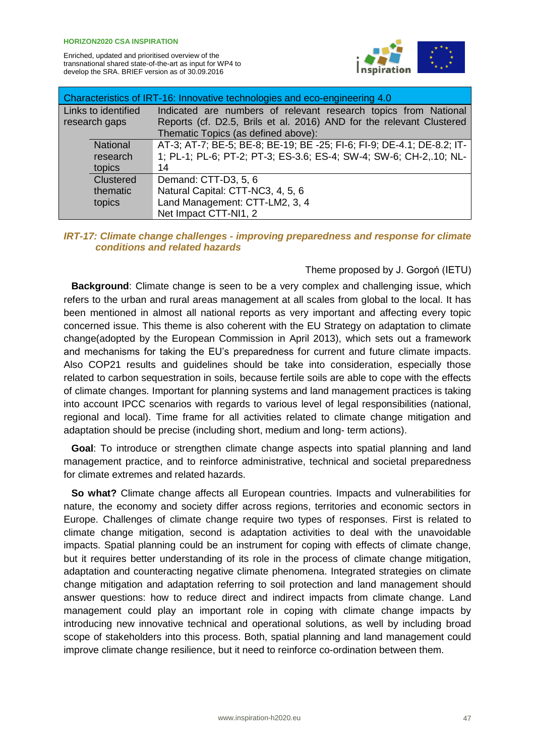| Characteristics of IRT-16: Innovative technologies and eco-engineering 4.0 | | |
|---|---|---|
| Links to identified research gaps | | Indicated are numbers of relevant research topics from National Reports (cf. D2.5, Brils et al. 2016) AND for the relevant Clustered Thematic Topics (as defined above): |
| | National research topics | AT-3; AT-7; BE-5; BE-8; BE-19; BE -25; FI-6; FI-9; DE-4.1; DE-8.2; IT-1; PL-1; PL-6; PT-2; PT-3; ES-3.6; ES-4; SW-4; SW-6; CH-2,.10; NL-14 |
| | Clustered thematic topics | Demand: CTT-D3, 5, 6<br>Natural Capital: CTT-NC3, 4, 5, 6<br>Land Management: CTT-LM2, 3, 4<br>Net Impact CTT-NI1, 2 |

### *IRT-17: Climate change challenges - improving preparedness and response for climate conditions and related hazards*

Theme proposed by J. Gorgoń (IETU)

**Background**: Climate change is seen to be a very complex and challenging issue, which refers to the urban and rural areas management at all scales from global to the local. It has been mentioned in almost all national reports as very important and affecting every topic concerned issue. This theme is also coherent with the EU Strategy on adaptation to climate change(adopted by the European Commission in April 2013), which sets out a framework and mechanisms for taking the EU's preparedness for current and future climate impacts. Also COP21 results and guidelines should be take into consideration, especially those related to carbon sequestration in soils, because fertile soils are able to cope with the effects of climate changes. Important for planning systems and land management practices is taking into account IPCC scenarios with regards to various level of legal responsibilities (national, regional and local). Time frame for all activities related to climate change mitigation and adaptation should be precise (including short, medium and long- term actions).

**Goal**: To introduce or strengthen climate change aspects into spatial planning and land management practice, and to reinforce administrative, technical and societal preparedness for climate extremes and related hazards.

**So what?** Climate change affects all European countries. Impacts and vulnerabilities for nature, the economy and society differ across regions, territories and economic sectors in Europe. Challenges of climate change require two types of responses. First is related to climate change mitigation, second is adaptation activities to deal with the unavoidable impacts. Spatial planning could be an instrument for coping with effects of climate change, but it requires better understanding of its role in the process of climate change mitigation, adaptation and counteracting negative climate phenomena. Integrated strategies on climate change mitigation and adaptation referring to soil protection and land management should answer questions: how to reduce direct and indirect impacts from climate change. Land management could play an important role in coping with climate change impacts by introducing new innovative technical and operational solutions, as well by including broad scope of stakeholders into this process. Both, spatial planning and land management could improve climate change resilience, but it need to reinforce co-ordination between them.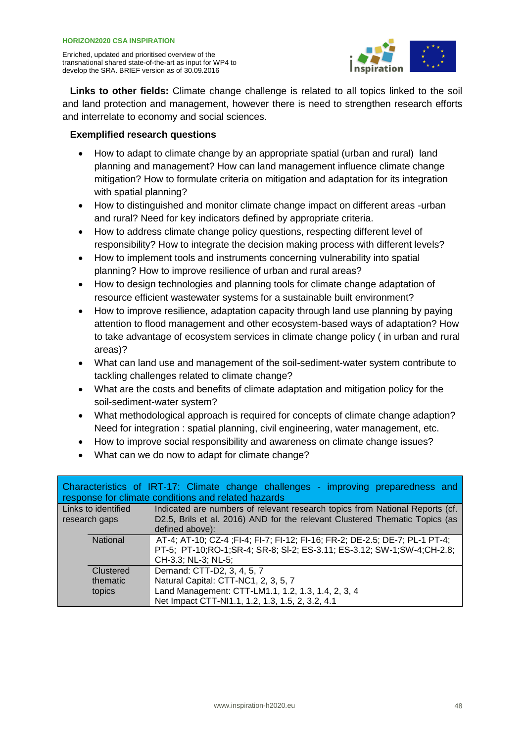**Links to other fields:** Climate change challenge is related to all topics linked to the soil and land protection and management, however there is need to strengthen research efforts and interrelate to economy and social sciences.

**Exemplified research questions**

- How to adapt to climate change by an appropriate spatial (urban and rural) land planning and management? How can land management influence climate change mitigation? How to formulate criteria on mitigation and adaptation for its integration with spatial planning?
- How to distinguished and monitor climate change impact on different areas -urban and rural? Need for key indicators defined by appropriate criteria.
- How to address climate change policy questions, respecting different level of responsibility? How to integrate the decision making process with different levels?
- How to implement tools and instruments concerning vulnerability into spatial planning? How to improve resilience of urban and rural areas?
- How to design technologies and planning tools for climate change adaptation of resource efficient wastewater systems for a sustainable built environment?
- How to improve resilience, adaptation capacity through land use planning by paying attention to flood management and other ecosystem-based ways of adaptation? How to take advantage of ecosystem services in climate change policy ( in urban and rural areas)?
- What can land use and management of the soil-sediment-water system contribute to tackling challenges related to climate change?
- What are the costs and benefits of climate adaptation and mitigation policy for the soil-sediment-water system?
- What methodological approach is required for concepts of climate change adaption? Need for integration : spatial planning, civil engineering, water management, etc.
- How to improve social responsibility and awareness on climate change issues?
- What can we do now to adapt for climate change?

| Characteristics of IRT-17: Climate change challenges - improving preparedness and response for climate conditions and related hazards | | |
|---|---|---|
| Links to identified research gaps | | Indicated are numbers of relevant research topics from National Reports (cf. D2.5, Brils et al. 2016) AND for the relevant Clustered Thematic Topics (as defined above): |
| | National | AT-4; AT-10; CZ-4 ;FI-4; FI-7; FI-12; FI-16; FR-2; DE-2.5; DE-7; PL-1 PT-4; PT-5; PT-10;RO-1;SR-4; SR-8; Sl-2; ES-3.11; ES-3.12; SW-1;SW-4;CH-2.8; CH-3.3; NL-3; NL-5; |
| | Clustered thematic topics | Demand: CTT-D2, 3, 4, 5, 7<br>Natural Capital: CTT-NC1, 2, 3, 5, 7<br>Land Management: CTT-LM1.1, 1.2, 1.3, 1.4, 2, 3, 4<br>Net Impact CTT-NI1.1, 1.2, 1.3, 1.5, 2, 3.2, 4.1 |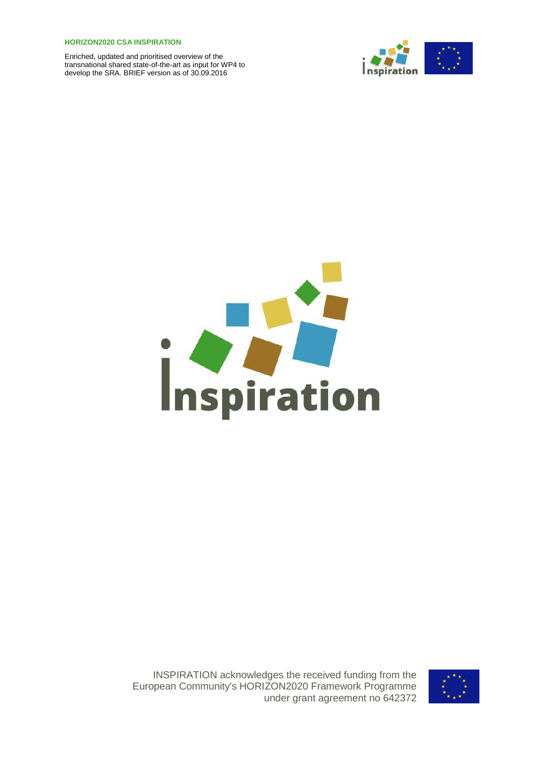INSPIRATION acknowledges the received funding from the European Community's HORIZON2020 Framework Programme under grant agreement no 642372